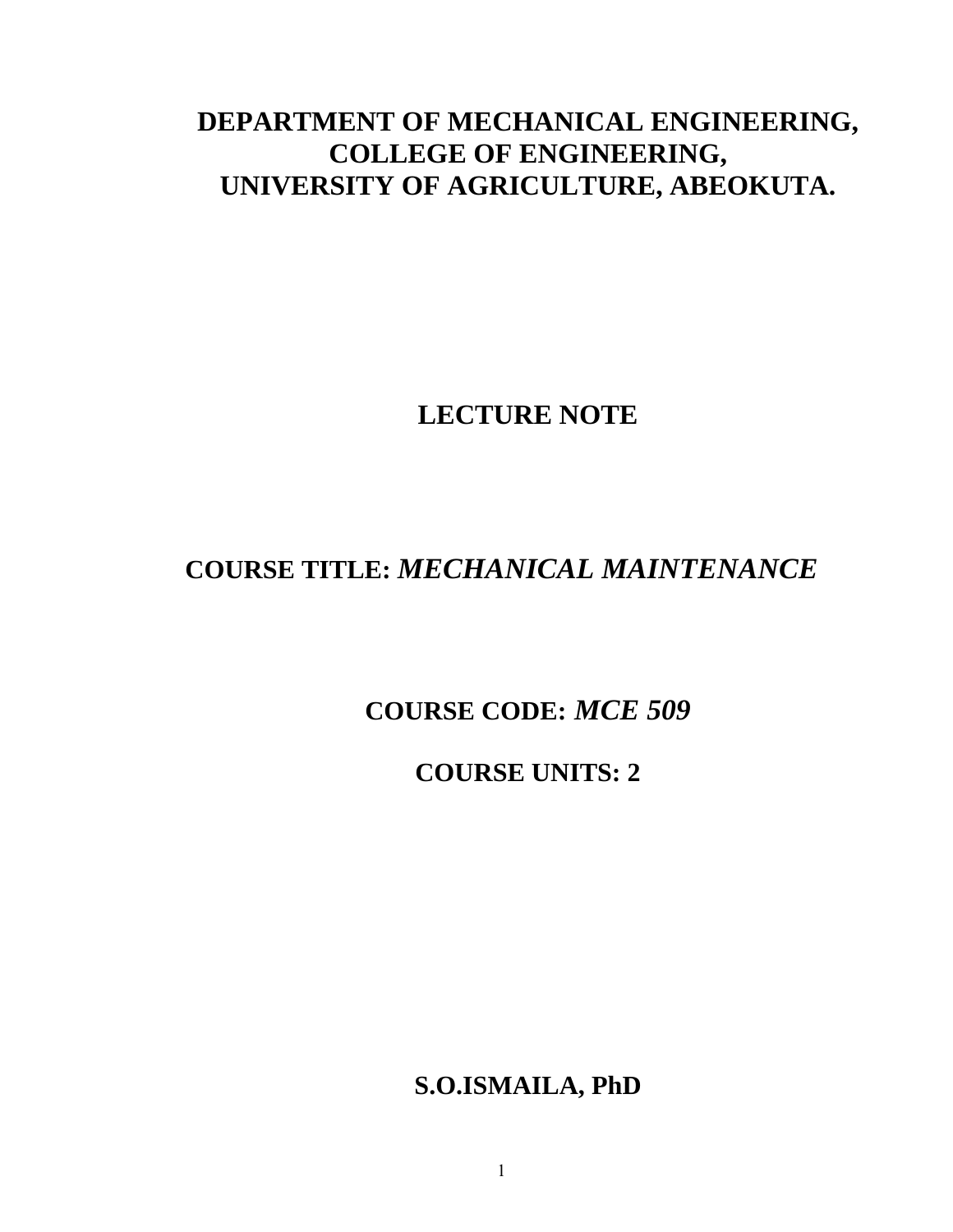**DEPARTMENT OF MECHANICAL ENGINEERING,
COLLEGE OF ENGINEERING,
UNIVERSITY OF AGRICULTURE, ABEOKUTA.**

# LECTURE NOTE

**COURSE TITLE:** ***MECHANICAL MAINTENANCE***

**COURSE CODE:** ***MCE 509***

**COURSE UNITS: 2**

**S.O.ISMAILA, PhD**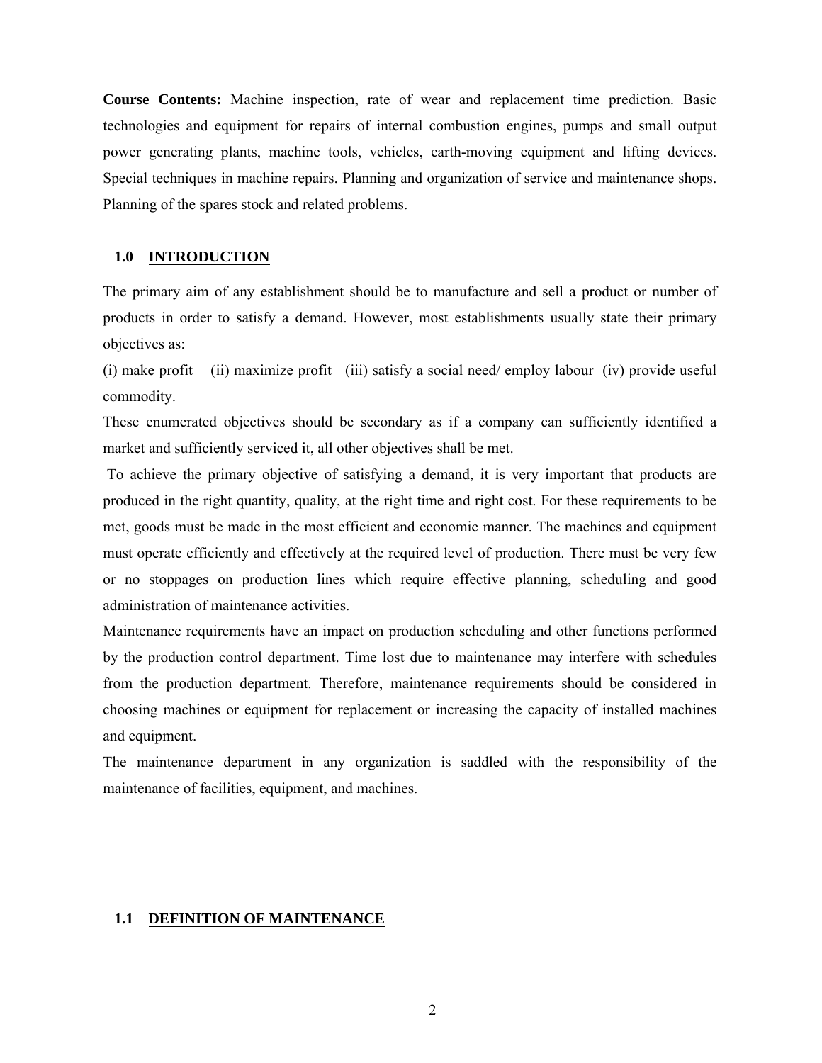**Course Contents:** Machine inspection, rate of wear and replacement time prediction. Basic technologies and equipment for repairs of internal combustion engines, pumps and small output power generating plants, machine tools, vehicles, earth-moving equipment and lifting devices. Special techniques in machine repairs. Planning and organization of service and maintenance shops. Planning of the spares stock and related problems.

## 1.0 INTRODUCTION

The primary aim of any establishment should be to manufacture and sell a product or number of products in order to satisfy a demand. However, most establishments usually state their primary objectives as:

(i) make profit (ii) maximize profit (iii) satisfy a social need/ employ labour (iv) provide useful commodity.

These enumerated objectives should be secondary as if a company can sufficiently identified a market and sufficiently serviced it, all other objectives shall be met.

To achieve the primary objective of satisfying a demand, it is very important that products are produced in the right quantity, quality, at the right time and right cost. For these requirements to be met, goods must be made in the most efficient and economic manner. The machines and equipment must operate efficiently and effectively at the required level of production. There must be very few or no stoppages on production lines which require effective planning, scheduling and good administration of maintenance activities.

Maintenance requirements have an impact on production scheduling and other functions performed by the production control department. Time lost due to maintenance may interfere with schedules from the production department. Therefore, maintenance requirements should be considered in choosing machines or equipment for replacement or increasing the capacity of installed machines and equipment.

The maintenance department in any organization is saddled with the responsibility of the maintenance of facilities, equipment, and machines.

## 1.1 DEFINITION OF MAINTENANCE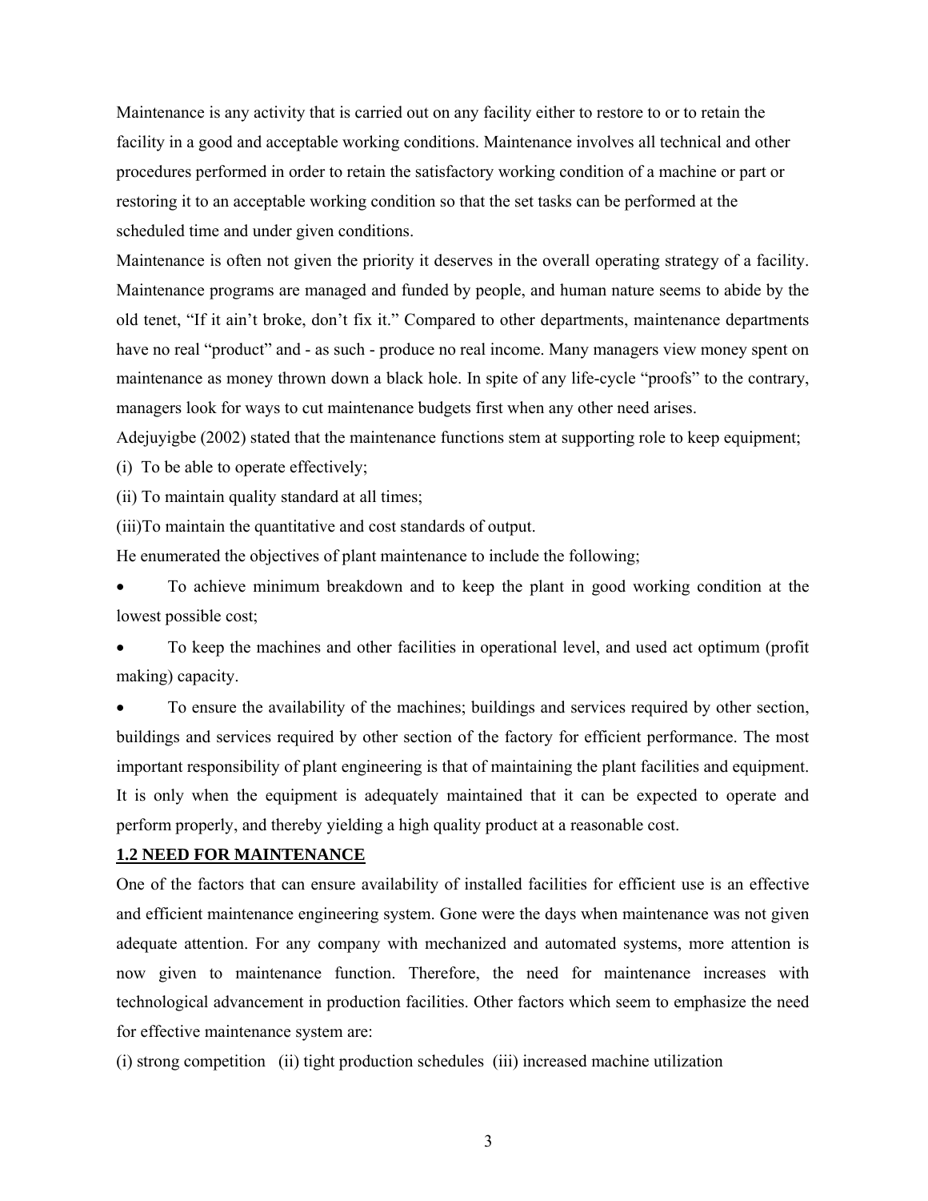Maintenance is any activity that is carried out on any facility either to restore to or to retain the facility in a good and acceptable working conditions. Maintenance involves all technical and other procedures performed in order to retain the satisfactory working condition of a machine or part or restoring it to an acceptable working condition so that the set tasks can be performed at the scheduled time and under given conditions.

Maintenance is often not given the priority it deserves in the overall operating strategy of a facility. Maintenance programs are managed and funded by people, and human nature seems to abide by the old tenet, "If it ain't broke, don't fix it." Compared to other departments, maintenance departments have no real "product" and - as such - produce no real income. Many managers view money spent on maintenance as money thrown down a black hole. In spite of any life-cycle "proofs" to the contrary, managers look for ways to cut maintenance budgets first when any other need arises.

Adejuyigbe (2002) stated that the maintenance functions stem at supporting role to keep equipment;

(i) To be able to operate effectively;

(ii) To maintain quality standard at all times;

(iii)To maintain the quantitative and cost standards of output.

He enumerated the objectives of plant maintenance to include the following;

- To achieve minimum breakdown and to keep the plant in good working condition at the lowest possible cost;
- To keep the machines and other facilities in operational level, and used act optimum (profit making) capacity.
- To ensure the availability of the machines; buildings and services required by other section, buildings and services required by other section of the factory for efficient performance. The most important responsibility of plant engineering is that of maintaining the plant facilities and equipment. It is only when the equipment is adequately maintained that it can be expected to operate and perform properly, and thereby yielding a high quality product at a reasonable cost.

## 1.2 NEED FOR MAINTENANCE

One of the factors that can ensure availability of installed facilities for efficient use is an effective and efficient maintenance engineering system. Gone were the days when maintenance was not given adequate attention. For any company with mechanized and automated systems, more attention is now given to maintenance function. Therefore, the need for maintenance increases with technological advancement in production facilities. Other factors which seem to emphasize the need for effective maintenance system are:

(i) strong competition (ii) tight production schedules (iii) increased machine utilization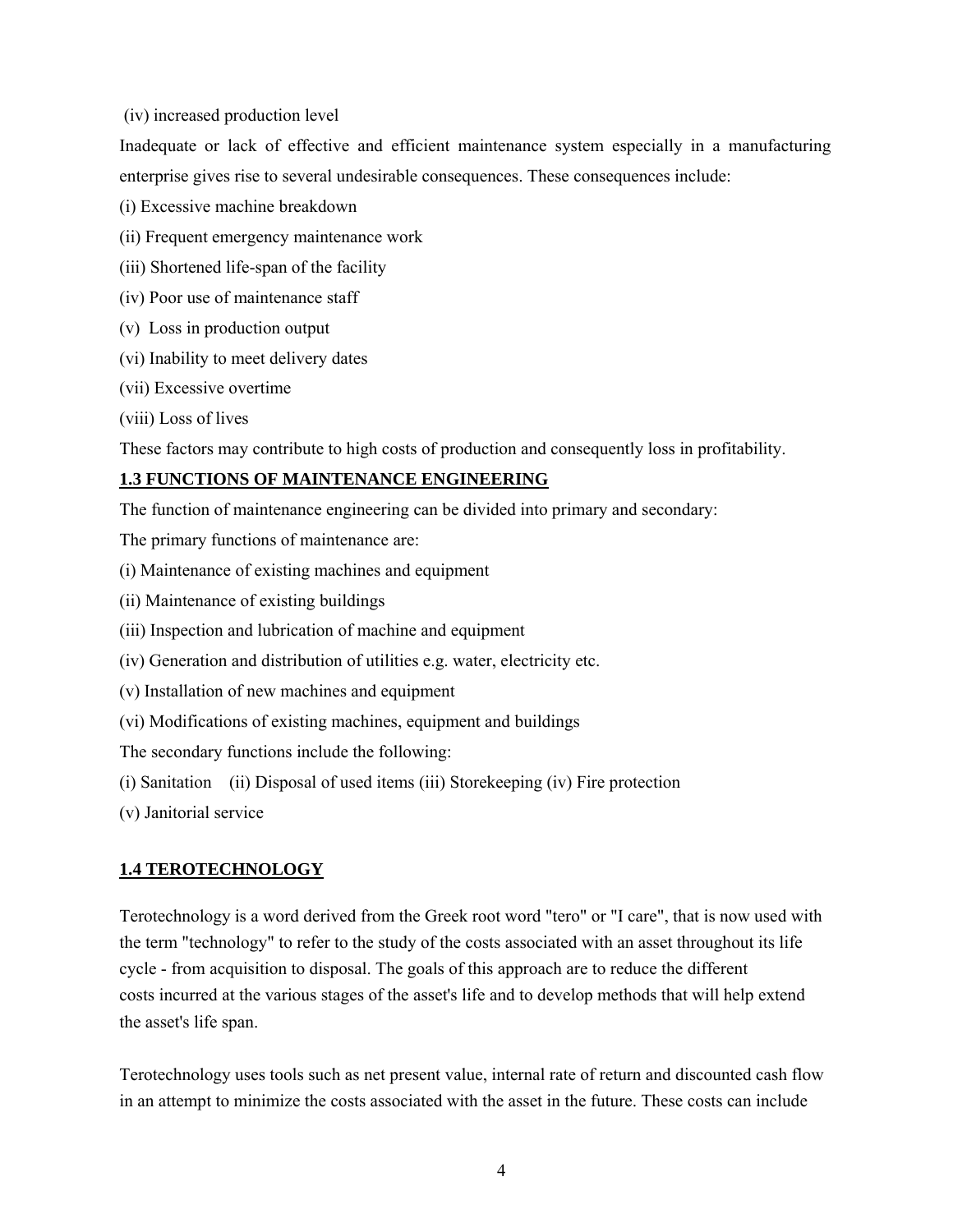(iv) increased production level

Inadequate or lack of effective and efficient maintenance system especially in a manufacturing enterprise gives rise to several undesirable consequences. These consequences include:

(i) Excessive machine breakdown

(ii) Frequent emergency maintenance work

(iii) Shortened life-span of the facility

(iv) Poor use of maintenance staff

(v) Loss in production output

(vi) Inability to meet delivery dates

(vii) Excessive overtime

(viii) Loss of lives

These factors may contribute to high costs of production and consequently loss in profitability.

## 1.3 FUNCTIONS OF MAINTENANCE ENGINEERING

The function of maintenance engineering can be divided into primary and secondary:

The primary functions of maintenance are:

(i) Maintenance of existing machines and equipment

(ii) Maintenance of existing buildings

(iii) Inspection and lubrication of machine and equipment

(iv) Generation and distribution of utilities e.g. water, electricity etc.

(v) Installation of new machines and equipment

(vi) Modifications of existing machines, equipment and buildings

The secondary functions include the following:

(i) Sanitation (ii) Disposal of used items (iii) Storekeeping (iv) Fire protection

(v) Janitorial service

## 1.4 TEROTECHNOLOGY

Terotechnology is a word derived from the Greek root word "tero" or "I care", that is now used with the term "technology" to refer to the study of the costs associated with an asset throughout its life cycle - from acquisition to disposal. The goals of this approach are to reduce the different costs incurred at the various stages of the asset's life and to develop methods that will help extend the asset's life span.

Terotechnology uses tools such as net present value, internal rate of return and discounted cash flow in an attempt to minimize the costs associated with the asset in the future. These costs can include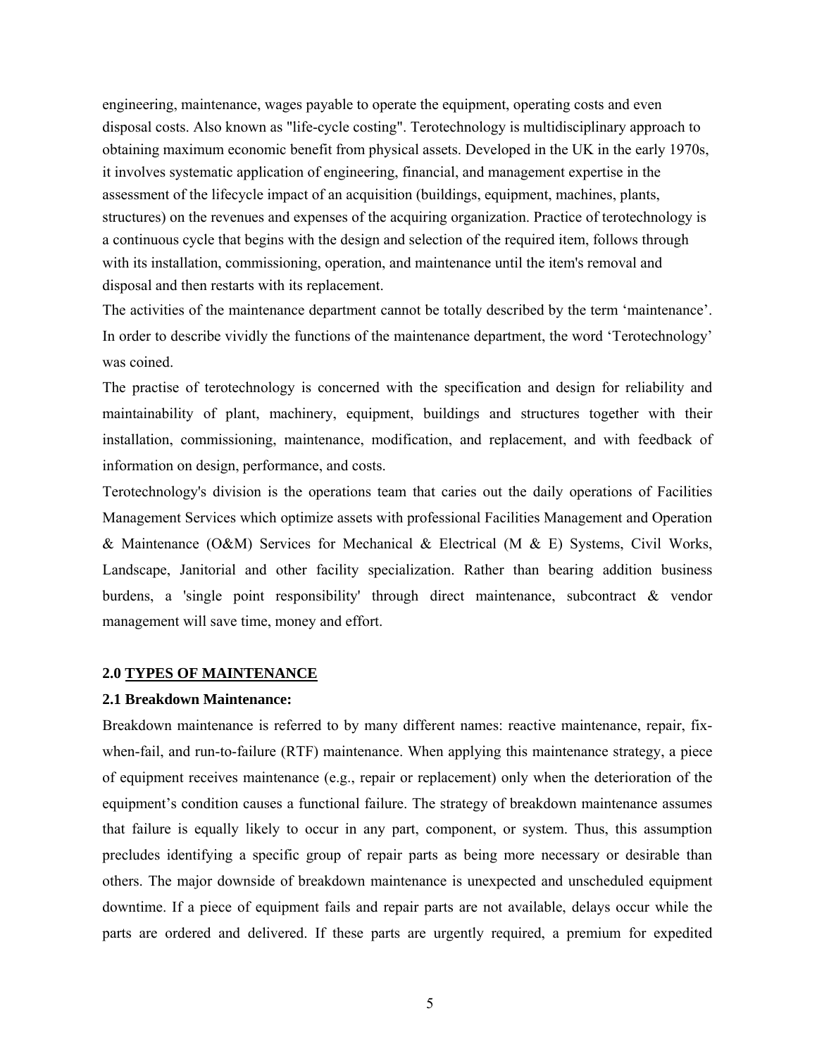engineering, maintenance, wages payable to operate the equipment, operating costs and even disposal costs. Also known as "life-cycle costing". Terotechnology is multidisciplinary approach to obtaining maximum economic benefit from physical assets. Developed in the UK in the early 1970s, it involves systematic application of engineering, financial, and management expertise in the assessment of the lifecycle impact of an acquisition (buildings, equipment, machines, plants, structures) on the revenues and expenses of the acquiring organization. Practice of terotechnology is a continuous cycle that begins with the design and selection of the required item, follows through with its installation, commissioning, operation, and maintenance until the item's removal and disposal and then restarts with its replacement.

The activities of the maintenance department cannot be totally described by the term ‘maintenance’. In order to describe vividly the functions of the maintenance department, the word ‘Terotechnology’ was coined.

The practise of terotechnology is concerned with the specification and design for reliability and maintainability of plant, machinery, equipment, buildings and structures together with their installation, commissioning, maintenance, modification, and replacement, and with feedback of information on design, performance, and costs.

Terotechnology's division is the operations team that caries out the daily operations of Facilities Management Services which optimize assets with professional Facilities Management and Operation & Maintenance (O&M) Services for Mechanical & Electrical (M & E) Systems, Civil Works, Landscape, Janitorial and other facility specialization. Rather than bearing addition business burdens, a 'single point responsibility' through direct maintenance, subcontract & vendor management will save time, money and effort.

## 2.0 TYPES OF MAINTENANCE

### 2.1 Breakdown Maintenance:

Breakdown maintenance is referred to by many different names: reactive maintenance, repair, fix-when-fail, and run-to-failure (RTF) maintenance. When applying this maintenance strategy, a piece of equipment receives maintenance (e.g., repair or replacement) only when the deterioration of the equipment’s condition causes a functional failure. The strategy of breakdown maintenance assumes that failure is equally likely to occur in any part, component, or system. Thus, this assumption precludes identifying a specific group of repair parts as being more necessary or desirable than others. The major downside of breakdown maintenance is unexpected and unscheduled equipment downtime. If a piece of equipment fails and repair parts are not available, delays occur while the parts are ordered and delivered. If these parts are urgently required, a premium for expedited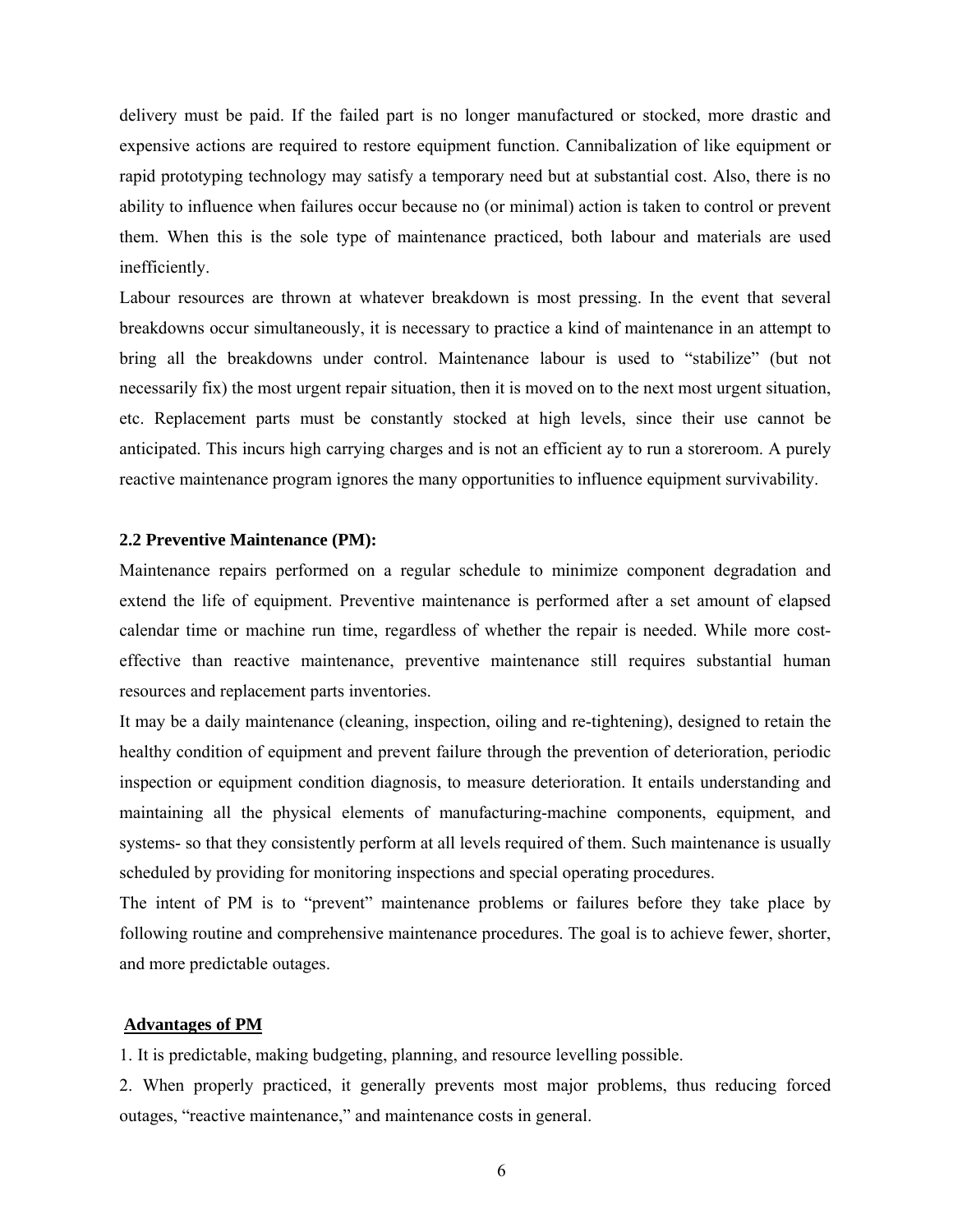delivery must be paid. If the failed part is no longer manufactured or stocked, more drastic and expensive actions are required to restore equipment function. Cannibalization of like equipment or rapid prototyping technology may satisfy a temporary need but at substantial cost. Also, there is no ability to influence when failures occur because no (or minimal) action is taken to control or prevent them. When this is the sole type of maintenance practiced, both labour and materials are used inefficiently.

Labour resources are thrown at whatever breakdown is most pressing. In the event that several breakdowns occur simultaneously, it is necessary to practice a kind of maintenance in an attempt to bring all the breakdowns under control. Maintenance labour is used to "stabilize" (but not necessarily fix) the most urgent repair situation, then it is moved on to the next most urgent situation, etc. Replacement parts must be constantly stocked at high levels, since their use cannot be anticipated. This incurs high carrying charges and is not an efficient ay to run a storeroom. A purely reactive maintenance program ignores the many opportunities to influence equipment survivability.

### 2.2 Preventive Maintenance (PM):

Maintenance repairs performed on a regular schedule to minimize component degradation and extend the life of equipment. Preventive maintenance is performed after a set amount of elapsed calendar time or machine run time, regardless of whether the repair is needed. While more cost-effective than reactive maintenance, preventive maintenance still requires substantial human resources and replacement parts inventories.

It may be a daily maintenance (cleaning, inspection, oiling and re-tightening), designed to retain the healthy condition of equipment and prevent failure through the prevention of deterioration, periodic inspection or equipment condition diagnosis, to measure deterioration. It entails understanding and maintaining all the physical elements of manufacturing-machine components, equipment, and systems- so that they consistently perform at all levels required of them. Such maintenance is usually scheduled by providing for monitoring inspections and special operating procedures.

The intent of PM is to "prevent" maintenance problems or failures before they take place by following routine and comprehensive maintenance procedures. The goal is to achieve fewer, shorter, and more predictable outages.

**Advantages of PM**

1. It is predictable, making budgeting, planning, and resource levelling possible.
2. When properly practiced, it generally prevents most major problems, thus reducing forced outages, "reactive maintenance," and maintenance costs in general.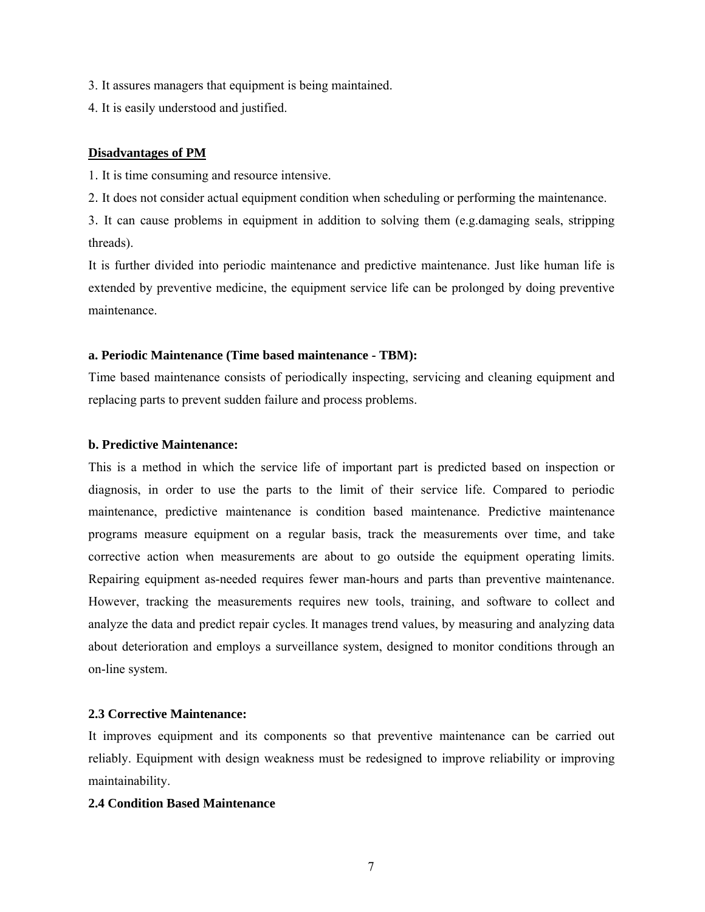3. It assures managers that equipment is being maintained.

4. It is easily understood and justified.

**Disadvantages of PM**

1. It is time consuming and resource intensive.

2. It does not consider actual equipment condition when scheduling or performing the maintenance.

3. It can cause problems in equipment in addition to solving them (e.g.damaging seals, stripping threads).

It is further divided into periodic maintenance and predictive maintenance. Just like human life is extended by preventive medicine, the equipment service life can be prolonged by doing preventive maintenance.

**a. Periodic Maintenance (Time based maintenance - TBM):**

Time based maintenance consists of periodically inspecting, servicing and cleaning equipment and replacing parts to prevent sudden failure and process problems.

**b. Predictive Maintenance:**

This is a method in which the service life of important part is predicted based on inspection or diagnosis, in order to use the parts to the limit of their service life. Compared to periodic maintenance, predictive maintenance is condition based maintenance. Predictive maintenance programs measure equipment on a regular basis, track the measurements over time, and take corrective action when measurements are about to go outside the equipment operating limits. Repairing equipment as-needed requires fewer man-hours and parts than preventive maintenance. However, tracking the measurements requires new tools, training, and software to collect and analyze the data and predict repair cycles. It manages trend values, by measuring and analyzing data about deterioration and employs a surveillance system, designed to monitor conditions through an on-line system.

### 2.3 Corrective Maintenance:

It improves equipment and its components so that preventive maintenance can be carried out reliably. Equipment with design weakness must be redesigned to improve reliability or improving maintainability.

### 2.4 Condition Based Maintenance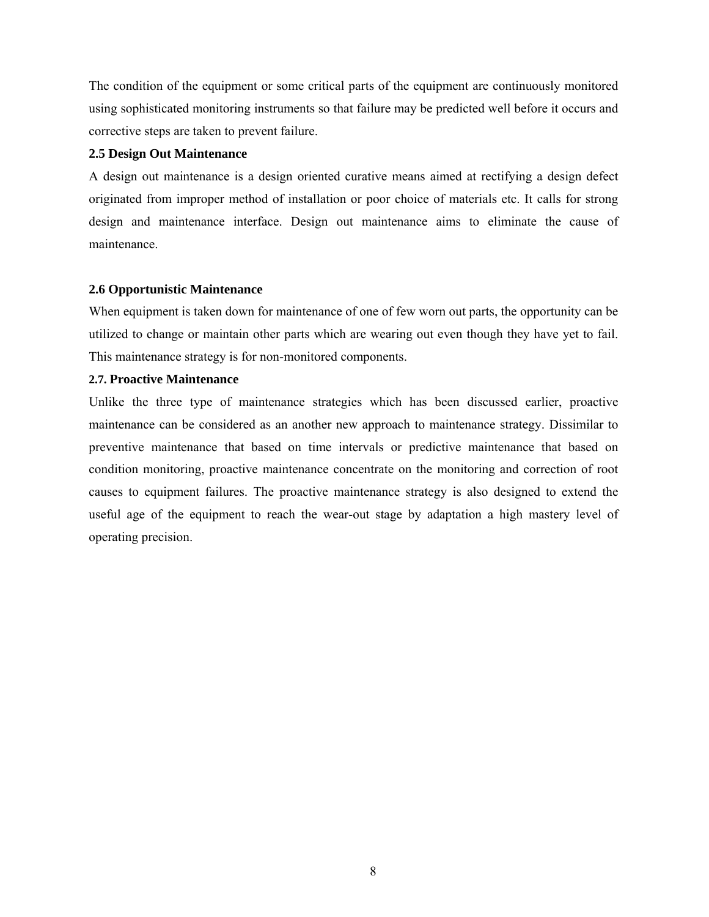The condition of the equipment or some critical parts of the equipment are continuously monitored using sophisticated monitoring instruments so that failure may be predicted well before it occurs and corrective steps are taken to prevent failure.

### 2.5 Design Out Maintenance

A design out maintenance is a design oriented curative means aimed at rectifying a design defect originated from improper method of installation or poor choice of materials etc. It calls for strong design and maintenance interface. Design out maintenance aims to eliminate the cause of maintenance.

### 2.6 Opportunistic Maintenance

When equipment is taken down for maintenance of one of few worn out parts, the opportunity can be utilized to change or maintain other parts which are wearing out even though they have yet to fail. This maintenance strategy is for non-monitored components.

### 2.7. Proactive Maintenance

Unlike the three type of maintenance strategies which has been discussed earlier, proactive maintenance can be considered as an another new approach to maintenance strategy. Dissimilar to preventive maintenance that based on time intervals or predictive maintenance that based on condition monitoring, proactive maintenance concentrate on the monitoring and correction of root causes to equipment failures. The proactive maintenance strategy is also designed to extend the useful age of the equipment to reach the wear-out stage by adaptation a high mastery level of operating precision.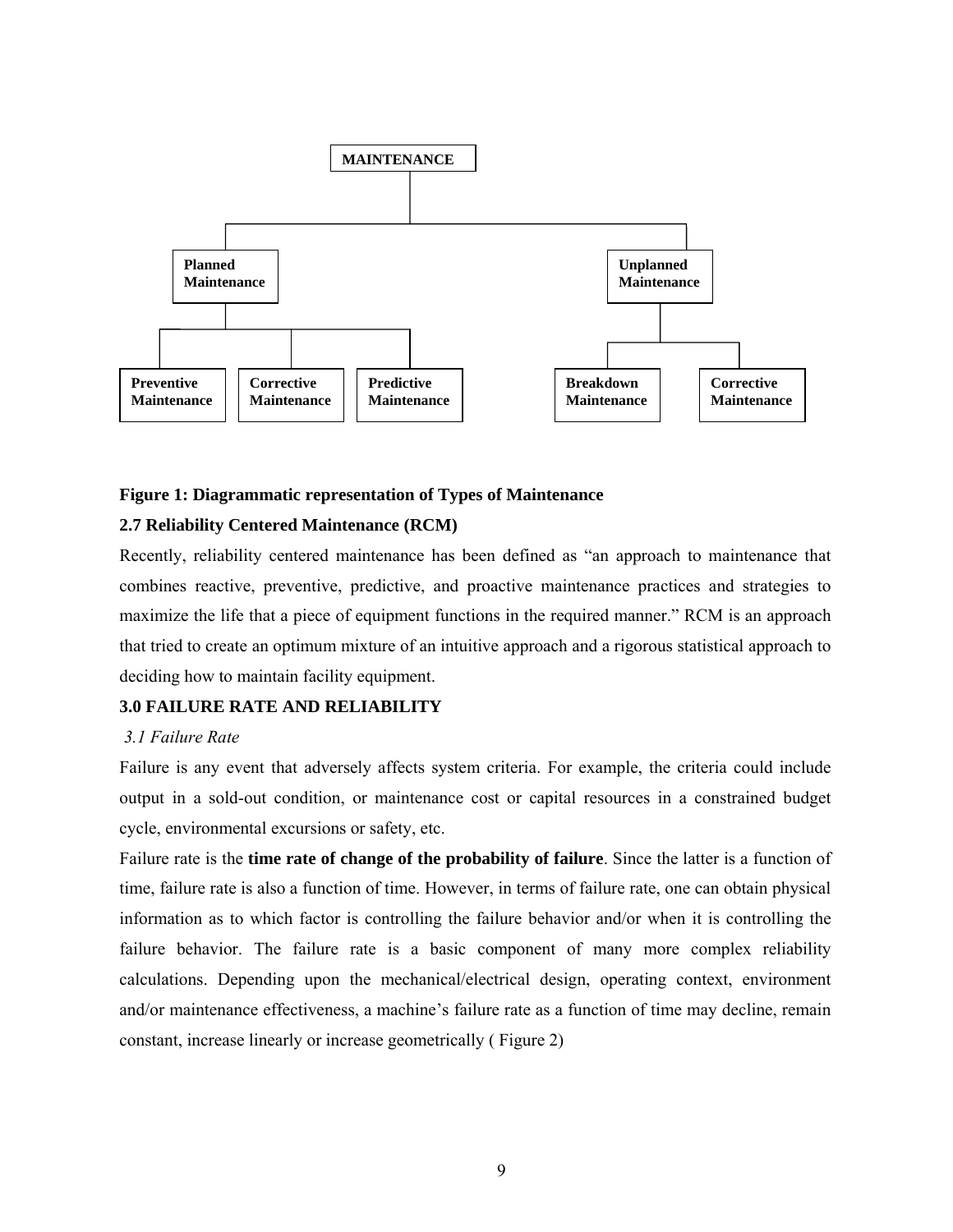**MAINTENANCE**

- **Planned Maintenance**
  - **Preventive Maintenance**
  - **Corrective Maintenance**
  - **Predictive Maintenance**
- **Unplanned Maintenance**
  - **Breakdown Maintenance**
  - **Corrective Maintenance**

**Figure 1: Diagrammatic representation of Types of Maintenance**

## 2.7 Reliability Centered Maintenance (RCM)

Recently, reliability centered maintenance has been defined as "an approach to maintenance that combines reactive, preventive, predictive, and proactive maintenance practices and strategies to maximize the life that a piece of equipment functions in the required manner." RCM is an approach that tried to create an optimum mixture of an intuitive approach and a rigorous statistical approach to deciding how to maintain facility equipment.

# 3.0 FAILURE RATE AND RELIABILITY

### *3.1 Failure Rate*

Failure is any event that adversely affects system criteria. For example, the criteria could include output in a sold-out condition, or maintenance cost or capital resources in a constrained budget cycle, environmental excursions or safety, etc.

Failure rate is the **time rate of change of the probability of failure**. Since the latter is a function of time, failure rate is also a function of time. However, in terms of failure rate, one can obtain physical information as to which factor is controlling the failure behavior and/or when it is controlling the failure behavior. The failure rate is a basic component of many more complex reliability calculations. Depending upon the mechanical/electrical design, operating context, environment and/or maintenance effectiveness, a machine's failure rate as a function of time may decline, remain constant, increase linearly or increase geometrically ( Figure 2)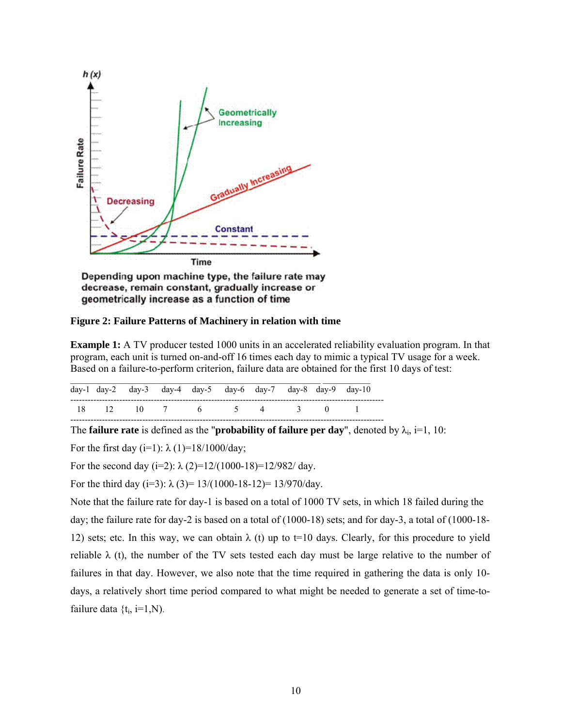Depending upon machine type, the failure rate may decrease, remain constant, gradually increase or geometrically increase as a function of time

**Figure 2: Failure Patterns of Machinery in relation with time**

**Example 1:** A TV producer tested 1000 units in an accelerated reliability evaluation program. In that program, each unit is turned on-and-off 16 times each day to mimic a typical TV usage for a week. Based on a failure-to-perform criterion, failure data are obtained for the first 10 days of test:

| day-1 | day-2 | day-3 | day-4 | day-5 | day-6 | day-7 | day-8 | day-9 | day-10 |
|---|---|---|---|---|---|---|---|---|---|
| 18 | 12 | 10 | 7 | 6 | 5 | 4 | 3 | 0 | 1 |

The **failure rate** is defined as the "**probability of failure per day**", denoted by $\lambda_i$, i=1, 10:

For the first day (i=1): $\lambda$ (1)=18/1000/day;

For the second day (i=2): $\lambda$ (2)=12/(1000-18)=12/982/ day.

For the third day (i=3): $\lambda$ (3)= 13/(1000-18-12)= 13/970/day.

Note that the failure rate for day-1 is based on a total of 1000 TV sets, in which 18 failed during the day; the failure rate for day-2 is based on a total of (1000-18) sets; and for day-3, a total of (1000-18-12) sets; etc. In this way, we can obtain $\lambda$ (t) up to t=10 days. Clearly, for this procedure to yield reliable $\lambda$ (t), the number of the TV sets tested each day must be large relative to the number of failures in that day. However, we also note that the time required in gathering the data is only 10-days, a relatively short time period compared to what might be needed to generate a set of time-to-failure data {$t_i$, i=1,N).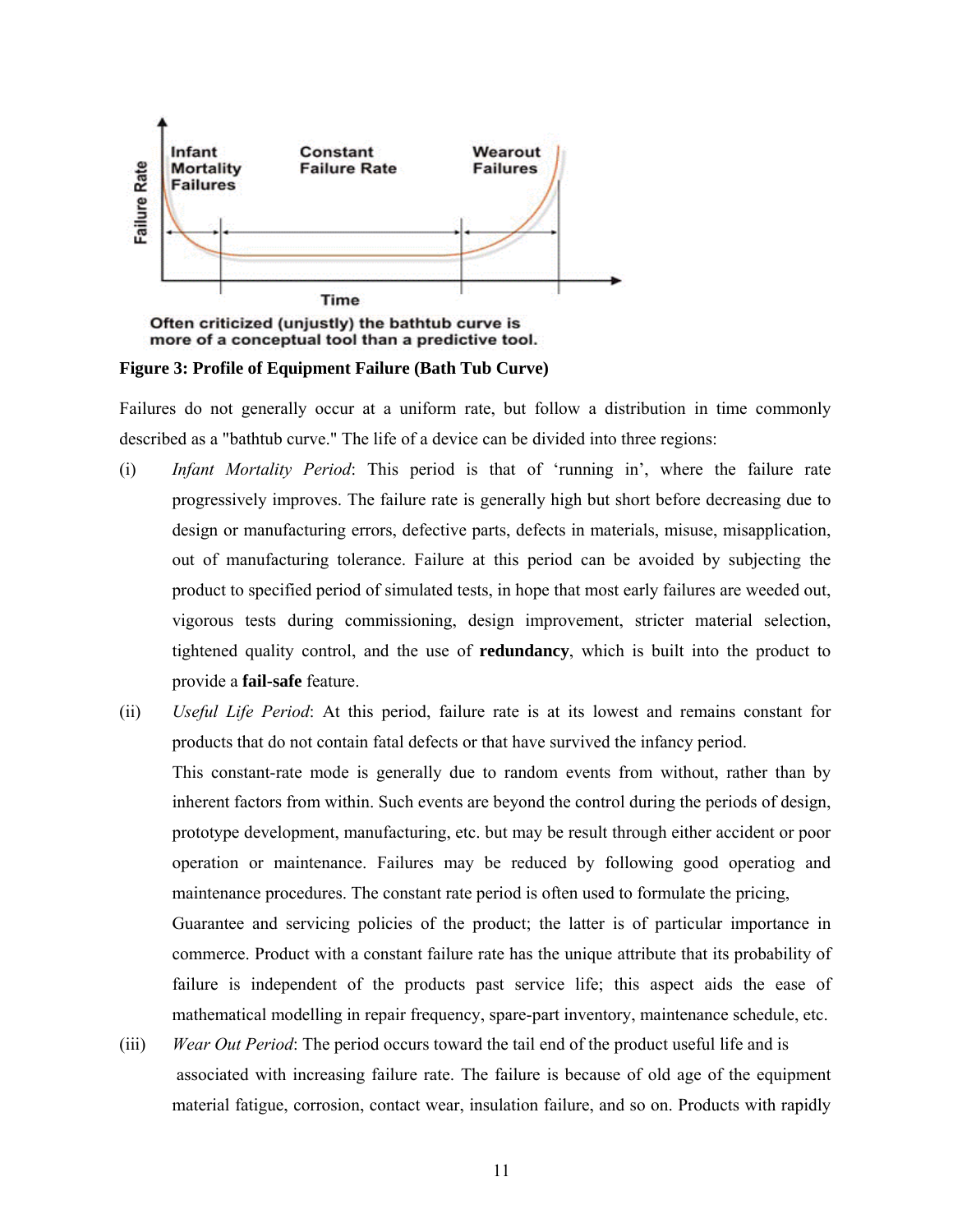**Figure 3: Profile of Equipment Failure (Bath Tub Curve)**

Failures do not generally occur at a uniform rate, but follow a distribution in time commonly described as a "bathtub curve." The life of a device can be divided into three regions:

(i) *Infant Mortality Period*: This period is that of 'running in', where the failure rate progressively improves. The failure rate is generally high but short before decreasing due to design or manufacturing errors, defective parts, defects in materials, misuse, misapplication, out of manufacturing tolerance. Failure at this period can be avoided by subjecting the product to specified period of simulated tests, in hope that most early failures are weeded out, vigorous tests during commissioning, design improvement, stricter material selection, tightened quality control, and the use of **redundancy**, which is built into the product to provide a **fail-safe** feature.

(ii) *Useful Life Period*: At this period, failure rate is at its lowest and remains constant for products that do not contain fatal defects or that have survived the infancy period.

This constant-rate mode is generally due to random events from without, rather than by inherent factors from within. Such events are beyond the control during the periods of design, prototype development, manufacturing, etc. but may be result through either accident or poor operation or maintenance. Failures may be reduced by following good operatiog and maintenance procedures. The constant rate period is often used to formulate the pricing, Guarantee and servicing policies of the product; the latter is of particular importance in commerce. Product with a constant failure rate has the unique attribute that its probability of failure is independent of the products past service life; this aspect aids the ease of mathematical modelling in repair frequency, spare-part inventory, maintenance schedule, etc.

(iii) *Wear Out Period*: The period occurs toward the tail end of the product useful life and is associated with increasing failure rate. The failure is because of old age of the equipment material fatigue, corrosion, contact wear, insulation failure, and so on. Products with rapidly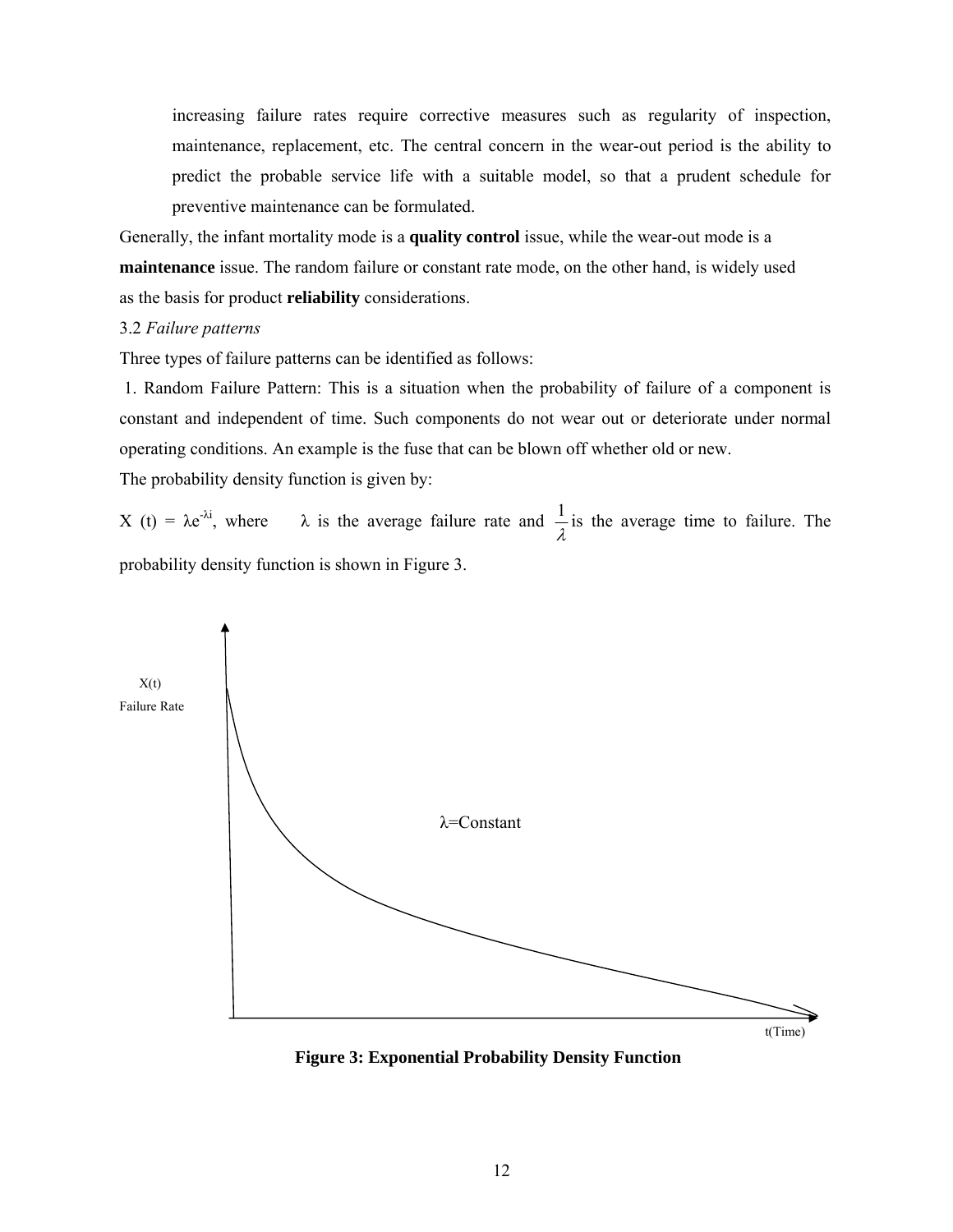increasing failure rates require corrective measures such as regularity of inspection, maintenance, replacement, etc. The central concern in the wear-out period is the ability to predict the probable service life with a suitable model, so that a prudent schedule for preventive maintenance can be formulated.

Generally, the infant mortality mode is a **quality control** issue, while the wear-out mode is a **maintenance** issue. The random failure or constant rate mode, on the other hand, is widely used as the basis for product **reliability** considerations.

3.2 *Failure patterns*

Three types of failure patterns can be identified as follows:

1. Random Failure Pattern: This is a situation when the probability of failure of a component is constant and independent of time. Such components do not wear out or deteriorate under normal operating conditions. An example is the fuse that can be blown off whether old or new.

The probability density function is given by:

$X(t) = \lambda e^{-\lambda i}$, where $\lambda$ is the average failure rate and $\frac{1}{\lambda}$ is the average time to failure. The probability density function is shown in Figure 3.

**Figure 3: Exponential Probability Density Function**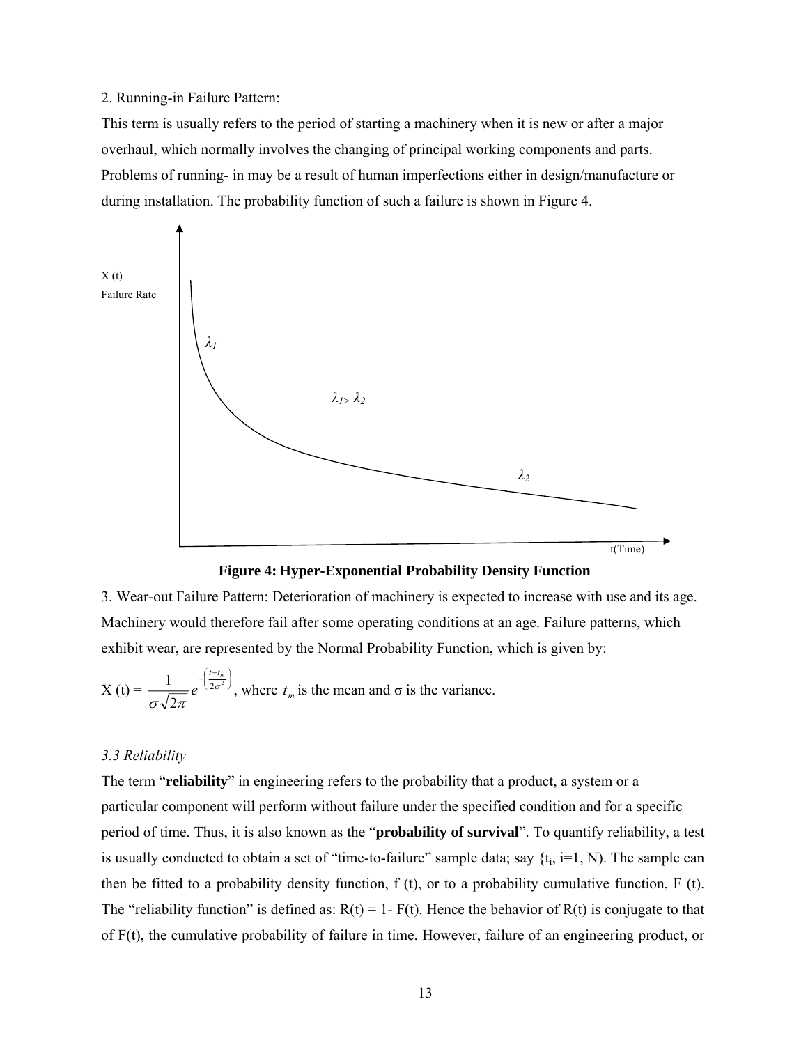2. Running-in Failure Pattern:

This term is usually refers to the period of starting a machinery when it is new or after a major overhaul, which normally involves the changing of principal working components and parts. Problems of running- in may be a result of human imperfections either in design/manufacture or during installation. The probability function of such a failure is shown in Figure 4.

**Figure 4: Hyper-Exponential Probability Density Function**

3. Wear-out Failure Pattern: Deterioration of machinery is expected to increase with use and its age. Machinery would therefore fail after some operating conditions at an age. Failure patterns, which exhibit wear, are represented by the Normal Probability Function, which is given by:

X (t) = $\frac{1}{\sigma\sqrt{2\pi}} e^{-\left(\frac{t-t_m}{2\sigma^2}\right)}$, where $t_m$ is the mean and σ is the variance.

### *3.3 Reliability*

The term "**reliability**" in engineering refers to the probability that a product, a system or a particular component will perform without failure under the specified condition and for a specific period of time. Thus, it is also known as the "**probability of survival**". To quantify reliability, a test is usually conducted to obtain a set of "time-to-failure" sample data; say {$t_i$, i=1, N). The sample can then be fitted to a probability density function, f (t), or to a probability cumulative function, F (t). The "reliability function" is defined as: R(t) = 1- F(t). Hence the behavior of R(t) is conjugate to that of F(t), the cumulative probability of failure in time. However, failure of an engineering product, or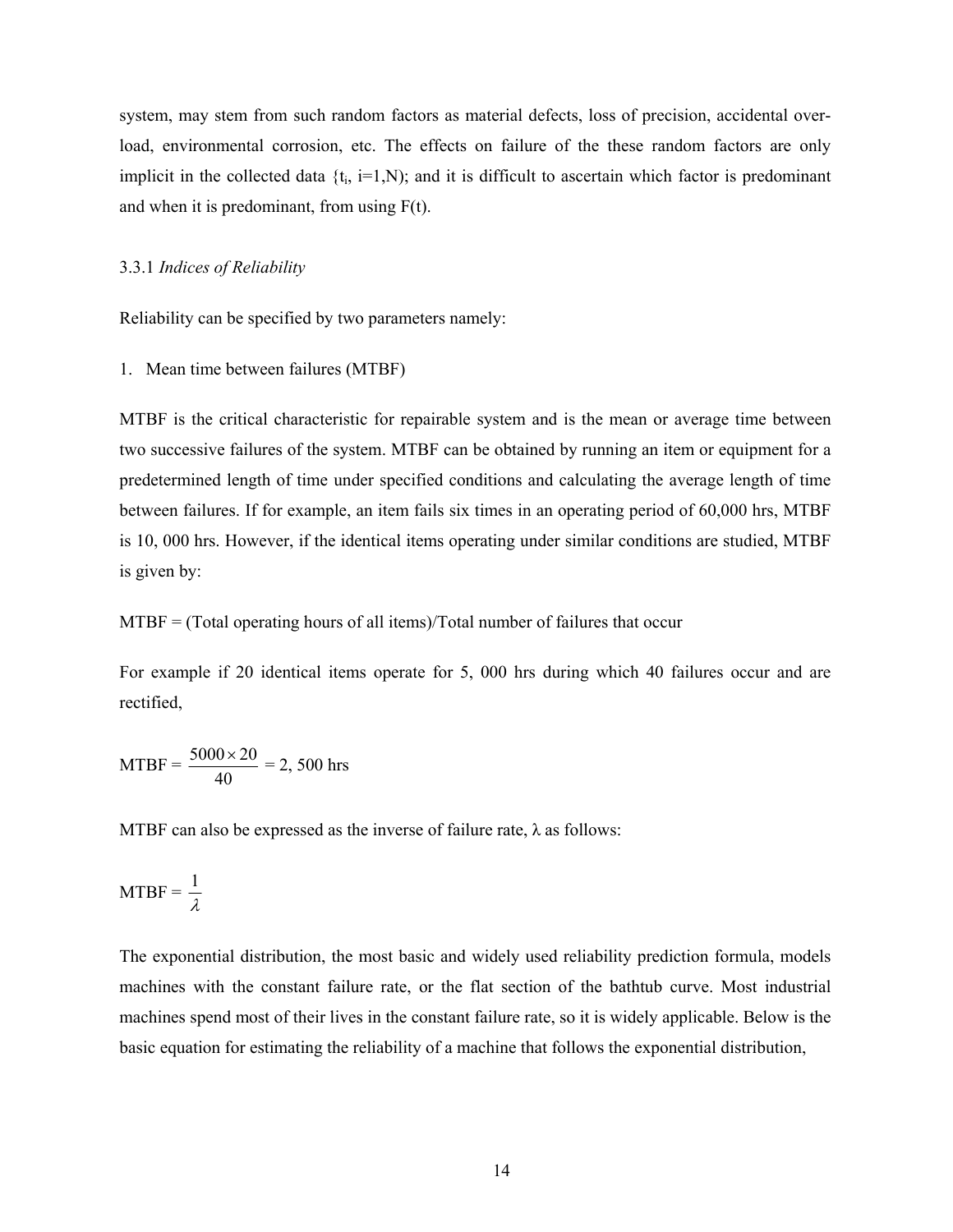system, may stem from such random factors as material defects, loss of precision, accidental overload, environmental corrosion, etc. The effects on failure of the these random factors are only implicit in the collected data $\{t_i, i=1,N)$; and it is difficult to ascertain which factor is predominant and when it is predominant, from using F(t).

### 3.3.1 *Indices of Reliability*

Reliability can be specified by two parameters namely:

1. Mean time between failures (MTBF)

MTBF is the critical characteristic for repairable system and is the mean or average time between two successive failures of the system. MTBF can be obtained by running an item or equipment for a predetermined length of time under specified conditions and calculating the average length of time between failures. If for example, an item fails six times in an operating period of 60,000 hrs, MTBF is 10, 000 hrs. However, if the identical items operating under similar conditions are studied, MTBF is given by:

MTBF = (Total operating hours of all items)/Total number of failures that occur

For example if 20 identical items operate for 5, 000 hrs during which 40 failures occur and are rectified,

$$\text{MTBF} = \frac{5000 \times 20}{40} = 2,500 \text{ hrs}$$

MTBF can also be expressed as the inverse of failure rate, λ as follows:

$$\text{MTBF} = \frac{1}{\lambda}$$

The exponential distribution, the most basic and widely used reliability prediction formula, models machines with the constant failure rate, or the flat section of the bathtub curve. Most industrial machines spend most of their lives in the constant failure rate, so it is widely applicable. Below is the basic equation for estimating the reliability of a machine that follows the exponential distribution,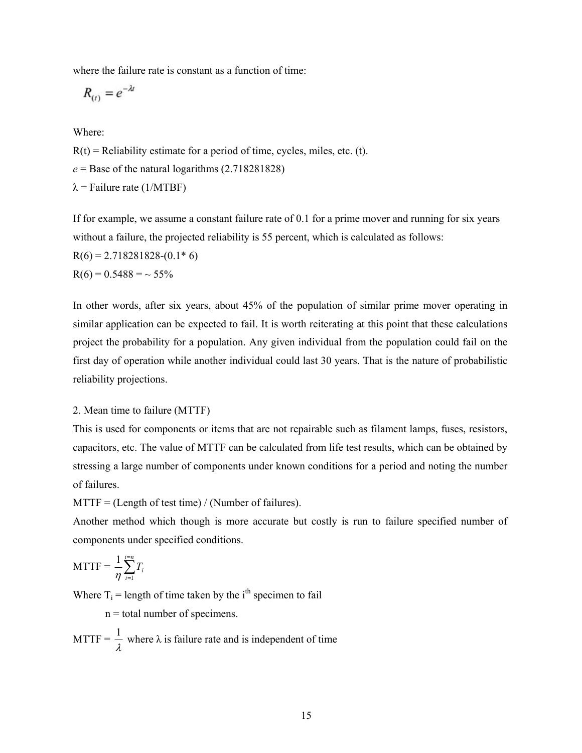where the failure rate is constant as a function of time:

$$R_{(t)} = e^{-\lambda t}$$

Where:

R(t) = Reliability estimate for a period of time, cycles, miles, etc. (t).

*e* = Base of the natural logarithms (2.718281828)

λ = Failure rate (1/MTBF)

If for example, we assume a constant failure rate of 0.1 for a prime mover and running for six years without a failure, the projected reliability is 55 percent, which is calculated as follows:

R(6) = 2.718281828-(0.1* 6)

R(6) = 0.5488 = ~ 55%

In other words, after six years, about 45% of the population of similar prime mover operating in similar application can be expected to fail. It is worth reiterating at this point that these calculations project the probability for a population. Any given individual from the population could fail on the first day of operation while another individual could last 30 years. That is the nature of probabilistic reliability projections.

2. Mean time to failure (MTTF)

This is used for components or items that are not repairable such as filament lamps, fuses, resistors, capacitors, etc. The value of MTTF can be calculated from life test results, which can be obtained by stressing a large number of components under known conditions for a period and noting the number of failures.

MTTF = (Length of test time) / (Number of failures).

Another method which though is more accurate but costly is run to failure specified number of components under specified conditions.

$$\text{MTTF} = \frac{1}{\eta}\sum_{i=1}^{i=n} T_i$$

Where $T_i$ = length of time taken by the $i^{th}$ specimen to fail

n = total number of specimens.

$\text{MTTF} = \frac{1}{\lambda}$ where λ is failure rate and is independent of time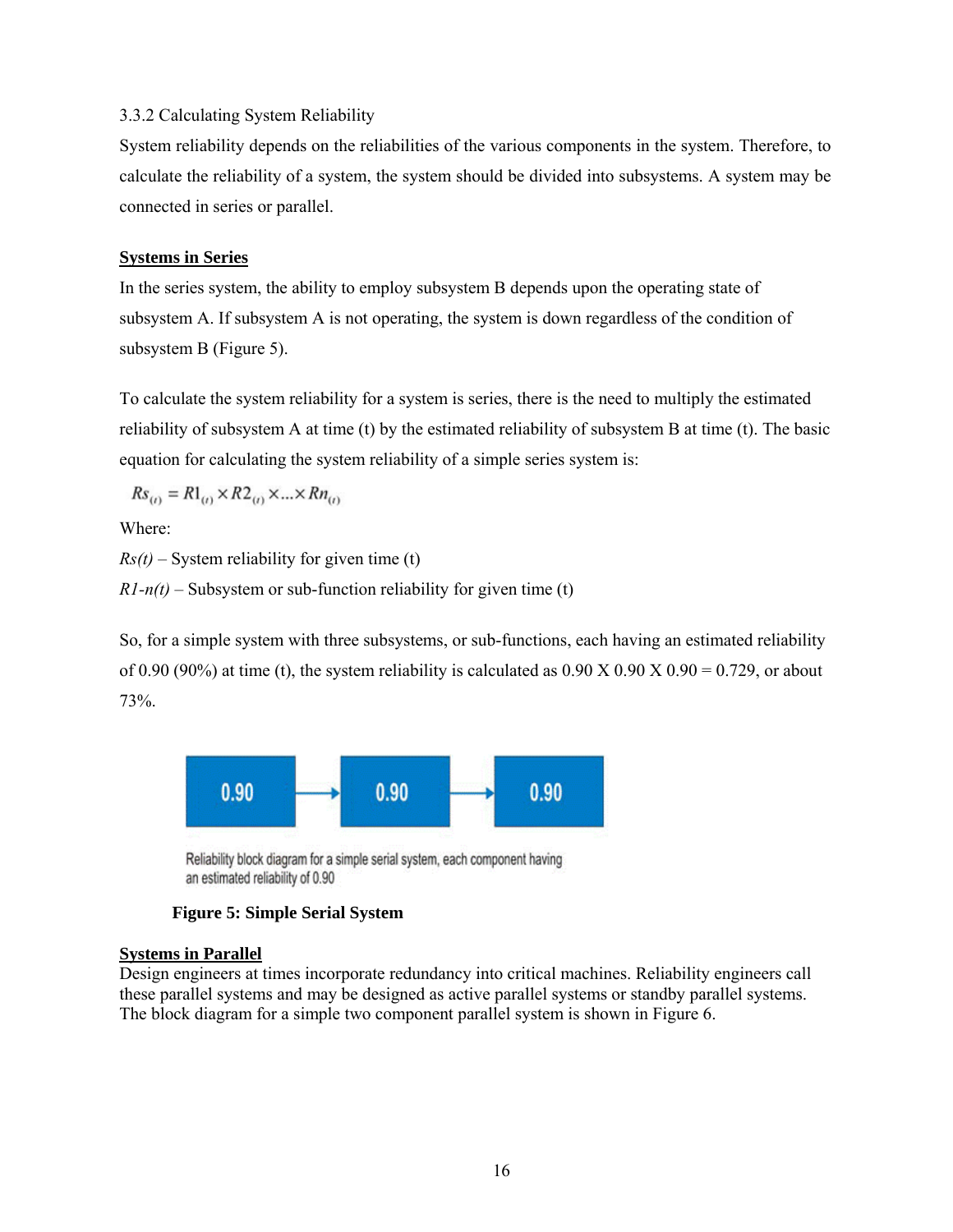3.3.2 Calculating System Reliability

System reliability depends on the reliabilities of the various components in the system. Therefore, to calculate the reliability of a system, the system should be divided into subsystems. A system may be connected in series or parallel.

**Systems in Series**

In the series system, the ability to employ subsystem B depends upon the operating state of subsystem A. If subsystem A is not operating, the system is down regardless of the condition of subsystem B (Figure 5).

To calculate the system reliability for a system is series, there is the need to multiply the estimated reliability of subsystem A at time (t) by the estimated reliability of subsystem B at time (t). The basic equation for calculating the system reliability of a simple series system is:

$$Rs_{(t)} = R1_{(t)} \times R2_{(t)} \times ... \times Rn_{(t)}$$

Where:

*Rs(t)* – System reliability for given time (t)

*R1-n(t)* – Subsystem or sub-function reliability for given time (t)

So, for a simple system with three subsystems, or sub-functions, each having an estimated reliability of 0.90 (90%) at time (t), the system reliability is calculated as 0.90 X 0.90 X 0.90 = 0.729, or about 73%.

0.90 → 0.90 → 0.90

Reliability block diagram for a simple serial system, each component having an estimated reliability of 0.90

**Figure 5: Simple Serial System**

**Systems in Parallel**

Design engineers at times incorporate redundancy into critical machines. Reliability engineers call these parallel systems and may be designed as active parallel systems or standby parallel systems. The block diagram for a simple two component parallel system is shown in Figure 6.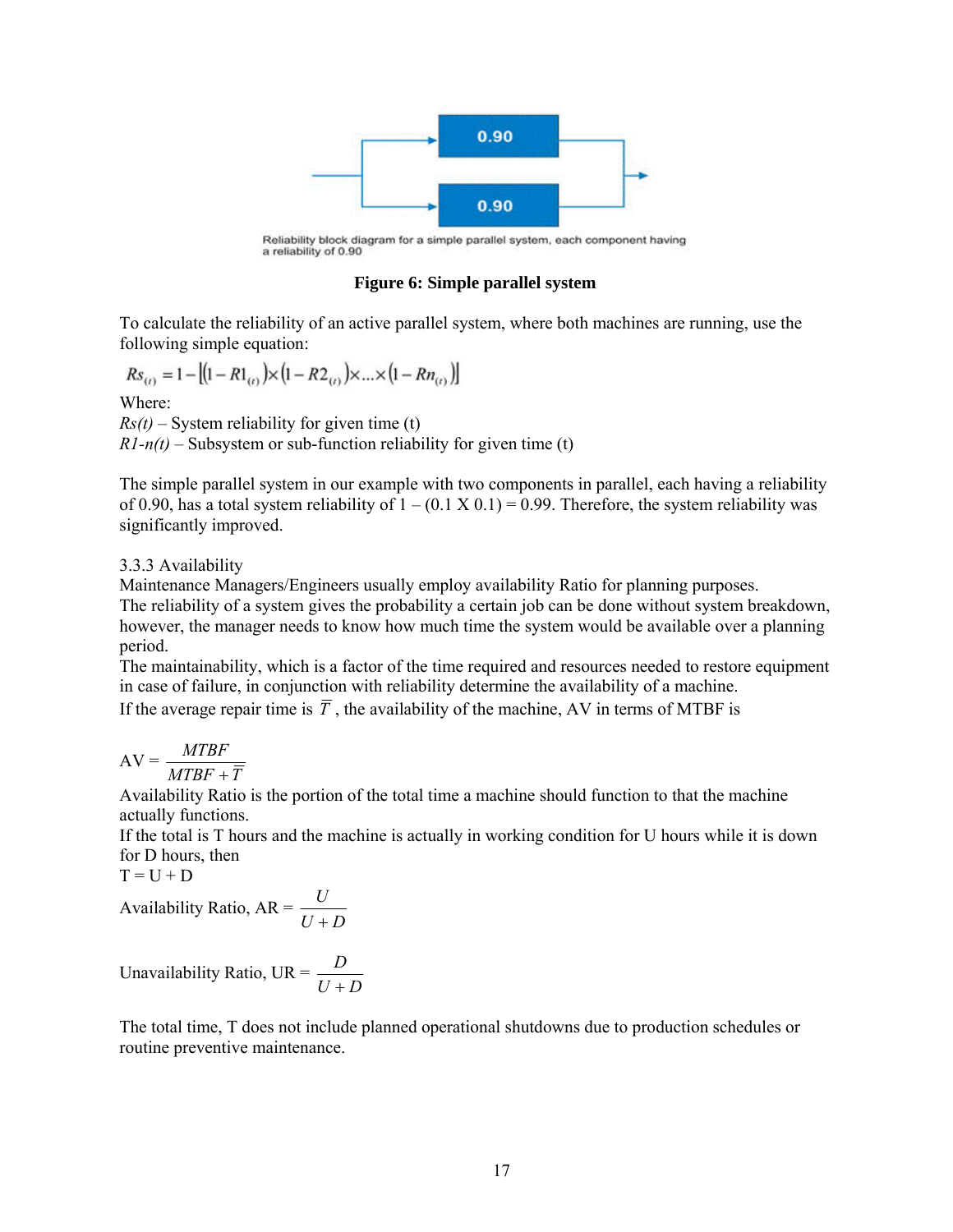Reliability block diagram for a simple parallel system, each component having a reliability of 0.90

**Figure 6: Simple parallel system**

To calculate the reliability of an active parallel system, where both machines are running, use the following simple equation:

$$Rs_{(t)} = 1 - \left[(1 - R1_{(t)}) \times (1 - R2_{(t)}) \times \ldots \times (1 - Rn_{(t)})\right]$$

Where:
*Rs(t)* – System reliability for given time (t)
*R1-n(t)* – Subsystem or sub-function reliability for given time (t)

The simple parallel system in our example with two components in parallel, each having a reliability of 0.90, has a total system reliability of 1 – (0.1 X 0.1) = 0.99. Therefore, the system reliability was significantly improved.

3.3.3 Availability

Maintenance Managers/Engineers usually employ availability Ratio for planning purposes.
The reliability of a system gives the probability a certain job can be done without system breakdown, however, the manager needs to know how much time the system would be available over a planning period.
The maintainability, which is a factor of the time required and resources needed to restore equipment in case of failure, in conjunction with reliability determine the availability of a machine.
If the average repair time is $\overline{T}$ , the availability of the machine, AV in terms of MTBF is

$$AV = \frac{MTBF}{MTBF + \overline{T}}$$

Availability Ratio is the portion of the total time a machine should function to that the machine actually functions.
If the total is T hours and the machine is actually in working condition for U hours while it is down for D hours, then
T = U + D

$$\text{Availability Ratio, AR} = \frac{U}{U + D}$$

$$\text{Unavailability Ratio, UR} = \frac{D}{U + D}$$

The total time, T does not include planned operational shutdowns due to production schedules or routine preventive maintenance.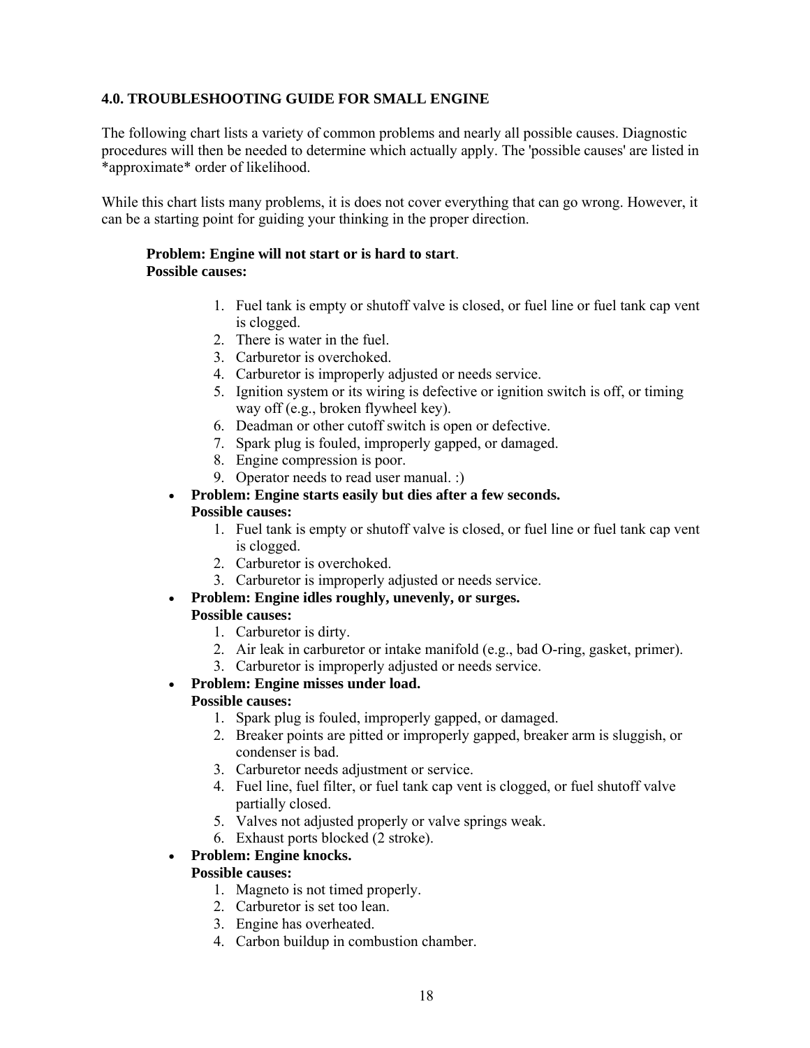### 4.0. TROUBLESHOOTING GUIDE FOR SMALL ENGINE

The following chart lists a variety of common problems and nearly all possible causes. Diagnostic procedures will then be needed to determine which actually apply. The 'possible causes' are listed in *approximate* order of likelihood.

While this chart lists many problems, it is does not cover everything that can go wrong. However, it can be a starting point for guiding your thinking in the proper direction.

**Problem: Engine will not start or is hard to start**.
**Possible causes:**

1. Fuel tank is empty or shutoff valve is closed, or fuel line or fuel tank cap vent is clogged.
2. There is water in the fuel.
3. Carburetor is overchoked.
4. Carburetor is improperly adjusted or needs service.
5. Ignition system or its wiring is defective or ignition switch is off, or timing way off (e.g., broken flywheel key).
6. Deadman or other cutoff switch is open or defective.
7. Spark plug is fouled, improperly gapped, or damaged.
8. Engine compression is poor.
9. Operator needs to read user manual. :)

- **Problem: Engine starts easily but dies after a few seconds.**
  **Possible causes:**
  1. Fuel tank is empty or shutoff valve is closed, or fuel line or fuel tank cap vent is clogged.
  2. Carburetor is overchoked.
  3. Carburetor is improperly adjusted or needs service.
- **Problem: Engine idles roughly, unevenly, or surges.**
  **Possible causes:**
  1. Carburetor is dirty.
  2. Air leak in carburetor or intake manifold (e.g., bad O-ring, gasket, primer).
  3. Carburetor is improperly adjusted or needs service.
- **Problem: Engine misses under load.**
  **Possible causes:**
  1. Spark plug is fouled, improperly gapped, or damaged.
  2. Breaker points are pitted or improperly gapped, breaker arm is sluggish, or condenser is bad.
  3. Carburetor needs adjustment or service.
  4. Fuel line, fuel filter, or fuel tank cap vent is clogged, or fuel shutoff valve partially closed.
  5. Valves not adjusted properly or valve springs weak.
  6. Exhaust ports blocked (2 stroke).
- **Problem: Engine knocks.**
  **Possible causes:**
  1. Magneto is not timed properly.
  2. Carburetor is set too lean.
  3. Engine has overheated.
  4. Carbon buildup in combustion chamber.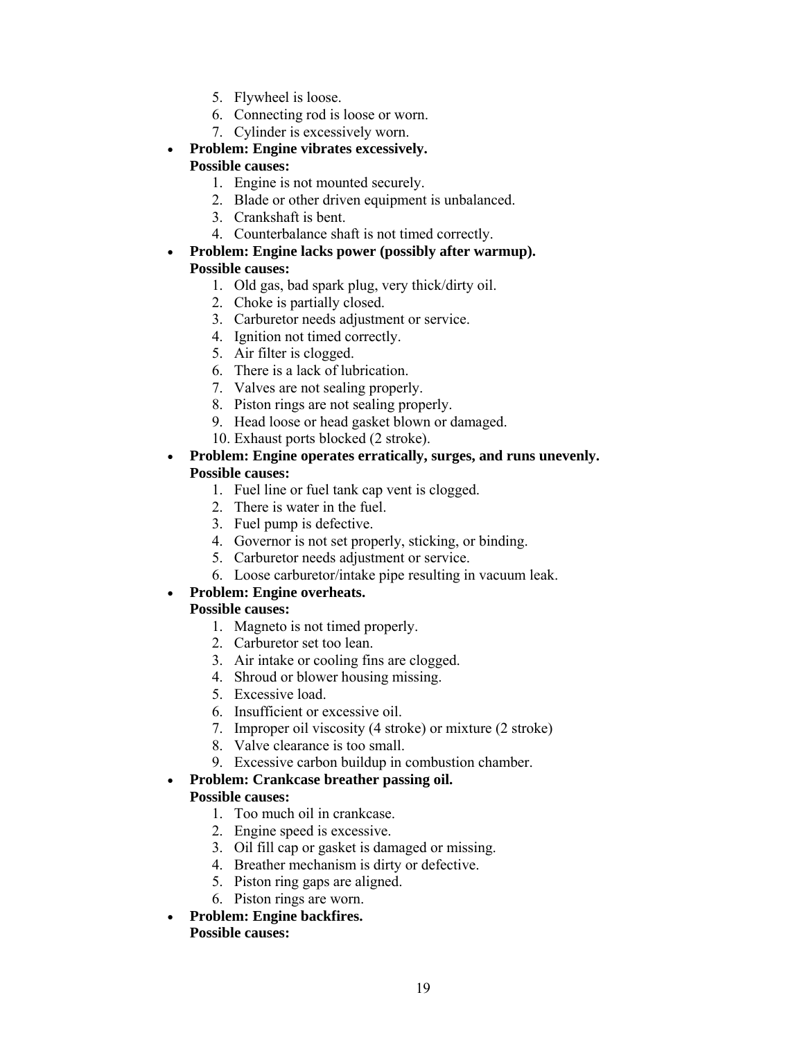5. Flywheel is loose.
6. Connecting rod is loose or worn.
7. Cylinder is excessively worn.

- **Problem: Engine vibrates excessively.**
  **Possible causes:**
  1. Engine is not mounted securely.
  2. Blade or other driven equipment is unbalanced.
  3. Crankshaft is bent.
  4. Counterbalance shaft is not timed correctly.
- **Problem: Engine lacks power (possibly after warmup).**
  **Possible causes:**
  1. Old gas, bad spark plug, very thick/dirty oil.
  2. Choke is partially closed.
  3. Carburetor needs adjustment or service.
  4. Ignition not timed correctly.
  5. Air filter is clogged.
  6. There is a lack of lubrication.
  7. Valves are not sealing properly.
  8. Piston rings are not sealing properly.
  9. Head loose or head gasket blown or damaged.
  10. Exhaust ports blocked (2 stroke).
- **Problem: Engine operates erratically, surges, and runs unevenly.**
  **Possible causes:**
  1. Fuel line or fuel tank cap vent is clogged.
  2. There is water in the fuel.
  3. Fuel pump is defective.
  4. Governor is not set properly, sticking, or binding.
  5. Carburetor needs adjustment or service.
  6. Loose carburetor/intake pipe resulting in vacuum leak.
- **Problem: Engine overheats.**
  **Possible causes:**
  1. Magneto is not timed properly.
  2. Carburetor set too lean.
  3. Air intake or cooling fins are clogged.
  4. Shroud or blower housing missing.
  5. Excessive load.
  6. Insufficient or excessive oil.
  7. Improper oil viscosity (4 stroke) or mixture (2 stroke)
  8. Valve clearance is too small.
  9. Excessive carbon buildup in combustion chamber.
- **Problem: Crankcase breather passing oil.**
  **Possible causes:**
  1. Too much oil in crankcase.
  2. Engine speed is excessive.
  3. Oil fill cap or gasket is damaged or missing.
  4. Breather mechanism is dirty or defective.
  5. Piston ring gaps are aligned.
  6. Piston rings are worn.
- **Problem: Engine backfires.**
  **Possible causes:**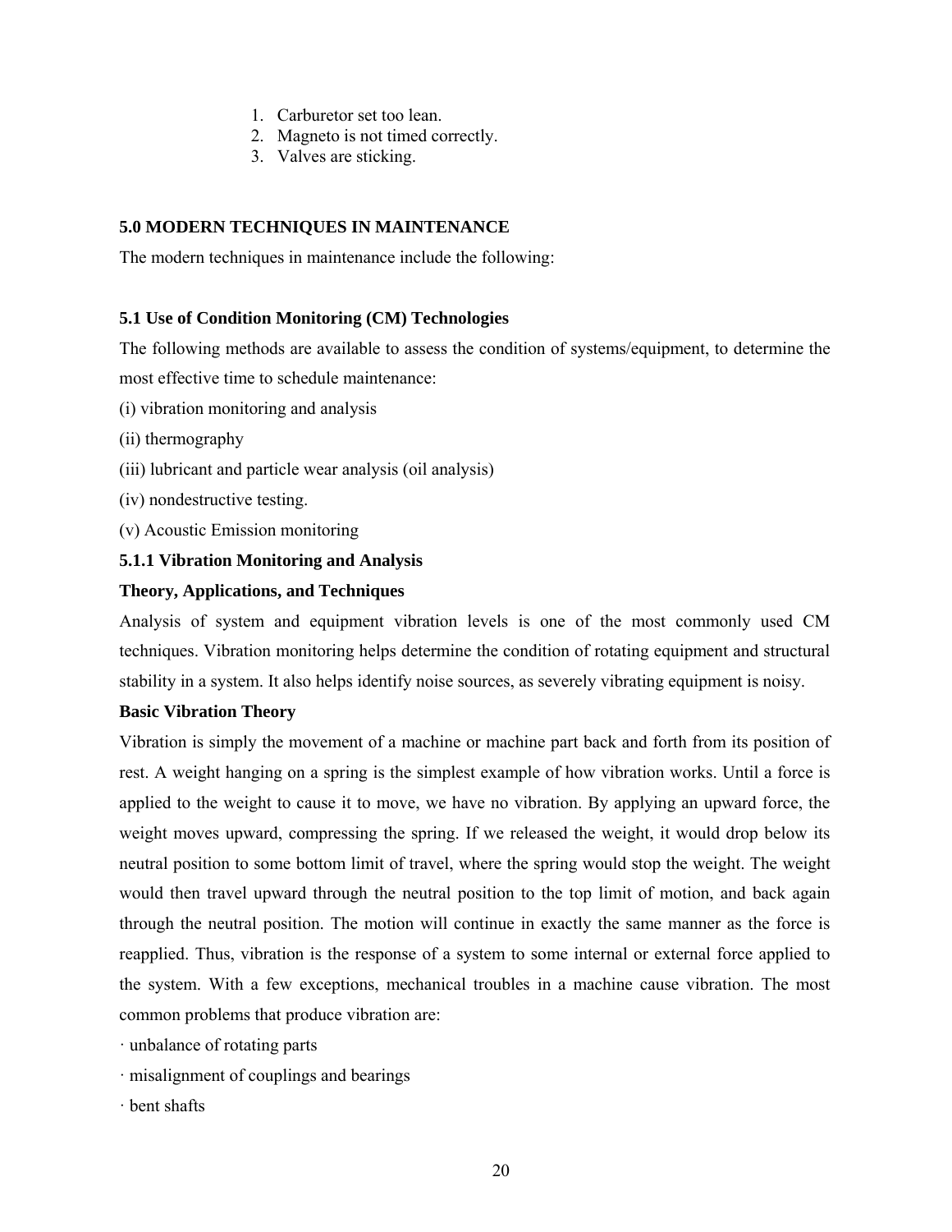1. Carburetor set too lean.
2. Magneto is not timed correctly.
3. Valves are sticking.

## 5.0 MODERN TECHNIQUES IN MAINTENANCE

The modern techniques in maintenance include the following:

### 5.1 Use of Condition Monitoring (CM) Technologies

The following methods are available to assess the condition of systems/equipment, to determine the most effective time to schedule maintenance:

(i) vibration monitoring and analysis

(ii) thermography

(iii) lubricant and particle wear analysis (oil analysis)

(iv) nondestructive testing.

(v) Acoustic Emission monitoring

#### 5.1.1 Vibration Monitoring and Analysis

**Theory, Applications, and Techniques**

Analysis of system and equipment vibration levels is one of the most commonly used CM techniques. Vibration monitoring helps determine the condition of rotating equipment and structural stability in a system. It also helps identify noise sources, as severely vibrating equipment is noisy.

**Basic Vibration Theory**

Vibration is simply the movement of a machine or machine part back and forth from its position of rest. A weight hanging on a spring is the simplest example of how vibration works. Until a force is applied to the weight to cause it to move, we have no vibration. By applying an upward force, the weight moves upward, compressing the spring. If we released the weight, it would drop below its neutral position to some bottom limit of travel, where the spring would stop the weight. The weight would then travel upward through the neutral position to the top limit of motion, and back again through the neutral position. The motion will continue in exactly the same manner as the force is reapplied. Thus, vibration is the response of a system to some internal or external force applied to the system. With a few exceptions, mechanical troubles in a machine cause vibration. The most common problems that produce vibration are:

· unbalance of rotating parts

· misalignment of couplings and bearings

· bent shafts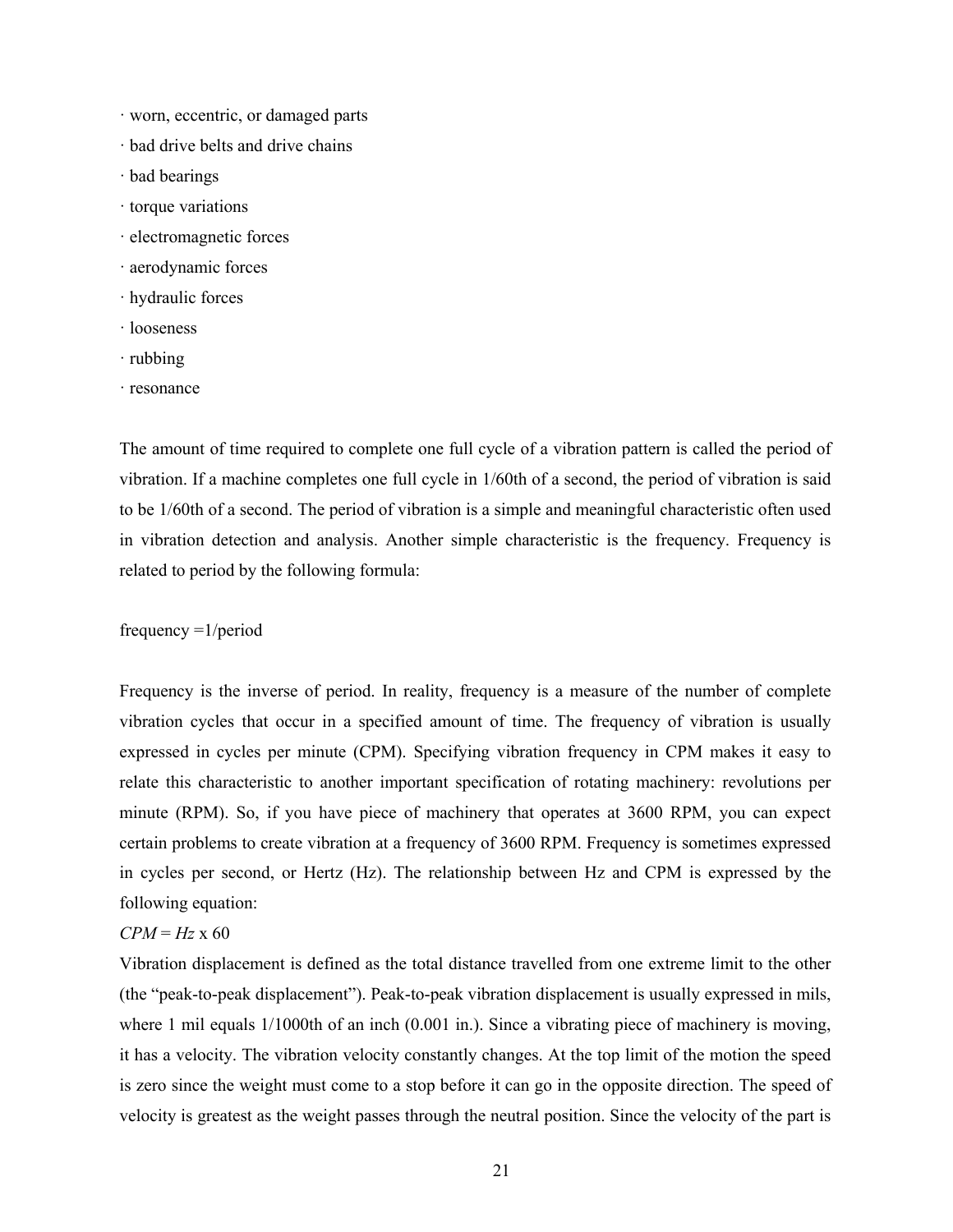- worn, eccentric, or damaged parts
- bad drive belts and drive chains
- bad bearings
- torque variations
- electromagnetic forces
- aerodynamic forces
- hydraulic forces
- looseness
- rubbing
- resonance

The amount of time required to complete one full cycle of a vibration pattern is called the period of vibration. If a machine completes one full cycle in 1/60th of a second, the period of vibration is said to be 1/60th of a second. The period of vibration is a simple and meaningful characteristic often used in vibration detection and analysis. Another simple characteristic is the frequency. Frequency is related to period by the following formula:

frequency =1/period

Frequency is the inverse of period. In reality, frequency is a measure of the number of complete vibration cycles that occur in a specified amount of time. The frequency of vibration is usually expressed in cycles per minute (CPM). Specifying vibration frequency in CPM makes it easy to relate this characteristic to another important specification of rotating machinery: revolutions per minute (RPM). So, if you have piece of machinery that operates at 3600 RPM, you can expect certain problems to create vibration at a frequency of 3600 RPM. Frequency is sometimes expressed in cycles per second, or Hertz (Hz). The relationship between Hz and CPM is expressed by the following equation:

$CPM = Hz \times 60$

Vibration displacement is defined as the total distance travelled from one extreme limit to the other (the "peak-to-peak displacement"). Peak-to-peak vibration displacement is usually expressed in mils, where 1 mil equals 1/1000th of an inch (0.001 in.). Since a vibrating piece of machinery is moving, it has a velocity. The vibration velocity constantly changes. At the top limit of the motion the speed is zero since the weight must come to a stop before it can go in the opposite direction. The speed of velocity is greatest as the weight passes through the neutral position. Since the velocity of the part is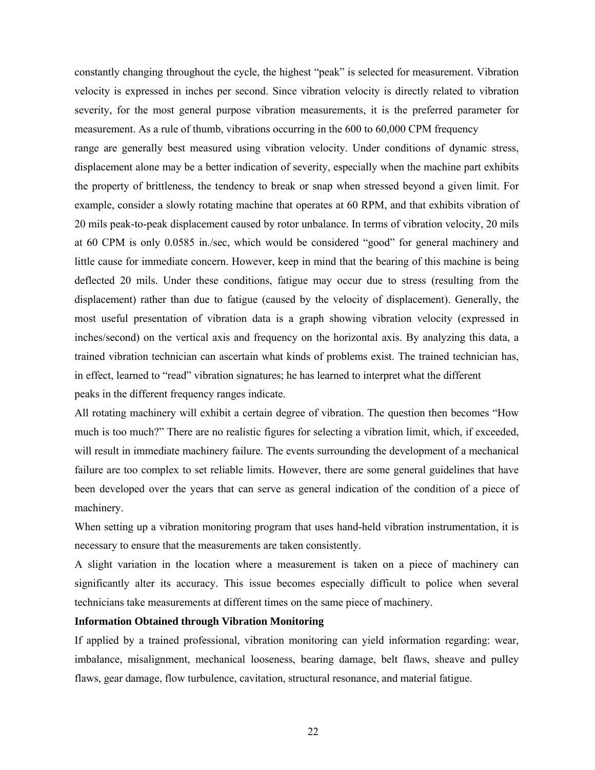constantly changing throughout the cycle, the highest "peak" is selected for measurement. Vibration velocity is expressed in inches per second. Since vibration velocity is directly related to vibration severity, for the most general purpose vibration measurements, it is the preferred parameter for measurement. As a rule of thumb, vibrations occurring in the 600 to 60,000 CPM frequency range are generally best measured using vibration velocity. Under conditions of dynamic stress, displacement alone may be a better indication of severity, especially when the machine part exhibits the property of brittleness, the tendency to break or snap when stressed beyond a given limit. For example, consider a slowly rotating machine that operates at 60 RPM, and that exhibits vibration of 20 mils peak-to-peak displacement caused by rotor unbalance. In terms of vibration velocity, 20 mils at 60 CPM is only 0.0585 in./sec, which would be considered "good" for general machinery and little cause for immediate concern. However, keep in mind that the bearing of this machine is being deflected 20 mils. Under these conditions, fatigue may occur due to stress (resulting from the displacement) rather than due to fatigue (caused by the velocity of displacement). Generally, the most useful presentation of vibration data is a graph showing vibration velocity (expressed in inches/second) on the vertical axis and frequency on the horizontal axis. By analyzing this data, a trained vibration technician can ascertain what kinds of problems exist. The trained technician has, in effect, learned to "read" vibration signatures; he has learned to interpret what the different peaks in the different frequency ranges indicate.

All rotating machinery will exhibit a certain degree of vibration. The question then becomes "How much is too much?" There are no realistic figures for selecting a vibration limit, which, if exceeded, will result in immediate machinery failure. The events surrounding the development of a mechanical failure are too complex to set reliable limits. However, there are some general guidelines that have been developed over the years that can serve as general indication of the condition of a piece of machinery.

When setting up a vibration monitoring program that uses hand-held vibration instrumentation, it is necessary to ensure that the measurements are taken consistently.

A slight variation in the location where a measurement is taken on a piece of machinery can significantly alter its accuracy. This issue becomes especially difficult to police when several technicians take measurements at different times on the same piece of machinery.

**Information Obtained through Vibration Monitoring**

If applied by a trained professional, vibration monitoring can yield information regarding: wear, imbalance, misalignment, mechanical looseness, bearing damage, belt flaws, sheave and pulley flaws, gear damage, flow turbulence, cavitation, structural resonance, and material fatigue.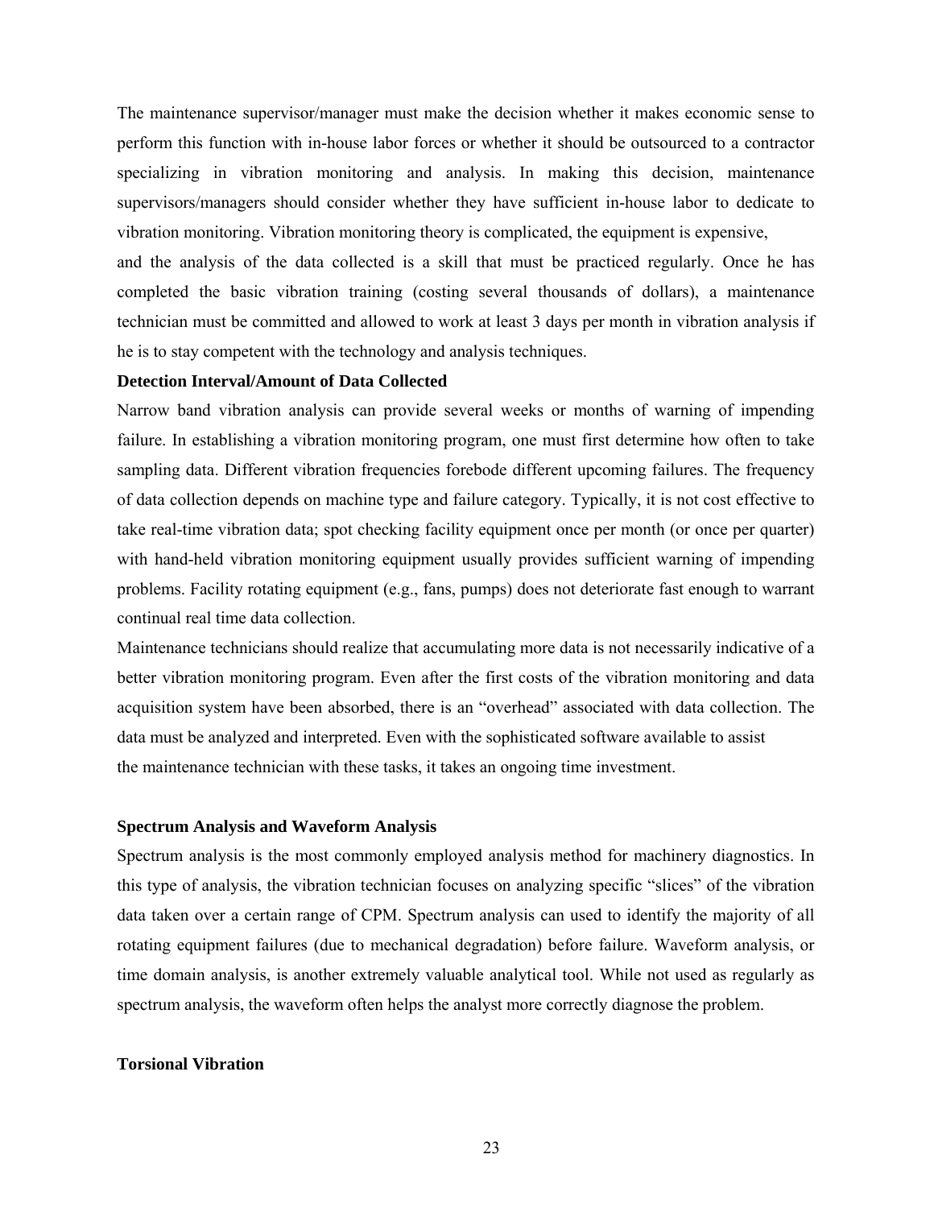The maintenance supervisor/manager must make the decision whether it makes economic sense to perform this function with in-house labor forces or whether it should be outsourced to a contractor specializing in vibration monitoring and analysis. In making this decision, maintenance supervisors/managers should consider whether they have sufficient in-house labor to dedicate to vibration monitoring. Vibration monitoring theory is complicated, the equipment is expensive, and the analysis of the data collected is a skill that must be practiced regularly. Once he has completed the basic vibration training (costing several thousands of dollars), a maintenance technician must be committed and allowed to work at least 3 days per month in vibration analysis if he is to stay competent with the technology and analysis techniques.

**Detection Interval/Amount of Data Collected**

Narrow band vibration analysis can provide several weeks or months of warning of impending failure. In establishing a vibration monitoring program, one must first determine how often to take sampling data. Different vibration frequencies forebode different upcoming failures. The frequency of data collection depends on machine type and failure category. Typically, it is not cost effective to take real-time vibration data; spot checking facility equipment once per month (or once per quarter) with hand-held vibration monitoring equipment usually provides sufficient warning of impending problems. Facility rotating equipment (e.g., fans, pumps) does not deteriorate fast enough to warrant continual real time data collection.

Maintenance technicians should realize that accumulating more data is not necessarily indicative of a better vibration monitoring program. Even after the first costs of the vibration monitoring and data acquisition system have been absorbed, there is an "overhead" associated with data collection. The data must be analyzed and interpreted. Even with the sophisticated software available to assist the maintenance technician with these tasks, it takes an ongoing time investment.

**Spectrum Analysis and Waveform Analysis**

Spectrum analysis is the most commonly employed analysis method for machinery diagnostics. In this type of analysis, the vibration technician focuses on analyzing specific "slices" of the vibration data taken over a certain range of CPM. Spectrum analysis can used to identify the majority of all rotating equipment failures (due to mechanical degradation) before failure. Waveform analysis, or time domain analysis, is another extremely valuable analytical tool. While not used as regularly as spectrum analysis, the waveform often helps the analyst more correctly diagnose the problem.

**Torsional Vibration**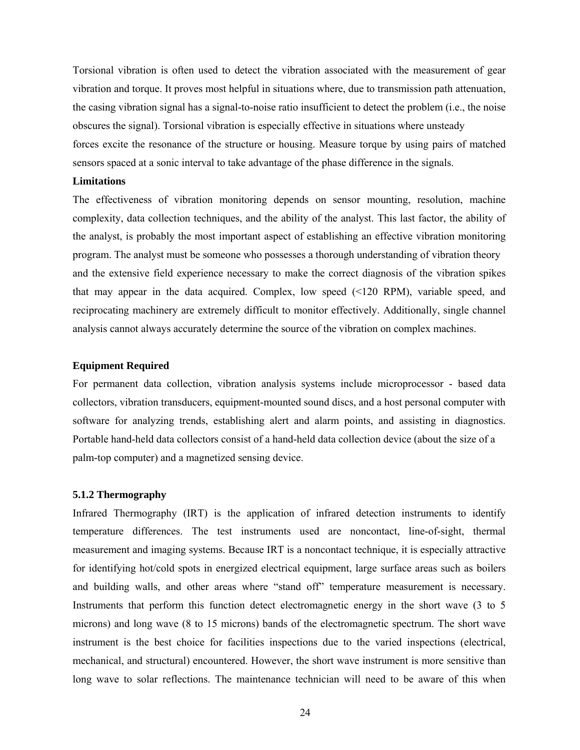Torsional vibration is often used to detect the vibration associated with the measurement of gear vibration and torque. It proves most helpful in situations where, due to transmission path attenuation, the casing vibration signal has a signal-to-noise ratio insufficient to detect the problem (i.e., the noise obscures the signal). Torsional vibration is especially effective in situations where unsteady forces excite the resonance of the structure or housing. Measure torque by using pairs of matched sensors spaced at a sonic interval to take advantage of the phase difference in the signals.

**Limitations**

The effectiveness of vibration monitoring depends on sensor mounting, resolution, machine complexity, data collection techniques, and the ability of the analyst. This last factor, the ability of the analyst, is probably the most important aspect of establishing an effective vibration monitoring program. The analyst must be someone who possesses a thorough understanding of vibration theory and the extensive field experience necessary to make the correct diagnosis of the vibration spikes that may appear in the data acquired. Complex, low speed (<120 RPM), variable speed, and reciprocating machinery are extremely difficult to monitor effectively. Additionally, single channel analysis cannot always accurately determine the source of the vibration on complex machines.

**Equipment Required**

For permanent data collection, vibration analysis systems include microprocessor - based data collectors, vibration transducers, equipment-mounted sound discs, and a host personal computer with software for analyzing trends, establishing alert and alarm points, and assisting in diagnostics. Portable hand-held data collectors consist of a hand-held data collection device (about the size of a palm-top computer) and a magnetized sensing device.

### 5.1.2 Thermography

Infrared Thermography (IRT) is the application of infrared detection instruments to identify temperature differences. The test instruments used are noncontact, line-of-sight, thermal measurement and imaging systems. Because IRT is a noncontact technique, it is especially attractive for identifying hot/cold spots in energized electrical equipment, large surface areas such as boilers and building walls, and other areas where "stand off" temperature measurement is necessary. Instruments that perform this function detect electromagnetic energy in the short wave (3 to 5 microns) and long wave (8 to 15 microns) bands of the electromagnetic spectrum. The short wave instrument is the best choice for facilities inspections due to the varied inspections (electrical, mechanical, and structural) encountered. However, the short wave instrument is more sensitive than long wave to solar reflections. The maintenance technician will need to be aware of this when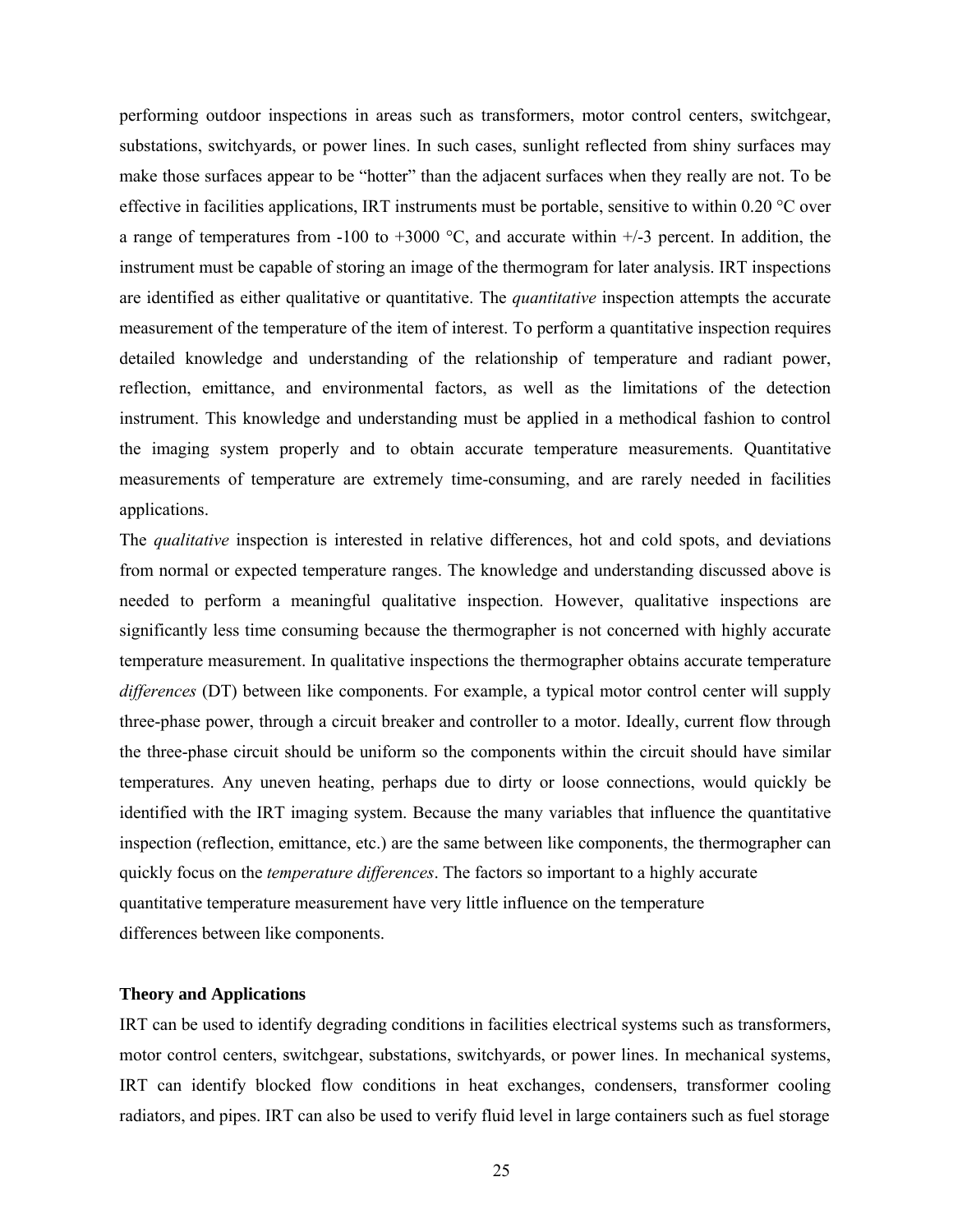performing outdoor inspections in areas such as transformers, motor control centers, switchgear, substations, switchyards, or power lines. In such cases, sunlight reflected from shiny surfaces may make those surfaces appear to be "hotter" than the adjacent surfaces when they really are not. To be effective in facilities applications, IRT instruments must be portable, sensitive to within 0.20 °C over a range of temperatures from -100 to +3000 °C, and accurate within +/-3 percent. In addition, the instrument must be capable of storing an image of the thermogram for later analysis. IRT inspections are identified as either qualitative or quantitative. The *quantitative* inspection attempts the accurate measurement of the temperature of the item of interest. To perform a quantitative inspection requires detailed knowledge and understanding of the relationship of temperature and radiant power, reflection, emittance, and environmental factors, as well as the limitations of the detection instrument. This knowledge and understanding must be applied in a methodical fashion to control the imaging system properly and to obtain accurate temperature measurements. Quantitative measurements of temperature are extremely time-consuming, and are rarely needed in facilities applications.

The *qualitative* inspection is interested in relative differences, hot and cold spots, and deviations from normal or expected temperature ranges. The knowledge and understanding discussed above is needed to perform a meaningful qualitative inspection. However, qualitative inspections are significantly less time consuming because the thermographer is not concerned with highly accurate temperature measurement. In qualitative inspections the thermographer obtains accurate temperature *differences* (DT) between like components. For example, a typical motor control center will supply three-phase power, through a circuit breaker and controller to a motor. Ideally, current flow through the three-phase circuit should be uniform so the components within the circuit should have similar temperatures. Any uneven heating, perhaps due to dirty or loose connections, would quickly be identified with the IRT imaging system. Because the many variables that influence the quantitative inspection (reflection, emittance, etc.) are the same between like components, the thermographer can quickly focus on the *temperature differences*. The factors so important to a highly accurate quantitative temperature measurement have very little influence on the temperature differences between like components.

**Theory and Applications**

IRT can be used to identify degrading conditions in facilities electrical systems such as transformers, motor control centers, switchgear, substations, switchyards, or power lines. In mechanical systems, IRT can identify blocked flow conditions in heat exchanges, condensers, transformer cooling radiators, and pipes. IRT can also be used to verify fluid level in large containers such as fuel storage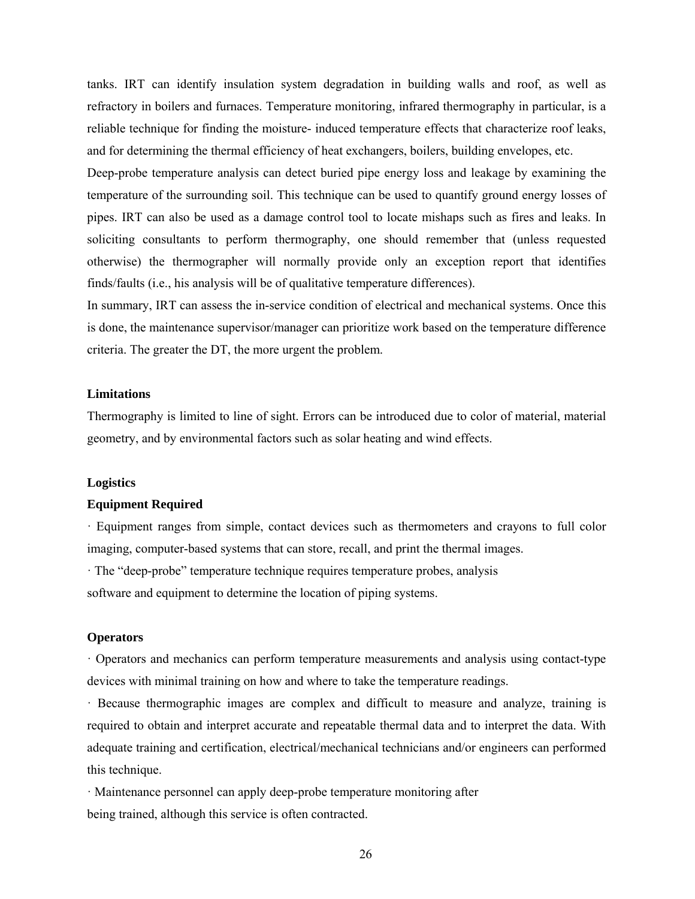tanks. IRT can identify insulation system degradation in building walls and roof, as well as refractory in boilers and furnaces. Temperature monitoring, infrared thermography in particular, is a reliable technique for finding the moisture- induced temperature effects that characterize roof leaks, and for determining the thermal efficiency of heat exchangers, boilers, building envelopes, etc.

Deep-probe temperature analysis can detect buried pipe energy loss and leakage by examining the temperature of the surrounding soil. This technique can be used to quantify ground energy losses of pipes. IRT can also be used as a damage control tool to locate mishaps such as fires and leaks. In soliciting consultants to perform thermography, one should remember that (unless requested otherwise) the thermographer will normally provide only an exception report that identifies finds/faults (i.e., his analysis will be of qualitative temperature differences).

In summary, IRT can assess the in-service condition of electrical and mechanical systems. Once this is done, the maintenance supervisor/manager can prioritize work based on the temperature difference criteria. The greater the DT, the more urgent the problem.

**Limitations**

Thermography is limited to line of sight. Errors can be introduced due to color of material, material geometry, and by environmental factors such as solar heating and wind effects.

**Logistics**

**Equipment Required**

· Equipment ranges from simple, contact devices such as thermometers and crayons to full color imaging, computer-based systems that can store, recall, and print the thermal images.

· The “deep-probe” temperature technique requires temperature probes, analysis software and equipment to determine the location of piping systems.

**Operators**

· Operators and mechanics can perform temperature measurements and analysis using contact-type devices with minimal training on how and where to take the temperature readings.

· Because thermographic images are complex and difficult to measure and analyze, training is required to obtain and interpret accurate and repeatable thermal data and to interpret the data. With adequate training and certification, electrical/mechanical technicians and/or engineers can performed this technique.

· Maintenance personnel can apply deep-probe temperature monitoring after being trained, although this service is often contracted.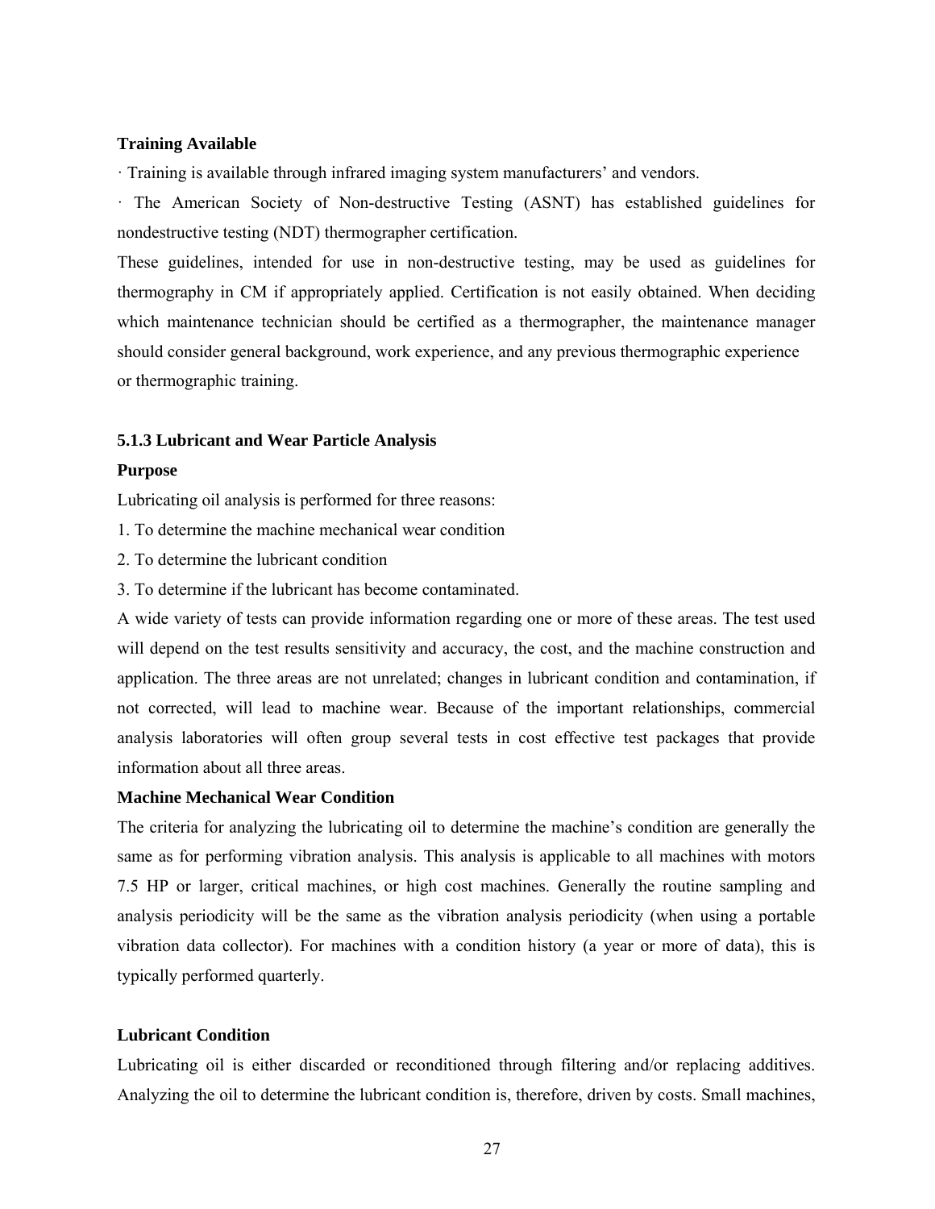**Training Available**

· Training is available through infrared imaging system manufacturers' and vendors.

· The American Society of Non-destructive Testing (ASNT) has established guidelines for nondestructive testing (NDT) thermographer certification.

These guidelines, intended for use in non-destructive testing, may be used as guidelines for thermography in CM if appropriately applied. Certification is not easily obtained. When deciding which maintenance technician should be certified as a thermographer, the maintenance manager should consider general background, work experience, and any previous thermographic experience or thermographic training.

### 5.1.3 Lubricant and Wear Particle Analysis

**Purpose**

Lubricating oil analysis is performed for three reasons:

1. To determine the machine mechanical wear condition
2. To determine the lubricant condition
3. To determine if the lubricant has become contaminated.

A wide variety of tests can provide information regarding one or more of these areas. The test used will depend on the test results sensitivity and accuracy, the cost, and the machine construction and application. The three areas are not unrelated; changes in lubricant condition and contamination, if not corrected, will lead to machine wear. Because of the important relationships, commercial analysis laboratories will often group several tests in cost effective test packages that provide information about all three areas.

**Machine Mechanical Wear Condition**

The criteria for analyzing the lubricating oil to determine the machine's condition are generally the same as for performing vibration analysis. This analysis is applicable to all machines with motors 7.5 HP or larger, critical machines, or high cost machines. Generally the routine sampling and analysis periodicity will be the same as the vibration analysis periodicity (when using a portable vibration data collector). For machines with a condition history (a year or more of data), this is typically performed quarterly.

**Lubricant Condition**

Lubricating oil is either discarded or reconditioned through filtering and/or replacing additives. Analyzing the oil to determine the lubricant condition is, therefore, driven by costs. Small machines,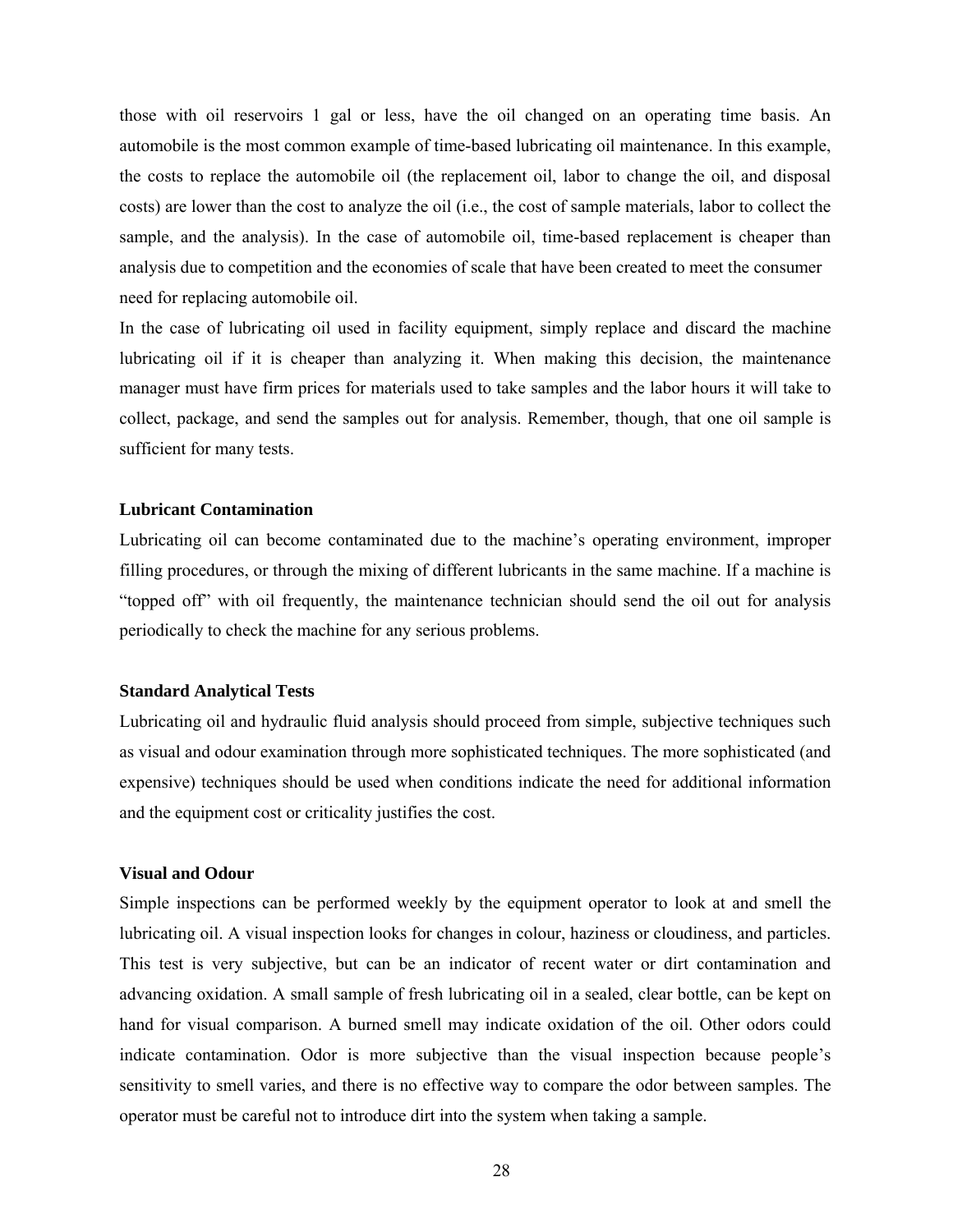those with oil reservoirs 1 gal or less, have the oil changed on an operating time basis. An automobile is the most common example of time-based lubricating oil maintenance. In this example, the costs to replace the automobile oil (the replacement oil, labor to change the oil, and disposal costs) are lower than the cost to analyze the oil (i.e., the cost of sample materials, labor to collect the sample, and the analysis). In the case of automobile oil, time-based replacement is cheaper than analysis due to competition and the economies of scale that have been created to meet the consumer need for replacing automobile oil.

In the case of lubricating oil used in facility equipment, simply replace and discard the machine lubricating oil if it is cheaper than analyzing it. When making this decision, the maintenance manager must have firm prices for materials used to take samples and the labor hours it will take to collect, package, and send the samples out for analysis. Remember, though, that one oil sample is sufficient for many tests.

### Lubricant Contamination

Lubricating oil can become contaminated due to the machine's operating environment, improper filling procedures, or through the mixing of different lubricants in the same machine. If a machine is "topped off" with oil frequently, the maintenance technician should send the oil out for analysis periodically to check the machine for any serious problems.

### Standard Analytical Tests

Lubricating oil and hydraulic fluid analysis should proceed from simple, subjective techniques such as visual and odour examination through more sophisticated techniques. The more sophisticated (and expensive) techniques should be used when conditions indicate the need for additional information and the equipment cost or criticality justifies the cost.

### Visual and Odour

Simple inspections can be performed weekly by the equipment operator to look at and smell the lubricating oil. A visual inspection looks for changes in colour, haziness or cloudiness, and particles. This test is very subjective, but can be an indicator of recent water or dirt contamination and advancing oxidation. A small sample of fresh lubricating oil in a sealed, clear bottle, can be kept on hand for visual comparison. A burned smell may indicate oxidation of the oil. Other odors could indicate contamination. Odor is more subjective than the visual inspection because people's sensitivity to smell varies, and there is no effective way to compare the odor between samples. The operator must be careful not to introduce dirt into the system when taking a sample.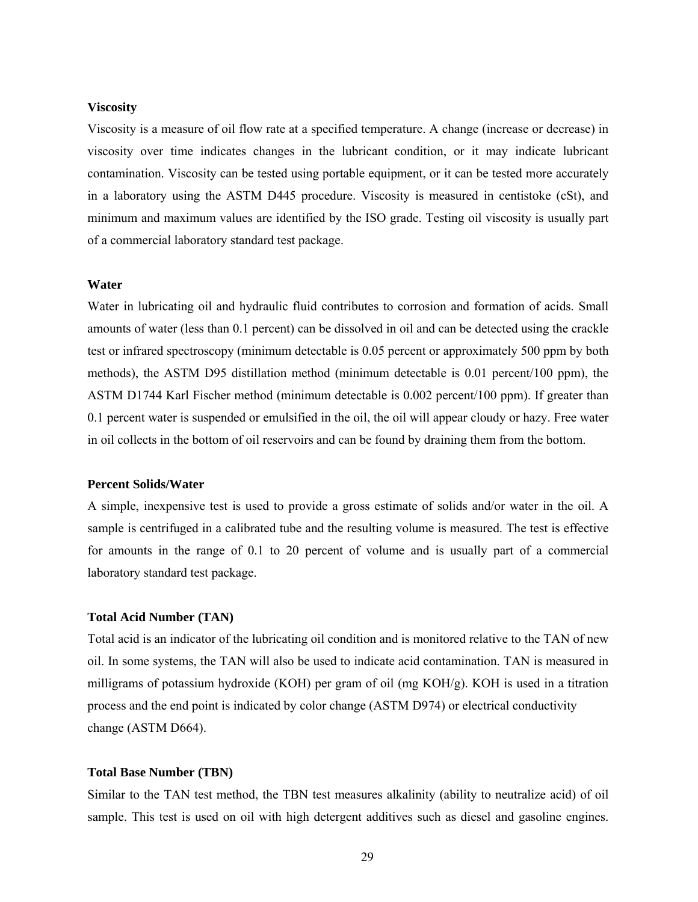**Viscosity**

Viscosity is a measure of oil flow rate at a specified temperature. A change (increase or decrease) in viscosity over time indicates changes in the lubricant condition, or it may indicate lubricant contamination. Viscosity can be tested using portable equipment, or it can be tested more accurately in a laboratory using the ASTM D445 procedure. Viscosity is measured in centistoke (cSt), and minimum and maximum values are identified by the ISO grade. Testing oil viscosity is usually part of a commercial laboratory standard test package.

**Water**

Water in lubricating oil and hydraulic fluid contributes to corrosion and formation of acids. Small amounts of water (less than 0.1 percent) can be dissolved in oil and can be detected using the crackle test or infrared spectroscopy (minimum detectable is 0.05 percent or approximately 500 ppm by both methods), the ASTM D95 distillation method (minimum detectable is 0.01 percent/100 ppm), the ASTM D1744 Karl Fischer method (minimum detectable is 0.002 percent/100 ppm). If greater than 0.1 percent water is suspended or emulsified in the oil, the oil will appear cloudy or hazy. Free water in oil collects in the bottom of oil reservoirs and can be found by draining them from the bottom.

**Percent Solids/Water**

A simple, inexpensive test is used to provide a gross estimate of solids and/or water in the oil. A sample is centrifuged in a calibrated tube and the resulting volume is measured. The test is effective for amounts in the range of 0.1 to 20 percent of volume and is usually part of a commercial laboratory standard test package.

**Total Acid Number (TAN)**

Total acid is an indicator of the lubricating oil condition and is monitored relative to the TAN of new oil. In some systems, the TAN will also be used to indicate acid contamination. TAN is measured in milligrams of potassium hydroxide (KOH) per gram of oil (mg KOH/g). KOH is used in a titration process and the end point is indicated by color change (ASTM D974) or electrical conductivity change (ASTM D664).

**Total Base Number (TBN)**

Similar to the TAN test method, the TBN test measures alkalinity (ability to neutralize acid) of oil sample. This test is used on oil with high detergent additives such as diesel and gasoline engines.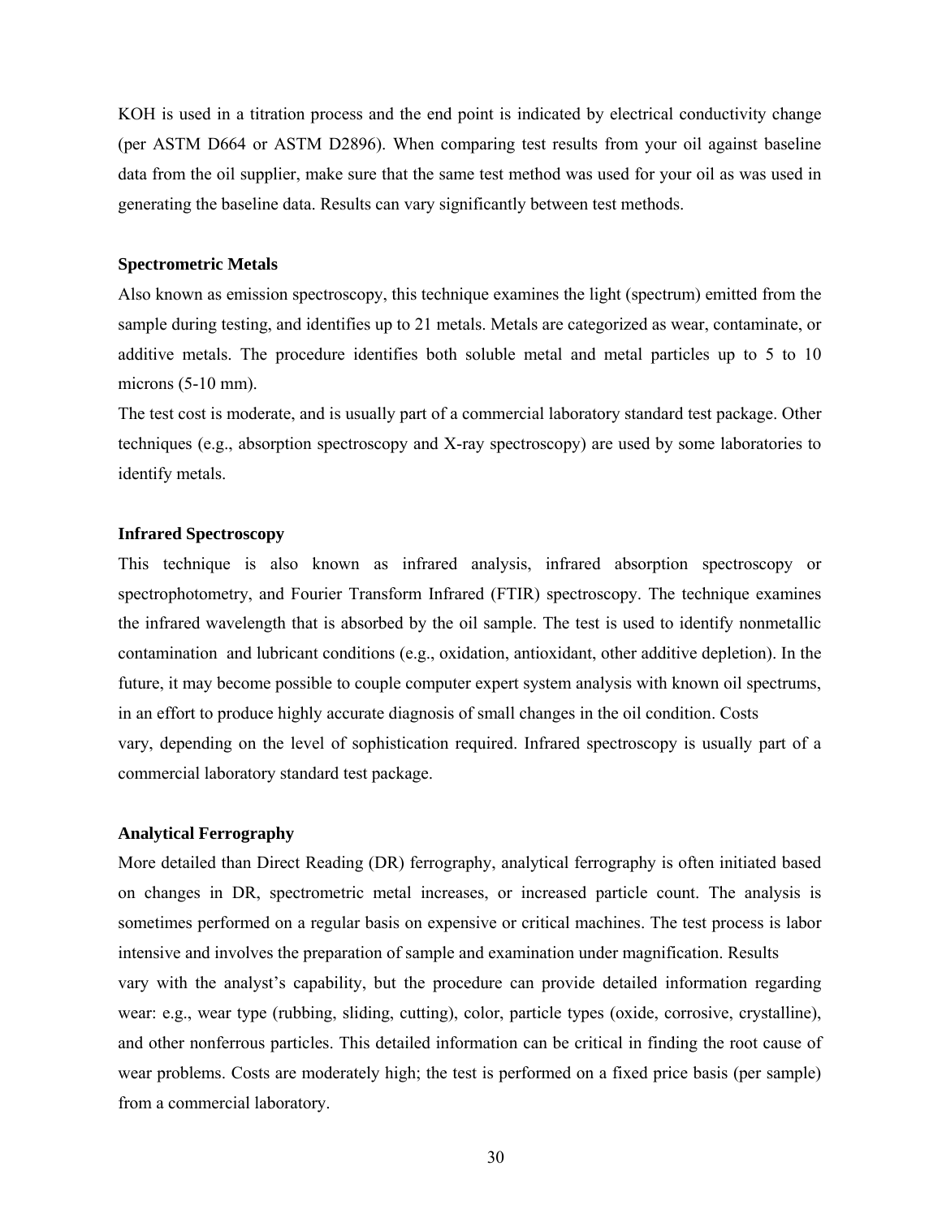KOH is used in a titration process and the end point is indicated by electrical conductivity change (per ASTM D664 or ASTM D2896). When comparing test results from your oil against baseline data from the oil supplier, make sure that the same test method was used for your oil as was used in generating the baseline data. Results can vary significantly between test methods.

**Spectrometric Metals**

Also known as emission spectroscopy, this technique examines the light (spectrum) emitted from the sample during testing, and identifies up to 21 metals. Metals are categorized as wear, contaminate, or additive metals. The procedure identifies both soluble metal and metal particles up to 5 to 10 microns (5-10 mm).

The test cost is moderate, and is usually part of a commercial laboratory standard test package. Other techniques (e.g., absorption spectroscopy and X-ray spectroscopy) are used by some laboratories to identify metals.

**Infrared Spectroscopy**

This technique is also known as infrared analysis, infrared absorption spectroscopy or spectrophotometry, and Fourier Transform Infrared (FTIR) spectroscopy. The technique examines the infrared wavelength that is absorbed by the oil sample. The test is used to identify nonmetallic contamination and lubricant conditions (e.g., oxidation, antioxidant, other additive depletion). In the future, it may become possible to couple computer expert system analysis with known oil spectrums, in an effort to produce highly accurate diagnosis of small changes in the oil condition. Costs vary, depending on the level of sophistication required. Infrared spectroscopy is usually part of a commercial laboratory standard test package.

**Analytical Ferrography**

More detailed than Direct Reading (DR) ferrography, analytical ferrography is often initiated based on changes in DR, spectrometric metal increases, or increased particle count. The analysis is sometimes performed on a regular basis on expensive or critical machines. The test process is labor intensive and involves the preparation of sample and examination under magnification. Results vary with the analyst's capability, but the procedure can provide detailed information regarding wear: e.g., wear type (rubbing, sliding, cutting), color, particle types (oxide, corrosive, crystalline), and other nonferrous particles. This detailed information can be critical in finding the root cause of wear problems. Costs are moderately high; the test is performed on a fixed price basis (per sample) from a commercial laboratory.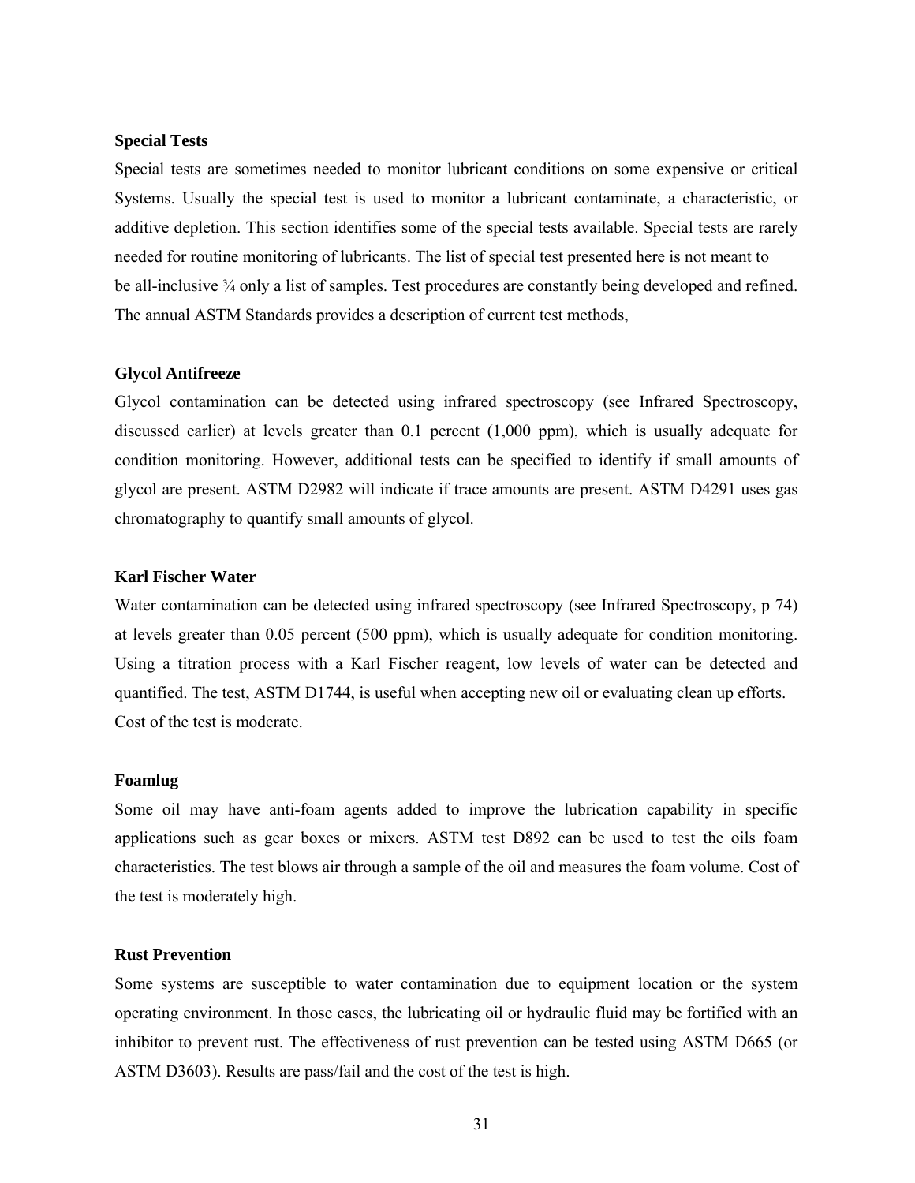### Special Tests

Special tests are sometimes needed to monitor lubricant conditions on some expensive or critical Systems. Usually the special test is used to monitor a lubricant contaminate, a characteristic, or additive depletion. This section identifies some of the special tests available. Special tests are rarely needed for routine monitoring of lubricants. The list of special test presented here is not meant to be all-inclusive ¾ only a list of samples. Test procedures are constantly being developed and refined. The annual ASTM Standards provides a description of current test methods,

### Glycol Antifreeze

Glycol contamination can be detected using infrared spectroscopy (see Infrared Spectroscopy, discussed earlier) at levels greater than 0.1 percent (1,000 ppm), which is usually adequate for condition monitoring. However, additional tests can be specified to identify if small amounts of glycol are present. ASTM D2982 will indicate if trace amounts are present. ASTM D4291 uses gas chromatography to quantify small amounts of glycol.

### Karl Fischer Water

Water contamination can be detected using infrared spectroscopy (see Infrared Spectroscopy, p 74) at levels greater than 0.05 percent (500 ppm), which is usually adequate for condition monitoring. Using a titration process with a Karl Fischer reagent, low levels of water can be detected and quantified. The test, ASTM D1744, is useful when accepting new oil or evaluating clean up efforts. Cost of the test is moderate.

### Foamlug

Some oil may have anti-foam agents added to improve the lubrication capability in specific applications such as gear boxes or mixers. ASTM test D892 can be used to test the oils foam characteristics. The test blows air through a sample of the oil and measures the foam volume. Cost of the test is moderately high.

### Rust Prevention

Some systems are susceptible to water contamination due to equipment location or the system operating environment. In those cases, the lubricating oil or hydraulic fluid may be fortified with an inhibitor to prevent rust. The effectiveness of rust prevention can be tested using ASTM D665 (or ASTM D3603). Results are pass/fail and the cost of the test is high.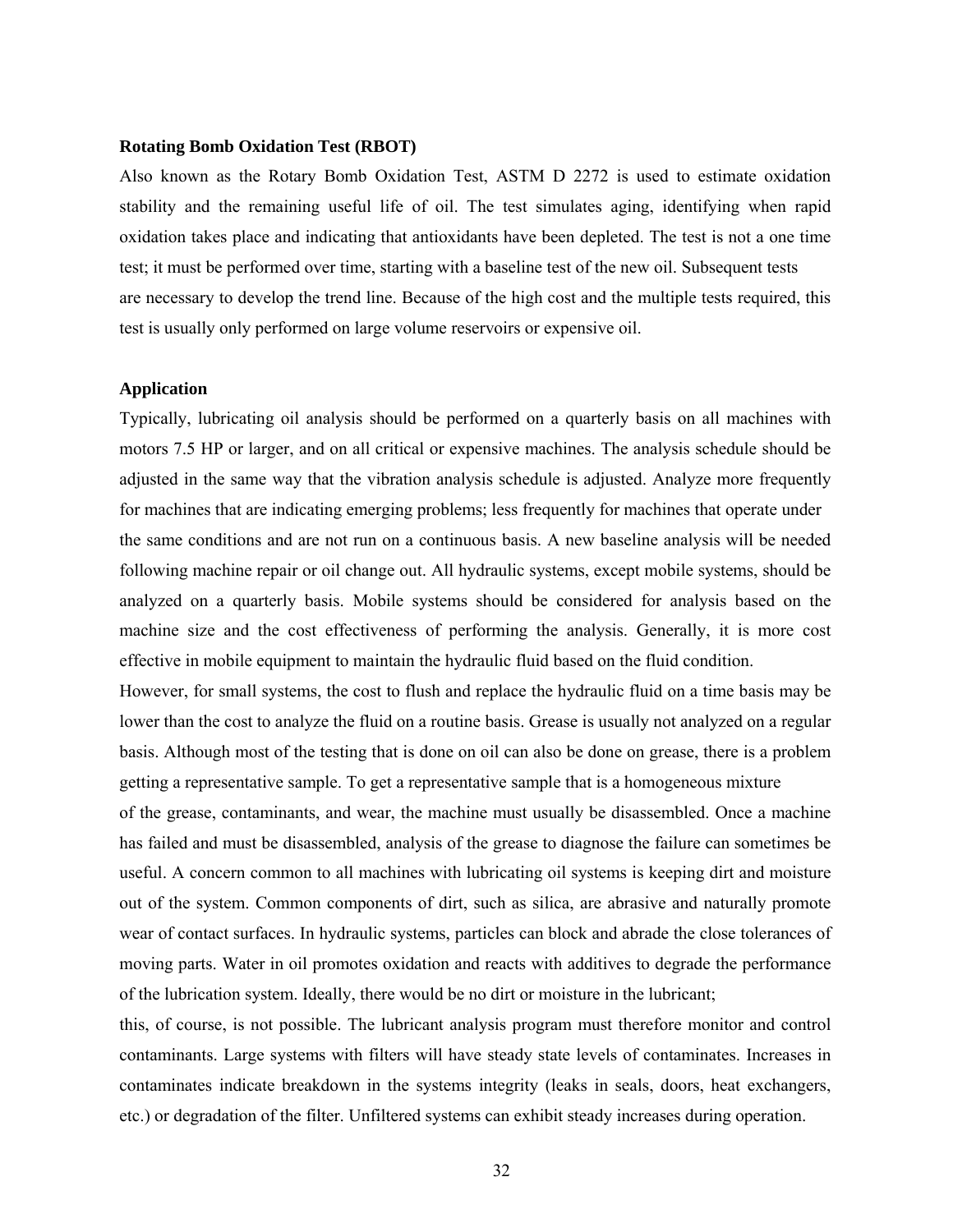**Rotating Bomb Oxidation Test (RBOT)**

Also known as the Rotary Bomb Oxidation Test, ASTM D 2272 is used to estimate oxidation stability and the remaining useful life of oil. The test simulates aging, identifying when rapid oxidation takes place and indicating that antioxidants have been depleted. The test is not a one time test; it must be performed over time, starting with a baseline test of the new oil. Subsequent tests are necessary to develop the trend line. Because of the high cost and the multiple tests required, this test is usually only performed on large volume reservoirs or expensive oil.

**Application**

Typically, lubricating oil analysis should be performed on a quarterly basis on all machines with motors 7.5 HP or larger, and on all critical or expensive machines. The analysis schedule should be adjusted in the same way that the vibration analysis schedule is adjusted. Analyze more frequently for machines that are indicating emerging problems; less frequently for machines that operate under the same conditions and are not run on a continuous basis. A new baseline analysis will be needed following machine repair or oil change out. All hydraulic systems, except mobile systems, should be analyzed on a quarterly basis. Mobile systems should be considered for analysis based on the machine size and the cost effectiveness of performing the analysis. Generally, it is more cost effective in mobile equipment to maintain the hydraulic fluid based on the fluid condition.

However, for small systems, the cost to flush and replace the hydraulic fluid on a time basis may be lower than the cost to analyze the fluid on a routine basis. Grease is usually not analyzed on a regular basis. Although most of the testing that is done on oil can also be done on grease, there is a problem getting a representative sample. To get a representative sample that is a homogeneous mixture of the grease, contaminants, and wear, the machine must usually be disassembled. Once a machine has failed and must be disassembled, analysis of the grease to diagnose the failure can sometimes be useful. A concern common to all machines with lubricating oil systems is keeping dirt and moisture out of the system. Common components of dirt, such as silica, are abrasive and naturally promote wear of contact surfaces. In hydraulic systems, particles can block and abrade the close tolerances of moving parts. Water in oil promotes oxidation and reacts with additives to degrade the performance of the lubrication system. Ideally, there would be no dirt or moisture in the lubricant; this, of course, is not possible. The lubricant analysis program must therefore monitor and control contaminants. Large systems with filters will have steady state levels of contaminates. Increases in contaminates indicate breakdown in the systems integrity (leaks in seals, doors, heat exchangers, etc.) or degradation of the filter. Unfiltered systems can exhibit steady increases during operation.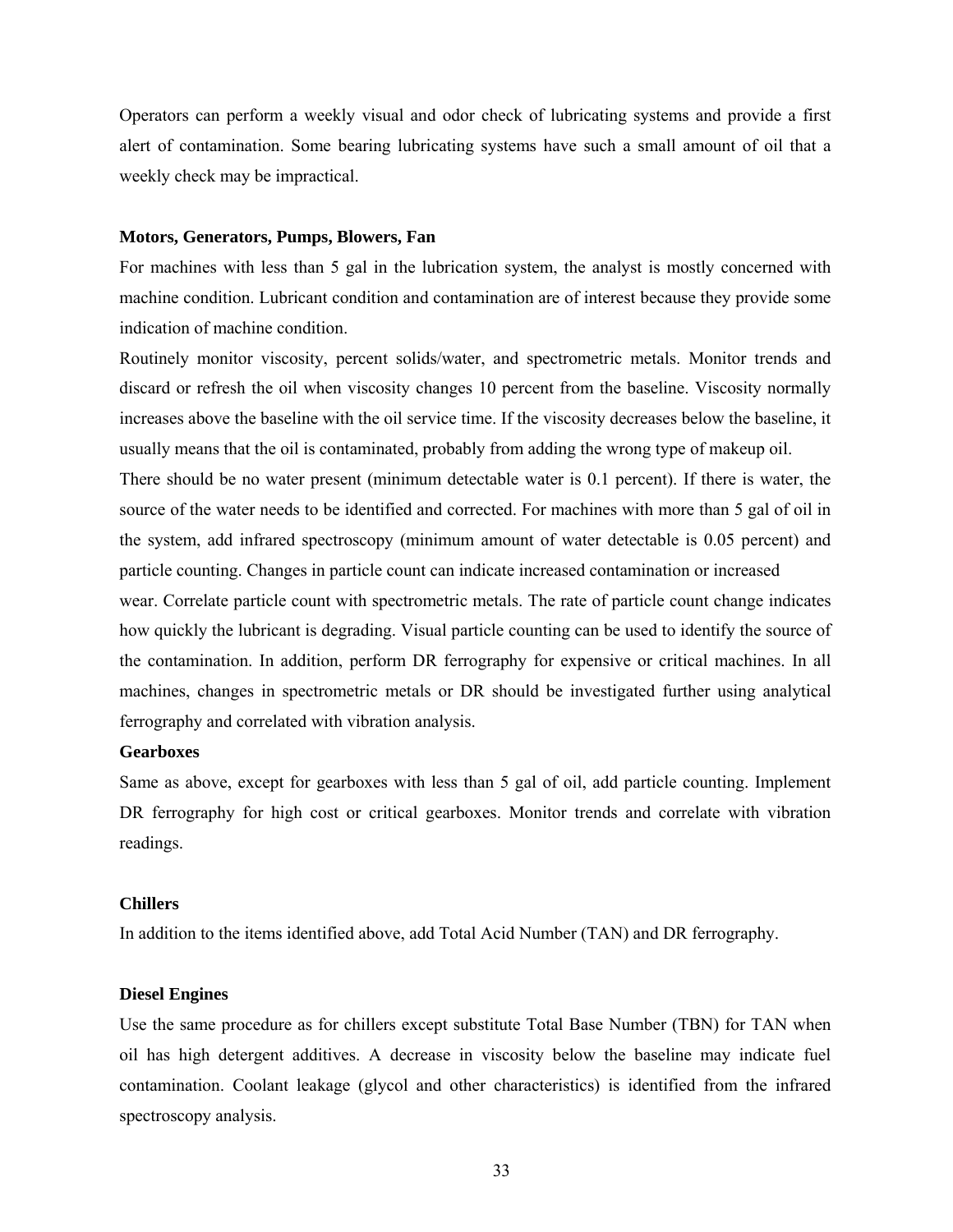Operators can perform a weekly visual and odor check of lubricating systems and provide a first alert of contamination. Some bearing lubricating systems have such a small amount of oil that a weekly check may be impractical.

**Motors, Generators, Pumps, Blowers, Fan**

For machines with less than 5 gal in the lubrication system, the analyst is mostly concerned with machine condition. Lubricant condition and contamination are of interest because they provide some indication of machine condition.

Routinely monitor viscosity, percent solids/water, and spectrometric metals. Monitor trends and discard or refresh the oil when viscosity changes 10 percent from the baseline. Viscosity normally increases above the baseline with the oil service time. If the viscosity decreases below the baseline, it usually means that the oil is contaminated, probably from adding the wrong type of makeup oil.

There should be no water present (minimum detectable water is 0.1 percent). If there is water, the source of the water needs to be identified and corrected. For machines with more than 5 gal of oil in the system, add infrared spectroscopy (minimum amount of water detectable is 0.05 percent) and particle counting. Changes in particle count can indicate increased contamination or increased wear. Correlate particle count with spectrometric metals. The rate of particle count change indicates how quickly the lubricant is degrading. Visual particle counting can be used to identify the source of the contamination. In addition, perform DR ferrography for expensive or critical machines. In all machines, changes in spectrometric metals or DR should be investigated further using analytical ferrography and correlated with vibration analysis.

**Gearboxes**

Same as above, except for gearboxes with less than 5 gal of oil, add particle counting. Implement DR ferrography for high cost or critical gearboxes. Monitor trends and correlate with vibration readings.

**Chillers**

In addition to the items identified above, add Total Acid Number (TAN) and DR ferrography.

**Diesel Engines**

Use the same procedure as for chillers except substitute Total Base Number (TBN) for TAN when oil has high detergent additives. A decrease in viscosity below the baseline may indicate fuel contamination. Coolant leakage (glycol and other characteristics) is identified from the infrared spectroscopy analysis.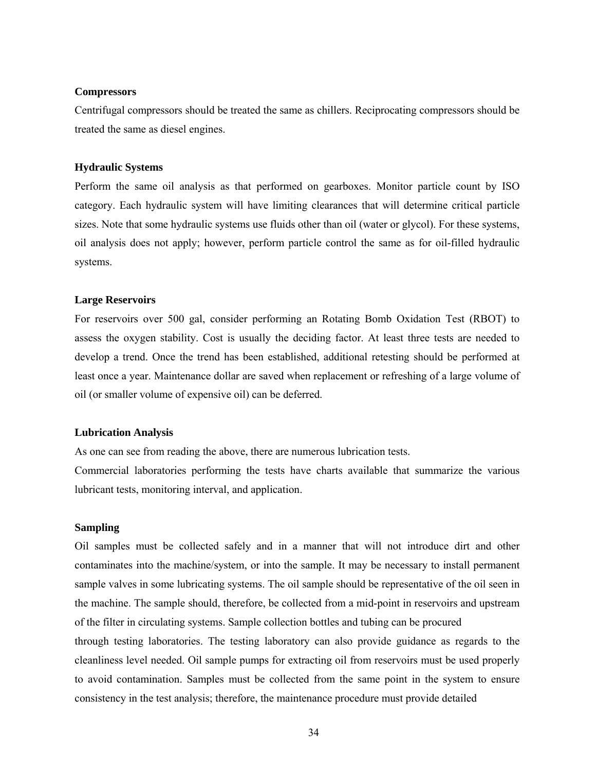**Compressors**

Centrifugal compressors should be treated the same as chillers. Reciprocating compressors should be treated the same as diesel engines.

**Hydraulic Systems**

Perform the same oil analysis as that performed on gearboxes. Monitor particle count by ISO category. Each hydraulic system will have limiting clearances that will determine critical particle sizes. Note that some hydraulic systems use fluids other than oil (water or glycol). For these systems, oil analysis does not apply; however, perform particle control the same as for oil-filled hydraulic systems.

**Large Reservoirs**

For reservoirs over 500 gal, consider performing an Rotating Bomb Oxidation Test (RBOT) to assess the oxygen stability. Cost is usually the deciding factor. At least three tests are needed to develop a trend. Once the trend has been established, additional retesting should be performed at least once a year. Maintenance dollar are saved when replacement or refreshing of a large volume of oil (or smaller volume of expensive oil) can be deferred.

**Lubrication Analysis**

As one can see from reading the above, there are numerous lubrication tests.

Commercial laboratories performing the tests have charts available that summarize the various lubricant tests, monitoring interval, and application.

**Sampling**

Oil samples must be collected safely and in a manner that will not introduce dirt and other contaminates into the machine/system, or into the sample. It may be necessary to install permanent sample valves in some lubricating systems. The oil sample should be representative of the oil seen in the machine. The sample should, therefore, be collected from a mid-point in reservoirs and upstream of the filter in circulating systems. Sample collection bottles and tubing can be procured through testing laboratories. The testing laboratory can also provide guidance as regards to the cleanliness level needed. Oil sample pumps for extracting oil from reservoirs must be used properly to avoid contamination. Samples must be collected from the same point in the system to ensure consistency in the test analysis; therefore, the maintenance procedure must provide detailed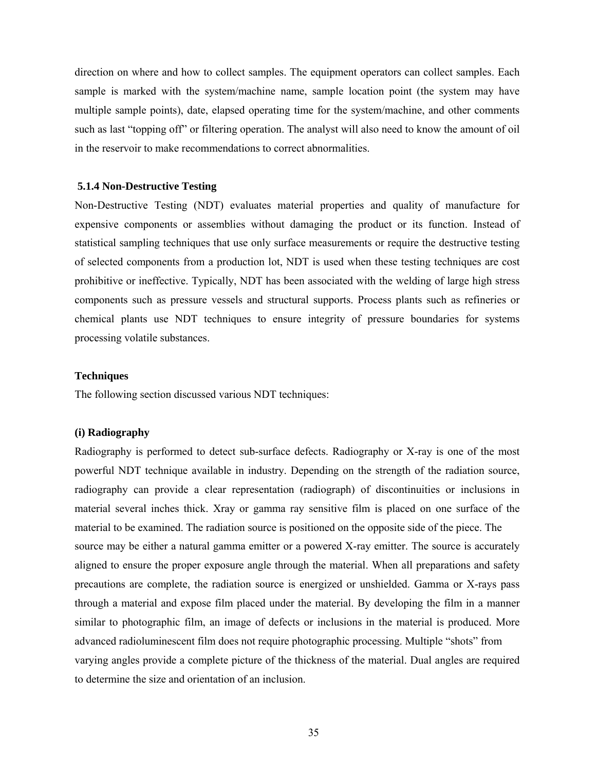direction on where and how to collect samples. The equipment operators can collect samples. Each sample is marked with the system/machine name, sample location point (the system may have multiple sample points), date, elapsed operating time for the system/machine, and other comments such as last "topping off" or filtering operation. The analyst will also need to know the amount of oil in the reservoir to make recommendations to correct abnormalities.

### 5.1.4 Non-Destructive Testing

Non-Destructive Testing (NDT) evaluates material properties and quality of manufacture for expensive components or assemblies without damaging the product or its function. Instead of statistical sampling techniques that use only surface measurements or require the destructive testing of selected components from a production lot, NDT is used when these testing techniques are cost prohibitive or ineffective. Typically, NDT has been associated with the welding of large high stress components such as pressure vessels and structural supports. Process plants such as refineries or chemical plants use NDT techniques to ensure integrity of pressure boundaries for systems processing volatile substances.

**Techniques**

The following section discussed various NDT techniques:

**(i) Radiography**

Radiography is performed to detect sub-surface defects. Radiography or X-ray is one of the most powerful NDT technique available in industry. Depending on the strength of the radiation source, radiography can provide a clear representation (radiograph) of discontinuities or inclusions in material several inches thick. Xray or gamma ray sensitive film is placed on one surface of the material to be examined. The radiation source is positioned on the opposite side of the piece. The source may be either a natural gamma emitter or a powered X-ray emitter. The source is accurately aligned to ensure the proper exposure angle through the material. When all preparations and safety precautions are complete, the radiation source is energized or unshielded. Gamma or X-rays pass through a material and expose film placed under the material. By developing the film in a manner similar to photographic film, an image of defects or inclusions in the material is produced. More advanced radioluminescent film does not require photographic processing. Multiple "shots" from varying angles provide a complete picture of the thickness of the material. Dual angles are required to determine the size and orientation of an inclusion.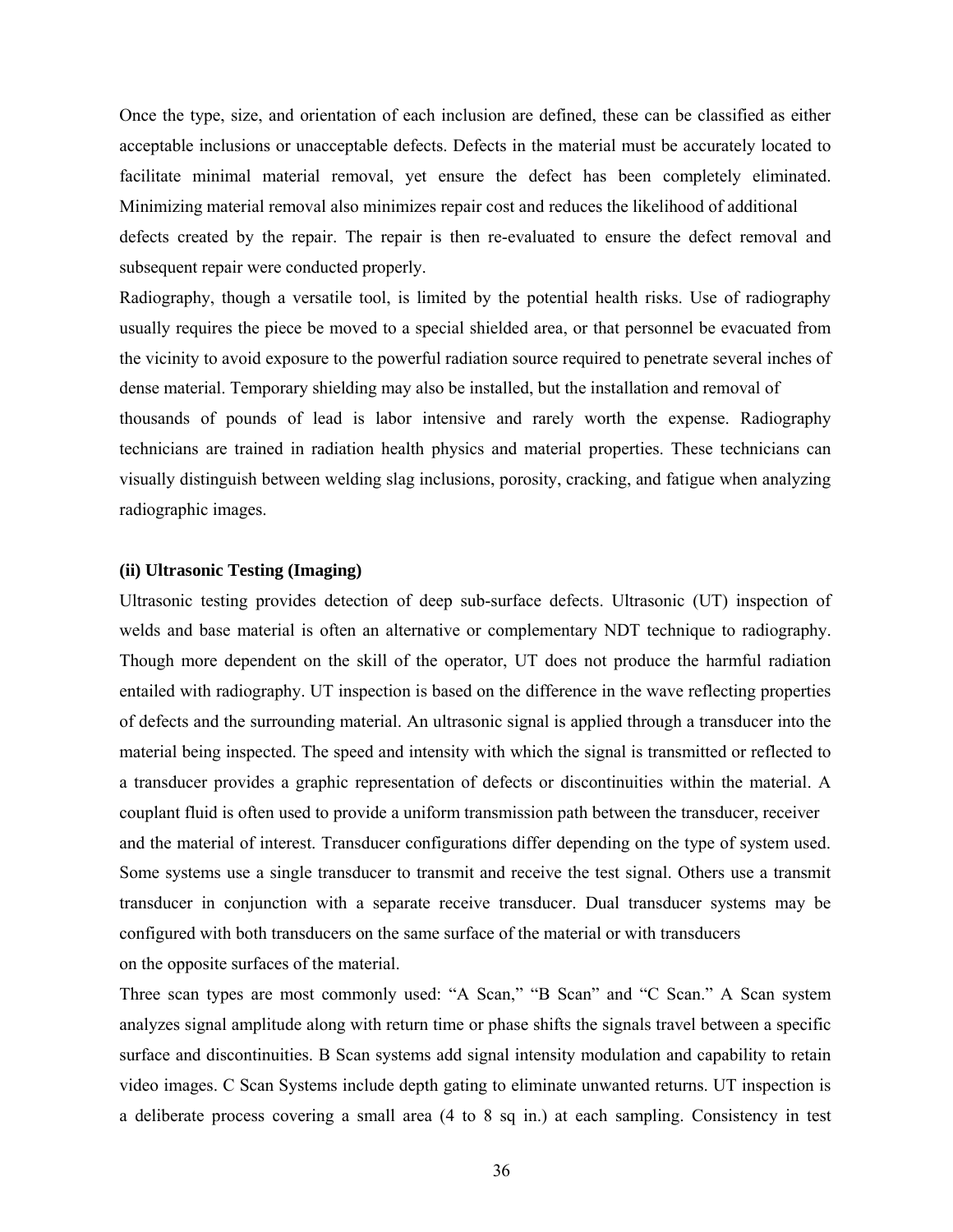Once the type, size, and orientation of each inclusion are defined, these can be classified as either acceptable inclusions or unacceptable defects. Defects in the material must be accurately located to facilitate minimal material removal, yet ensure the defect has been completely eliminated. Minimizing material removal also minimizes repair cost and reduces the likelihood of additional defects created by the repair. The repair is then re-evaluated to ensure the defect removal and subsequent repair were conducted properly.

Radiography, though a versatile tool, is limited by the potential health risks. Use of radiography usually requires the piece be moved to a special shielded area, or that personnel be evacuated from the vicinity to avoid exposure to the powerful radiation source required to penetrate several inches of dense material. Temporary shielding may also be installed, but the installation and removal of thousands of pounds of lead is labor intensive and rarely worth the expense. Radiography technicians are trained in radiation health physics and material properties. These technicians can visually distinguish between welding slag inclusions, porosity, cracking, and fatigue when analyzing radiographic images.

**(ii) Ultrasonic Testing (Imaging)**

Ultrasonic testing provides detection of deep sub-surface defects. Ultrasonic (UT) inspection of welds and base material is often an alternative or complementary NDT technique to radiography. Though more dependent on the skill of the operator, UT does not produce the harmful radiation entailed with radiography. UT inspection is based on the difference in the wave reflecting properties of defects and the surrounding material. An ultrasonic signal is applied through a transducer into the material being inspected. The speed and intensity with which the signal is transmitted or reflected to a transducer provides a graphic representation of defects or discontinuities within the material. A couplant fluid is often used to provide a uniform transmission path between the transducer, receiver and the material of interest. Transducer configurations differ depending on the type of system used. Some systems use a single transducer to transmit and receive the test signal. Others use a transmit transducer in conjunction with a separate receive transducer. Dual transducer systems may be configured with both transducers on the same surface of the material or with transducers on the opposite surfaces of the material.

Three scan types are most commonly used: "A Scan," "B Scan" and "C Scan." A Scan system analyzes signal amplitude along with return time or phase shifts the signals travel between a specific surface and discontinuities. B Scan systems add signal intensity modulation and capability to retain video images. C Scan Systems include depth gating to eliminate unwanted returns. UT inspection is a deliberate process covering a small area (4 to 8 sq in.) at each sampling. Consistency in test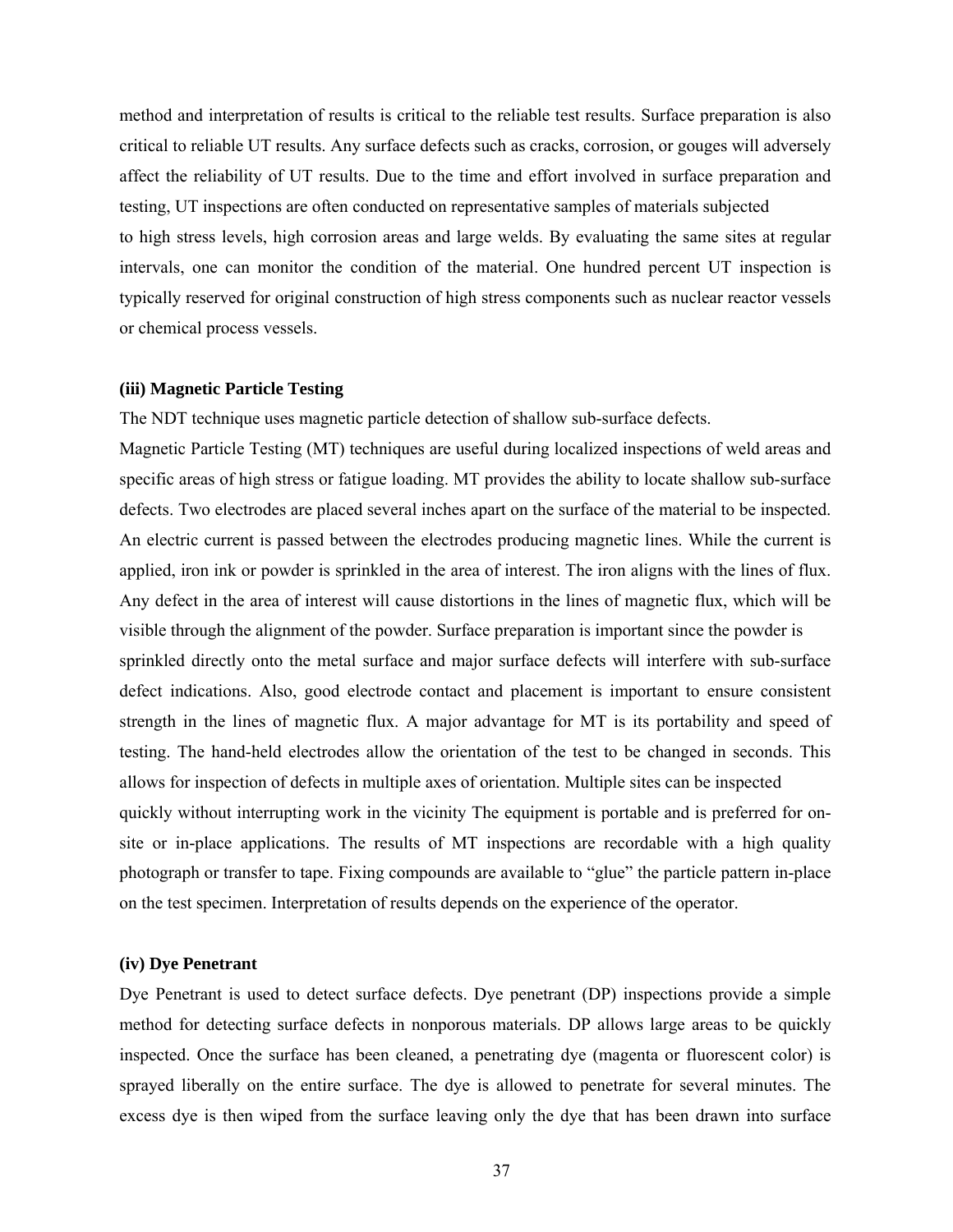method and interpretation of results is critical to the reliable test results. Surface preparation is also critical to reliable UT results. Any surface defects such as cracks, corrosion, or gouges will adversely affect the reliability of UT results. Due to the time and effort involved in surface preparation and testing, UT inspections are often conducted on representative samples of materials subjected to high stress levels, high corrosion areas and large welds. By evaluating the same sites at regular intervals, one can monitor the condition of the material. One hundred percent UT inspection is typically reserved for original construction of high stress components such as nuclear reactor vessels or chemical process vessels.

**(iii) Magnetic Particle Testing**

The NDT technique uses magnetic particle detection of shallow sub-surface defects.

Magnetic Particle Testing (MT) techniques are useful during localized inspections of weld areas and specific areas of high stress or fatigue loading. MT provides the ability to locate shallow sub-surface defects. Two electrodes are placed several inches apart on the surface of the material to be inspected. An electric current is passed between the electrodes producing magnetic lines. While the current is applied, iron ink or powder is sprinkled in the area of interest. The iron aligns with the lines of flux. Any defect in the area of interest will cause distortions in the lines of magnetic flux, which will be visible through the alignment of the powder. Surface preparation is important since the powder is sprinkled directly onto the metal surface and major surface defects will interfere with sub-surface defect indications. Also, good electrode contact and placement is important to ensure consistent strength in the lines of magnetic flux. A major advantage for MT is its portability and speed of testing. The hand-held electrodes allow the orientation of the test to be changed in seconds. This allows for inspection of defects in multiple axes of orientation. Multiple sites can be inspected quickly without interrupting work in the vicinity The equipment is portable and is preferred for on-site or in-place applications. The results of MT inspections are recordable with a high quality photograph or transfer to tape. Fixing compounds are available to "glue" the particle pattern in-place on the test specimen. Interpretation of results depends on the experience of the operator.

**(iv) Dye Penetrant**

Dye Penetrant is used to detect surface defects. Dye penetrant (DP) inspections provide a simple method for detecting surface defects in nonporous materials. DP allows large areas to be quickly inspected. Once the surface has been cleaned, a penetrating dye (magenta or fluorescent color) is sprayed liberally on the entire surface. The dye is allowed to penetrate for several minutes. The excess dye is then wiped from the surface leaving only the dye that has been drawn into surface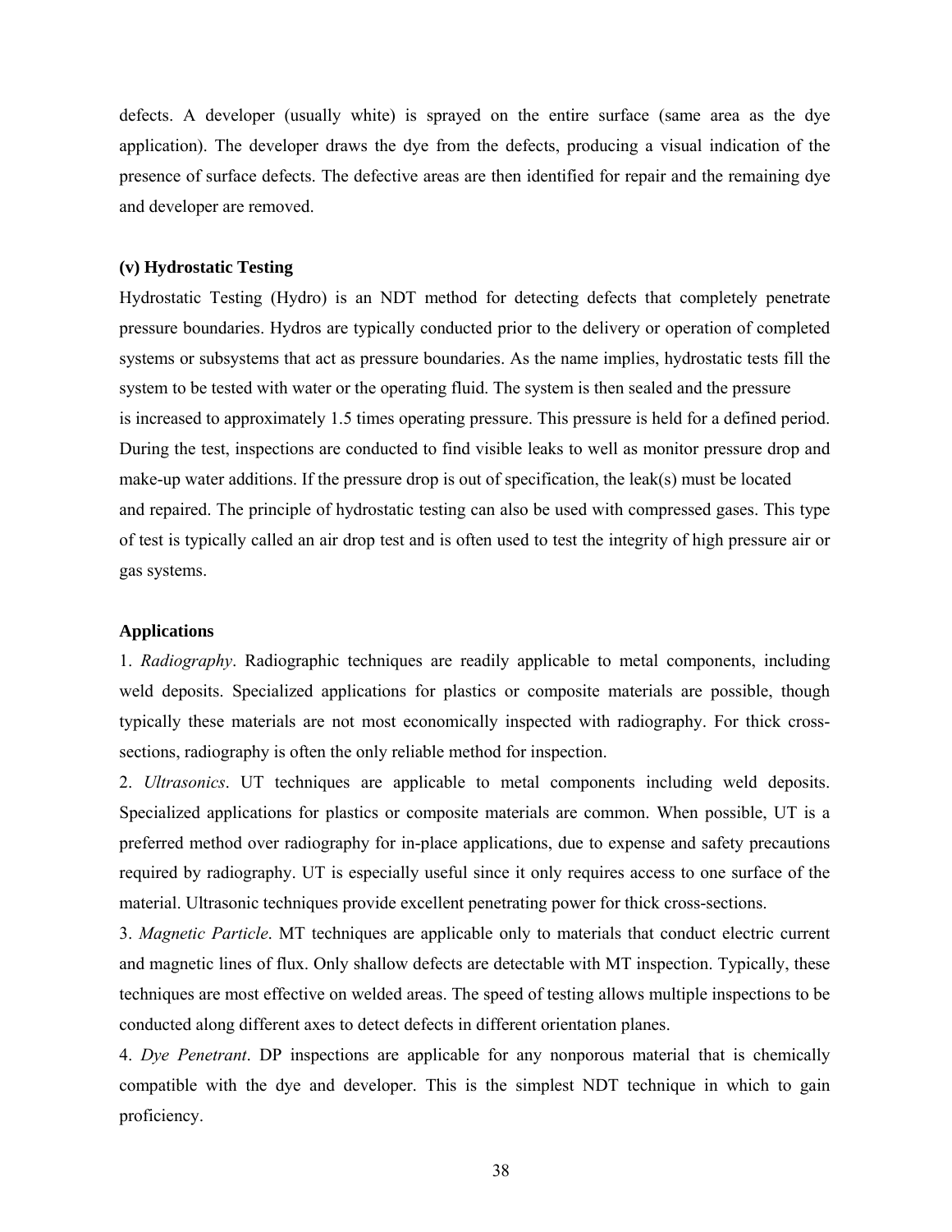defects. A developer (usually white) is sprayed on the entire surface (same area as the dye application). The developer draws the dye from the defects, producing a visual indication of the presence of surface defects. The defective areas are then identified for repair and the remaining dye and developer are removed.

**(v) Hydrostatic Testing**

Hydrostatic Testing (Hydro) is an NDT method for detecting defects that completely penetrate pressure boundaries. Hydros are typically conducted prior to the delivery or operation of completed systems or subsystems that act as pressure boundaries. As the name implies, hydrostatic tests fill the system to be tested with water or the operating fluid. The system is then sealed and the pressure is increased to approximately 1.5 times operating pressure. This pressure is held for a defined period. During the test, inspections are conducted to find visible leaks to well as monitor pressure drop and make-up water additions. If the pressure drop is out of specification, the leak(s) must be located and repaired. The principle of hydrostatic testing can also be used with compressed gases. This type of test is typically called an air drop test and is often used to test the integrity of high pressure air or gas systems.

**Applications**

1. *Radiography*. Radiographic techniques are readily applicable to metal components, including weld deposits. Specialized applications for plastics or composite materials are possible, though typically these materials are not most economically inspected with radiography. For thick cross-sections, radiography is often the only reliable method for inspection.

2. *Ultrasonics*. UT techniques are applicable to metal components including weld deposits. Specialized applications for plastics or composite materials are common. When possible, UT is a preferred method over radiography for in-place applications, due to expense and safety precautions required by radiography. UT is especially useful since it only requires access to one surface of the material. Ultrasonic techniques provide excellent penetrating power for thick cross-sections.

3. *Magnetic Particle*. MT techniques are applicable only to materials that conduct electric current and magnetic lines of flux. Only shallow defects are detectable with MT inspection. Typically, these techniques are most effective on welded areas. The speed of testing allows multiple inspections to be conducted along different axes to detect defects in different orientation planes.

4. *Dye Penetrant*. DP inspections are applicable for any nonporous material that is chemically compatible with the dye and developer. This is the simplest NDT technique in which to gain proficiency.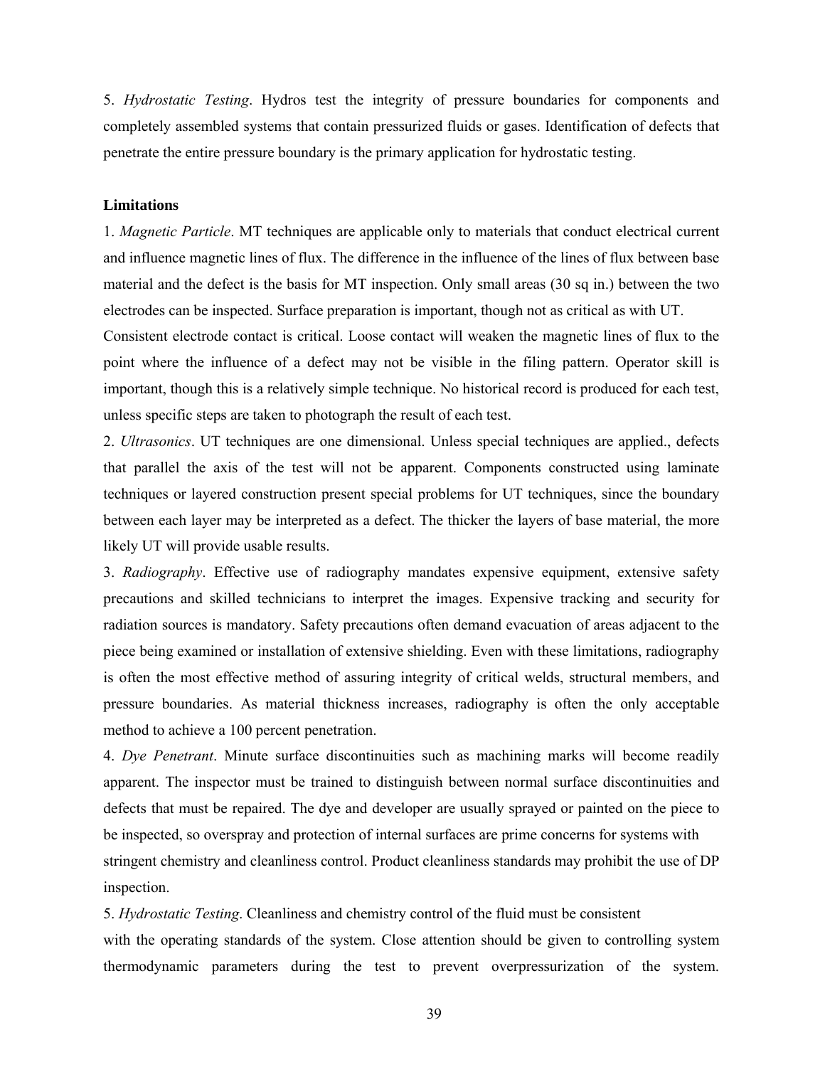5. *Hydrostatic Testing*. Hydros test the integrity of pressure boundaries for components and completely assembled systems that contain pressurized fluids or gases. Identification of defects that penetrate the entire pressure boundary is the primary application for hydrostatic testing.

**Limitations**

1. *Magnetic Particle*. MT techniques are applicable only to materials that conduct electrical current and influence magnetic lines of flux. The difference in the influence of the lines of flux between base material and the defect is the basis for MT inspection. Only small areas (30 sq in.) between the two electrodes can be inspected. Surface preparation is important, though not as critical as with UT. Consistent electrode contact is critical. Loose contact will weaken the magnetic lines of flux to the point where the influence of a defect may not be visible in the filing pattern. Operator skill is important, though this is a relatively simple technique. No historical record is produced for each test, unless specific steps are taken to photograph the result of each test.

2. *Ultrasonics*. UT techniques are one dimensional. Unless special techniques are applied., defects that parallel the axis of the test will not be apparent. Components constructed using laminate techniques or layered construction present special problems for UT techniques, since the boundary between each layer may be interpreted as a defect. The thicker the layers of base material, the more likely UT will provide usable results.

3. *Radiography*. Effective use of radiography mandates expensive equipment, extensive safety precautions and skilled technicians to interpret the images. Expensive tracking and security for radiation sources is mandatory. Safety precautions often demand evacuation of areas adjacent to the piece being examined or installation of extensive shielding. Even with these limitations, radiography is often the most effective method of assuring integrity of critical welds, structural members, and pressure boundaries. As material thickness increases, radiography is often the only acceptable method to achieve a 100 percent penetration.

4. *Dye Penetrant*. Minute surface discontinuities such as machining marks will become readily apparent. The inspector must be trained to distinguish between normal surface discontinuities and defects that must be repaired. The dye and developer are usually sprayed or painted on the piece to be inspected, so overspray and protection of internal surfaces are prime concerns for systems with stringent chemistry and cleanliness control. Product cleanliness standards may prohibit the use of DP inspection.

5. *Hydrostatic Testing*. Cleanliness and chemistry control of the fluid must be consistent with the operating standards of the system. Close attention should be given to controlling system thermodynamic parameters during the test to prevent overpressurization of the system.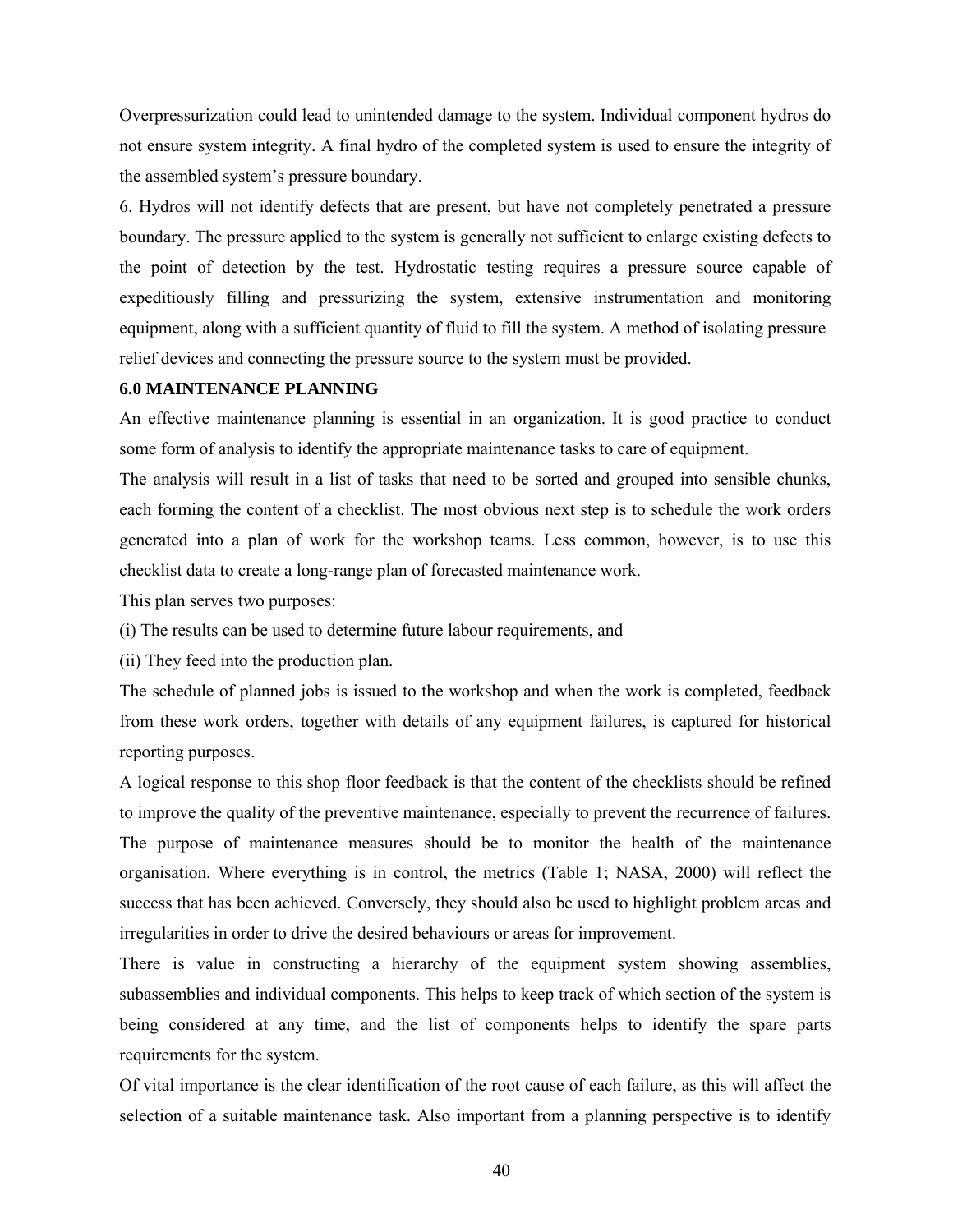Overpressurization could lead to unintended damage to the system. Individual component hydros do not ensure system integrity. A final hydro of the completed system is used to ensure the integrity of the assembled system's pressure boundary.

6. Hydros will not identify defects that are present, but have not completely penetrated a pressure boundary. The pressure applied to the system is generally not sufficient to enlarge existing defects to the point of detection by the test. Hydrostatic testing requires a pressure source capable of expeditiously filling and pressurizing the system, extensive instrumentation and monitoring equipment, along with a sufficient quantity of fluid to fill the system. A method of isolating pressure relief devices and connecting the pressure source to the system must be provided.

## 6.0 MAINTENANCE PLANNING

An effective maintenance planning is essential in an organization. It is good practice to conduct some form of analysis to identify the appropriate maintenance tasks to care of equipment.

The analysis will result in a list of tasks that need to be sorted and grouped into sensible chunks, each forming the content of a checklist. The most obvious next step is to schedule the work orders generated into a plan of work for the workshop teams. Less common, however, is to use this checklist data to create a long-range plan of forecasted maintenance work.

This plan serves two purposes:

(i) The results can be used to determine future labour requirements, and

(ii) They feed into the production plan.

The schedule of planned jobs is issued to the workshop and when the work is completed, feedback from these work orders, together with details of any equipment failures, is captured for historical reporting purposes.

A logical response to this shop floor feedback is that the content of the checklists should be refined to improve the quality of the preventive maintenance, especially to prevent the recurrence of failures. The purpose of maintenance measures should be to monitor the health of the maintenance organisation. Where everything is in control, the metrics (Table 1; NASA, 2000) will reflect the success that has been achieved. Conversely, they should also be used to highlight problem areas and irregularities in order to drive the desired behaviours or areas for improvement.

There is value in constructing a hierarchy of the equipment system showing assemblies, subassemblies and individual components. This helps to keep track of which section of the system is being considered at any time, and the list of components helps to identify the spare parts requirements for the system.

Of vital importance is the clear identification of the root cause of each failure, as this will affect the selection of a suitable maintenance task. Also important from a planning perspective is to identify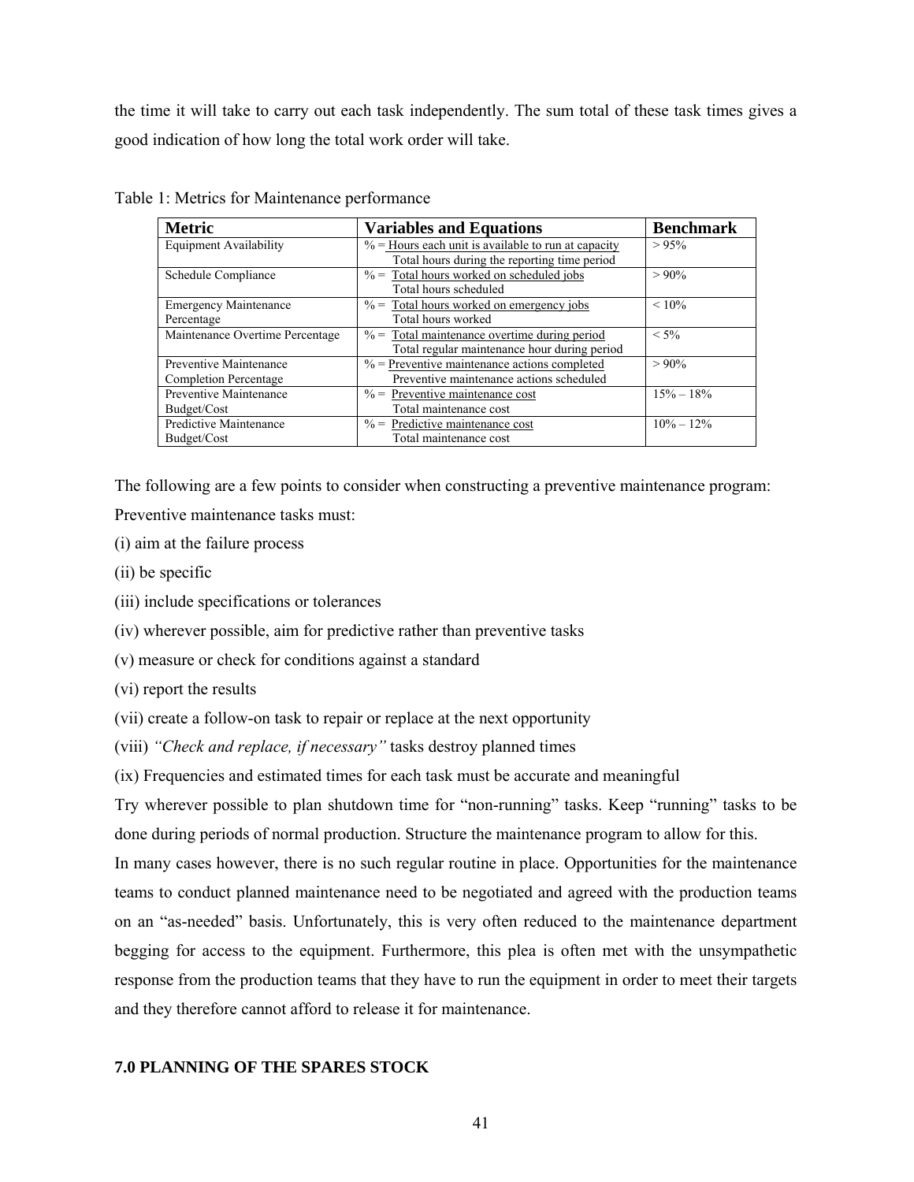the time it will take to carry out each task independently. The sum total of these task times gives a good indication of how long the total work order will take.

Table 1: Metrics for Maintenance performance

| Metric | Variables and Equations | Benchmark |
|---|---|---|
| Equipment Availability | % = Hours each unit is available to run at capacity / Total hours during the reporting time period | > 95% |
| Schedule Compliance | % = Total hours worked on scheduled jobs / Total hours scheduled | > 90% |
| Emergency Maintenance Percentage | % = Total hours worked on emergency jobs / Total hours worked | < 10% |
| Maintenance Overtime Percentage | % = Total maintenance overtime during period / Total regular maintenance hour during period | < 5% |
| Preventive Maintenance Completion Percentage | % = Preventive maintenance actions completed / Preventive maintenance actions scheduled | > 90% |
| Preventive Maintenance Budget/Cost | % = Preventive maintenance cost / Total maintenance cost | 15% – 18% |
| Predictive Maintenance Budget/Cost | % = Predictive maintenance cost / Total maintenance cost | 10% – 12% |

The following are a few points to consider when constructing a preventive maintenance program:

Preventive maintenance tasks must:

(i) aim at the failure process

(ii) be specific

(iii) include specifications or tolerances

(iv) wherever possible, aim for predictive rather than preventive tasks

(v) measure or check for conditions against a standard

(vi) report the results

(vii) create a follow-on task to repair or replace at the next opportunity

(viii) *"Check and replace, if necessary"* tasks destroy planned times

(ix) Frequencies and estimated times for each task must be accurate and meaningful

Try wherever possible to plan shutdown time for "non-running" tasks. Keep "running" tasks to be done during periods of normal production. Structure the maintenance program to allow for this.

In many cases however, there is no such regular routine in place. Opportunities for the maintenance teams to conduct planned maintenance need to be negotiated and agreed with the production teams on an "as-needed" basis. Unfortunately, this is very often reduced to the maintenance department begging for access to the equipment. Furthermore, this plea is often met with the unsympathetic response from the production teams that they have to run the equipment in order to meet their targets and they therefore cannot afford to release it for maintenance.

## 7.0 PLANNING OF THE SPARES STOCK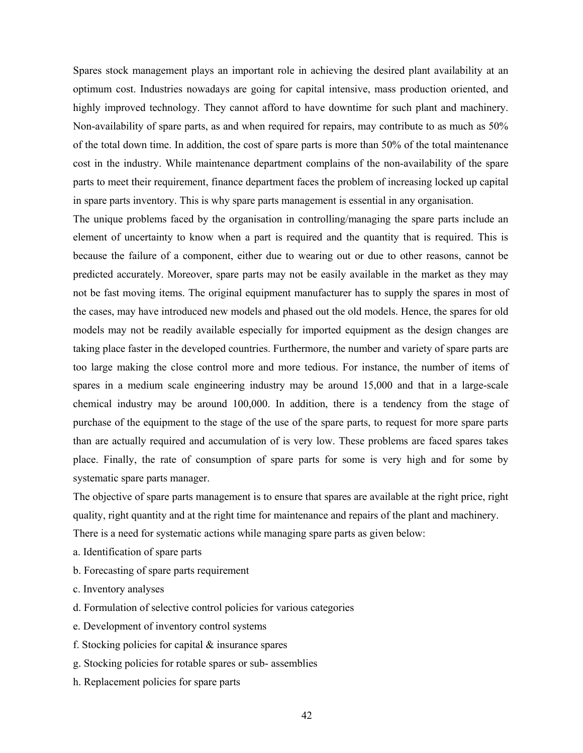Spares stock management plays an important role in achieving the desired plant availability at an optimum cost. Industries nowadays are going for capital intensive, mass production oriented, and highly improved technology. They cannot afford to have downtime for such plant and machinery. Non-availability of spare parts, as and when required for repairs, may contribute to as much as 50% of the total down time. In addition, the cost of spare parts is more than 50% of the total maintenance cost in the industry. While maintenance department complains of the non-availability of the spare parts to meet their requirement, finance department faces the problem of increasing locked up capital in spare parts inventory. This is why spare parts management is essential in any organisation.

The unique problems faced by the organisation in controlling/managing the spare parts include an element of uncertainty to know when a part is required and the quantity that is required. This is because the failure of a component, either due to wearing out or due to other reasons, cannot be predicted accurately. Moreover, spare parts may not be easily available in the market as they may not be fast moving items. The original equipment manufacturer has to supply the spares in most of the cases, may have introduced new models and phased out the old models. Hence, the spares for old models may not be readily available especially for imported equipment as the design changes are taking place faster in the developed countries. Furthermore, the number and variety of spare parts are too large making the close control more and more tedious. For instance, the number of items of spares in a medium scale engineering industry may be around 15,000 and that in a large-scale chemical industry may be around 100,000. In addition, there is a tendency from the stage of purchase of the equipment to the stage of the use of the spare parts, to request for more spare parts than are actually required and accumulation of is very low. These problems are faced spares takes place. Finally, the rate of consumption of spare parts for some is very high and for some by systematic spare parts manager.

The objective of spare parts management is to ensure that spares are available at the right price, right quality, right quantity and at the right time for maintenance and repairs of the plant and machinery.

There is a need for systematic actions while managing spare parts as given below:

a. Identification of spare parts

b. Forecasting of spare parts requirement

c. Inventory analyses

d. Formulation of selective control policies for various categories

e. Development of inventory control systems

f. Stocking policies for capital & insurance spares

g. Stocking policies for rotable spares or sub- assemblies

h. Replacement policies for spare parts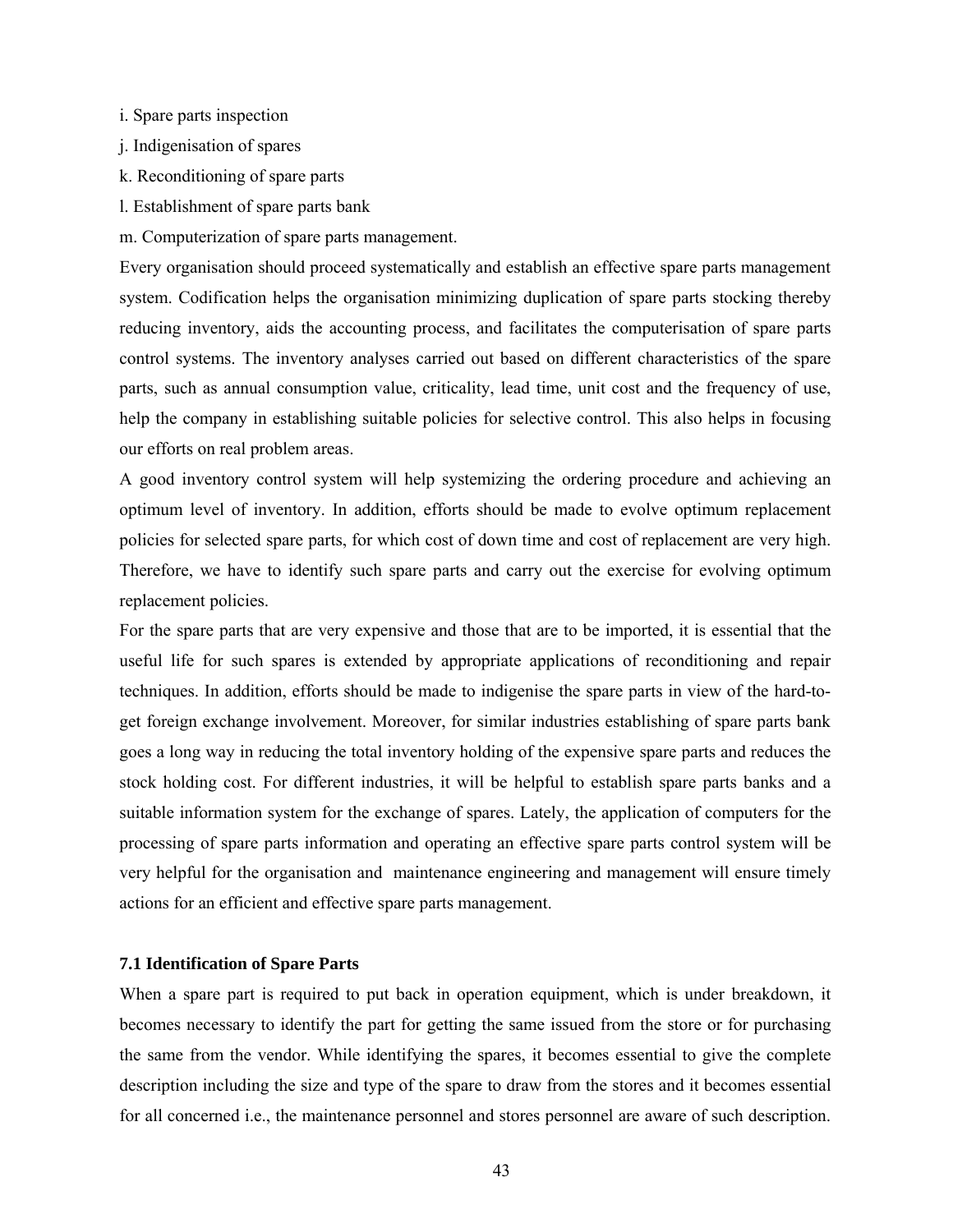i. Spare parts inspection

j. Indigenisation of spares

k. Reconditioning of spare parts

l. Establishment of spare parts bank

m. Computerization of spare parts management.

Every organisation should proceed systematically and establish an effective spare parts management system. Codification helps the organisation minimizing duplication of spare parts stocking thereby reducing inventory, aids the accounting process, and facilitates the computerisation of spare parts control systems. The inventory analyses carried out based on different characteristics of the spare parts, such as annual consumption value, criticality, lead time, unit cost and the frequency of use, help the company in establishing suitable policies for selective control. This also helps in focusing our efforts on real problem areas.

A good inventory control system will help systemizing the ordering procedure and achieving an optimum level of inventory. In addition, efforts should be made to evolve optimum replacement policies for selected spare parts, for which cost of down time and cost of replacement are very high. Therefore, we have to identify such spare parts and carry out the exercise for evolving optimum replacement policies.

For the spare parts that are very expensive and those that are to be imported, it is essential that the useful life for such spares is extended by appropriate applications of reconditioning and repair techniques. In addition, efforts should be made to indigenise the spare parts in view of the hard-to-get foreign exchange involvement. Moreover, for similar industries establishing of spare parts bank goes a long way in reducing the total inventory holding of the expensive spare parts and reduces the stock holding cost. For different industries, it will be helpful to establish spare parts banks and a suitable information system for the exchange of spares. Lately, the application of computers for the processing of spare parts information and operating an effective spare parts control system will be very helpful for the organisation and maintenance engineering and management will ensure timely actions for an efficient and effective spare parts management.

### 7.1 Identification of Spare Parts

When a spare part is required to put back in operation equipment, which is under breakdown, it becomes necessary to identify the part for getting the same issued from the store or for purchasing the same from the vendor. While identifying the spares, it becomes essential to give the complete description including the size and type of the spare to draw from the stores and it becomes essential for all concerned i.e., the maintenance personnel and stores personnel are aware of such description.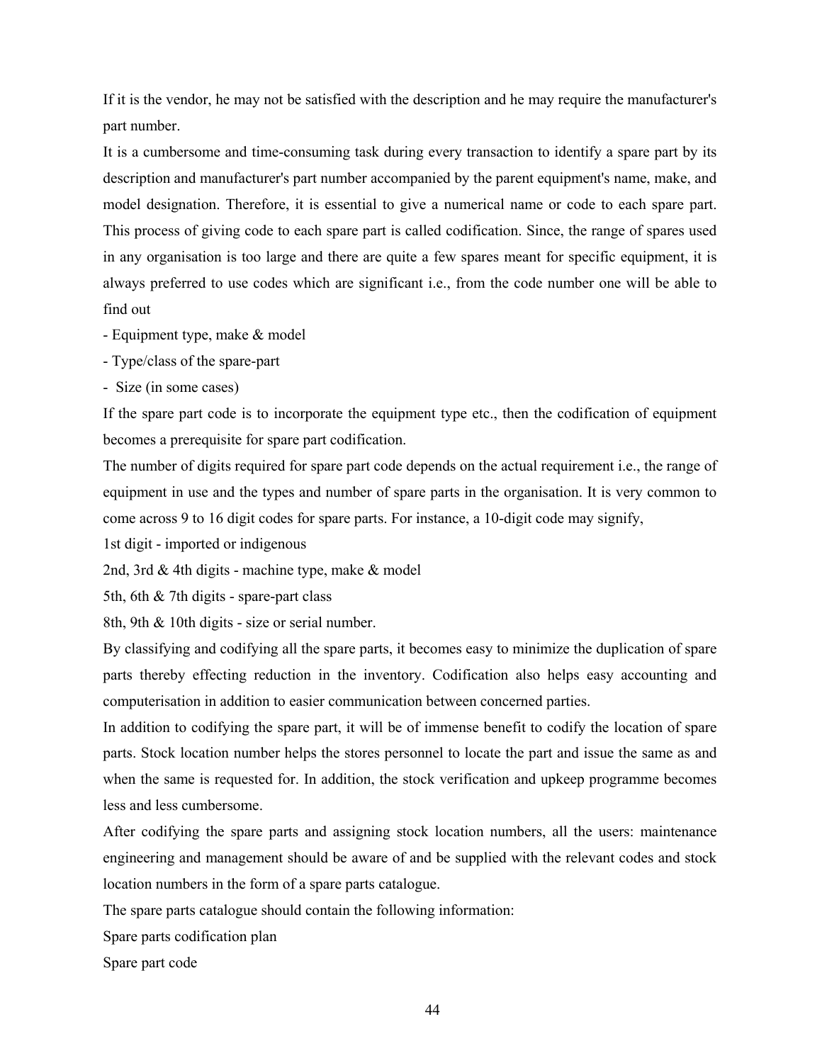If it is the vendor, he may not be satisfied with the description and he may require the manufacturer's part number.

It is a cumbersome and time-consuming task during every transaction to identify a spare part by its description and manufacturer's part number accompanied by the parent equipment's name, make, and model designation. Therefore, it is essential to give a numerical name or code to each spare part. This process of giving code to each spare part is called codification. Since, the range of spares used in any organisation is too large and there are quite a few spares meant for specific equipment, it is always preferred to use codes which are significant i.e., from the code number one will be able to find out

- Equipment type, make & model
- Type/class of the spare-part
- Size (in some cases)

If the spare part code is to incorporate the equipment type etc., then the codification of equipment becomes a prerequisite for spare part codification.

The number of digits required for spare part code depends on the actual requirement i.e., the range of equipment in use and the types and number of spare parts in the organisation. It is very common to come across 9 to 16 digit codes for spare parts. For instance, a 10-digit code may signify,

1st digit - imported or indigenous

2nd, 3rd & 4th digits - machine type, make & model

5th, 6th & 7th digits - spare-part class

8th, 9th & 10th digits - size or serial number.

By classifying and codifying all the spare parts, it becomes easy to minimize the duplication of spare parts thereby effecting reduction in the inventory. Codification also helps easy accounting and computerisation in addition to easier communication between concerned parties.

In addition to codifying the spare part, it will be of immense benefit to codify the location of spare parts. Stock location number helps the stores personnel to locate the part and issue the same as and when the same is requested for. In addition, the stock verification and upkeep programme becomes less and less cumbersome.

After codifying the spare parts and assigning stock location numbers, all the users: maintenance engineering and management should be aware of and be supplied with the relevant codes and stock location numbers in the form of a spare parts catalogue.

The spare parts catalogue should contain the following information:

Spare parts codification plan

Spare part code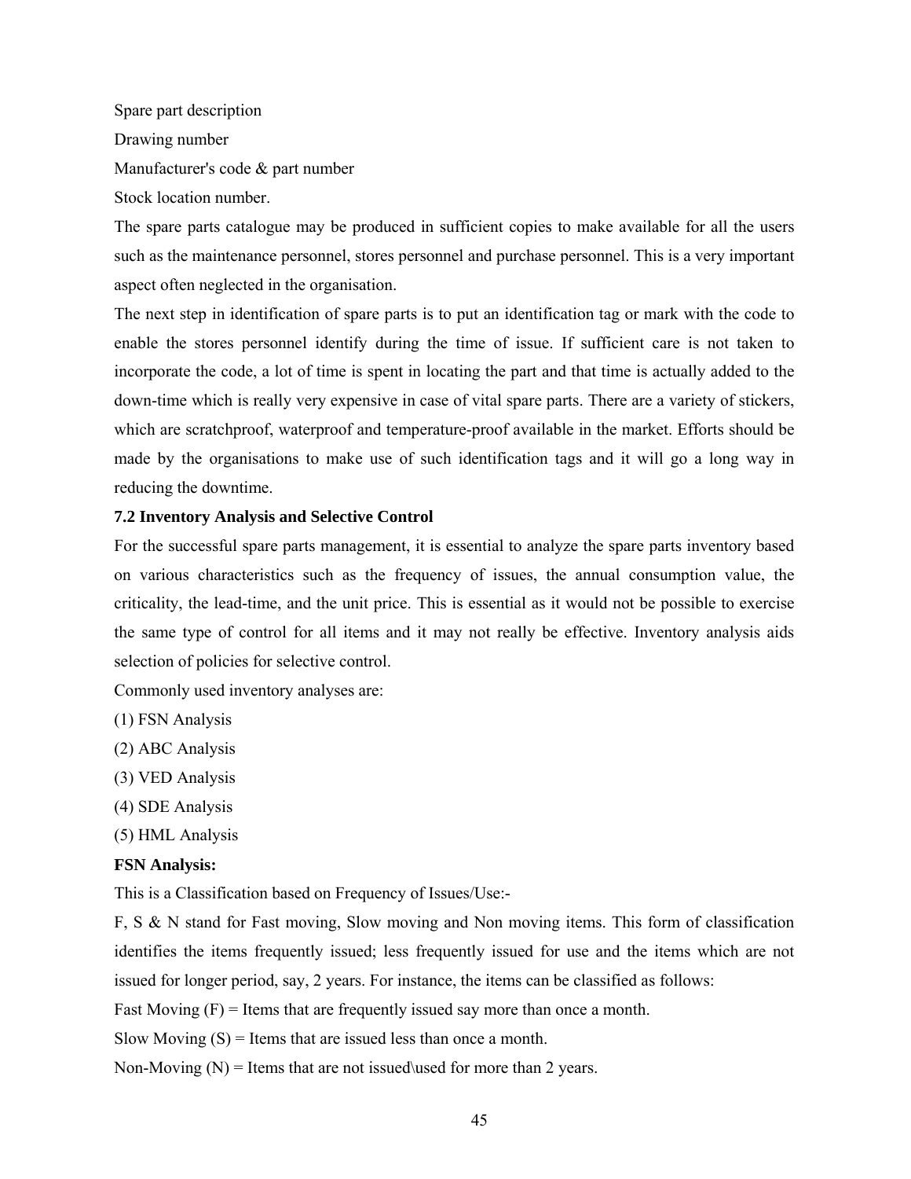Spare part description

Drawing number

Manufacturer's code & part number

Stock location number.

The spare parts catalogue may be produced in sufficient copies to make available for all the users such as the maintenance personnel, stores personnel and purchase personnel. This is a very important aspect often neglected in the organisation.

The next step in identification of spare parts is to put an identification tag or mark with the code to enable the stores personnel identify during the time of issue. If sufficient care is not taken to incorporate the code, a lot of time is spent in locating the part and that time is actually added to the down-time which is really very expensive in case of vital spare parts. There are a variety of stickers, which are scratchproof, waterproof and temperature-proof available in the market. Efforts should be made by the organisations to make use of such identification tags and it will go a long way in reducing the downtime.

**7.2 Inventory Analysis and Selective Control**

For the successful spare parts management, it is essential to analyze the spare parts inventory based on various characteristics such as the frequency of issues, the annual consumption value, the criticality, the lead-time, and the unit price. This is essential as it would not be possible to exercise the same type of control for all items and it may not really be effective. Inventory analysis aids selection of policies for selective control.

Commonly used inventory analyses are:

(1) FSN Analysis

(2) ABC Analysis

(3) VED Analysis

(4) SDE Analysis

(5) HML Analysis

**FSN Analysis:**

This is a Classification based on Frequency of Issues/Use:-

F, S & N stand for Fast moving, Slow moving and Non moving items. This form of classification identifies the items frequently issued; less frequently issued for use and the items which are not issued for longer period, say, 2 years. For instance, the items can be classified as follows:

Fast Moving (F) = Items that are frequently issued say more than once a month.

Slow Moving (S) = Items that are issued less than once a month.

Non-Moving (N) = Items that are not issued\used for more than 2 years.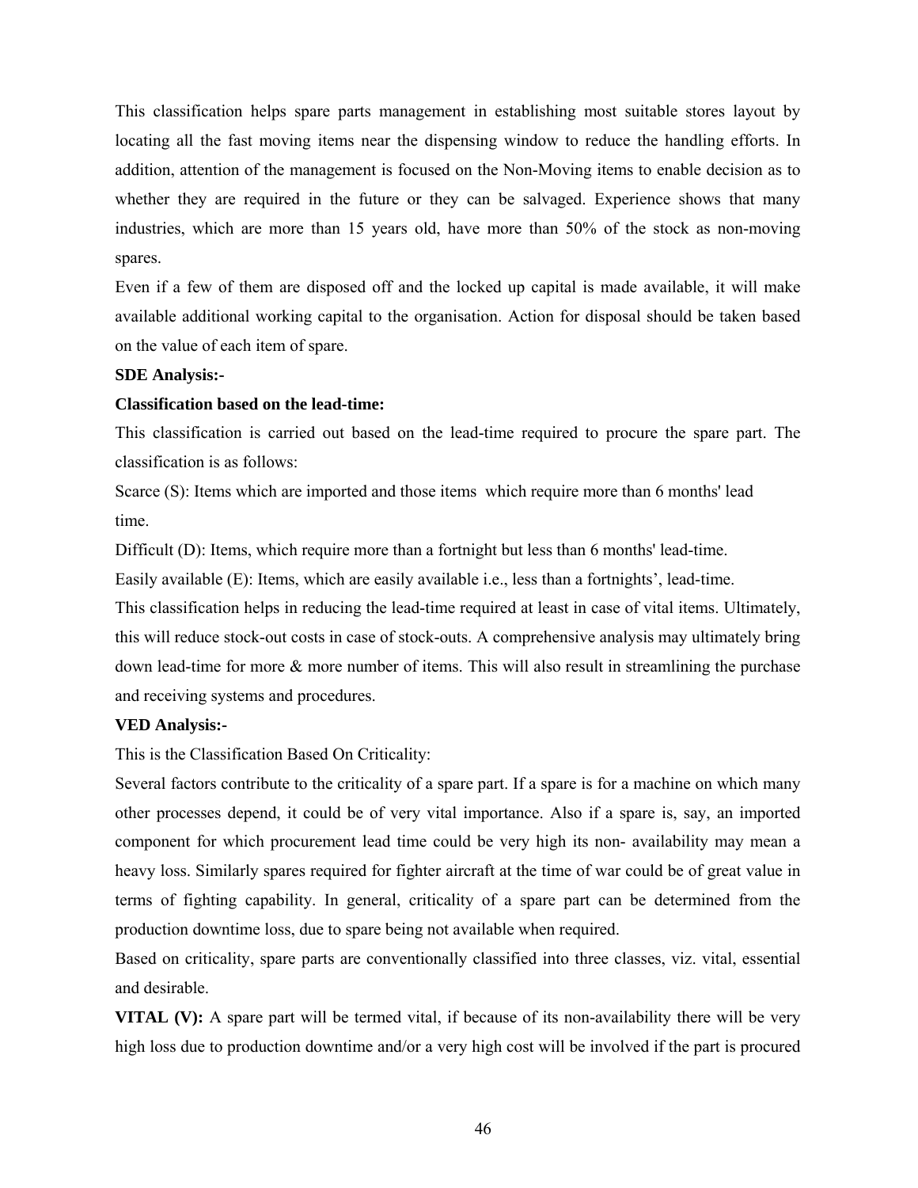This classification helps spare parts management in establishing most suitable stores layout by locating all the fast moving items near the dispensing window to reduce the handling efforts. In addition, attention of the management is focused on the Non-Moving items to enable decision as to whether they are required in the future or they can be salvaged. Experience shows that many industries, which are more than 15 years old, have more than 50% of the stock as non-moving spares.

Even if a few of them are disposed off and the locked up capital is made available, it will make available additional working capital to the organisation. Action for disposal should be taken based on the value of each item of spare.

**SDE Analysis:-**

**Classification based on the lead-time:**

This classification is carried out based on the lead-time required to procure the spare part. The classification is as follows:

Scarce (S): Items which are imported and those items which require more than 6 months' lead time.

Difficult (D): Items, which require more than a fortnight but less than 6 months' lead-time.

Easily available (E): Items, which are easily available i.e., less than a fortnights', lead-time.

This classification helps in reducing the lead-time required at least in case of vital items. Ultimately, this will reduce stock-out costs in case of stock-outs. A comprehensive analysis may ultimately bring down lead-time for more & more number of items. This will also result in streamlining the purchase and receiving systems and procedures.

**VED Analysis:-**

This is the Classification Based On Criticality:

Several factors contribute to the criticality of a spare part. If a spare is for a machine on which many other processes depend, it could be of very vital importance. Also if a spare is, say, an imported component for which procurement lead time could be very high its non- availability may mean a heavy loss. Similarly spares required for fighter aircraft at the time of war could be of great value in terms of fighting capability. In general, criticality of a spare part can be determined from the production downtime loss, due to spare being not available when required.

Based on criticality, spare parts are conventionally classified into three classes, viz. vital, essential and desirable.

**VITAL (V):** A spare part will be termed vital, if because of its non-availability there will be very high loss due to production downtime and/or a very high cost will be involved if the part is procured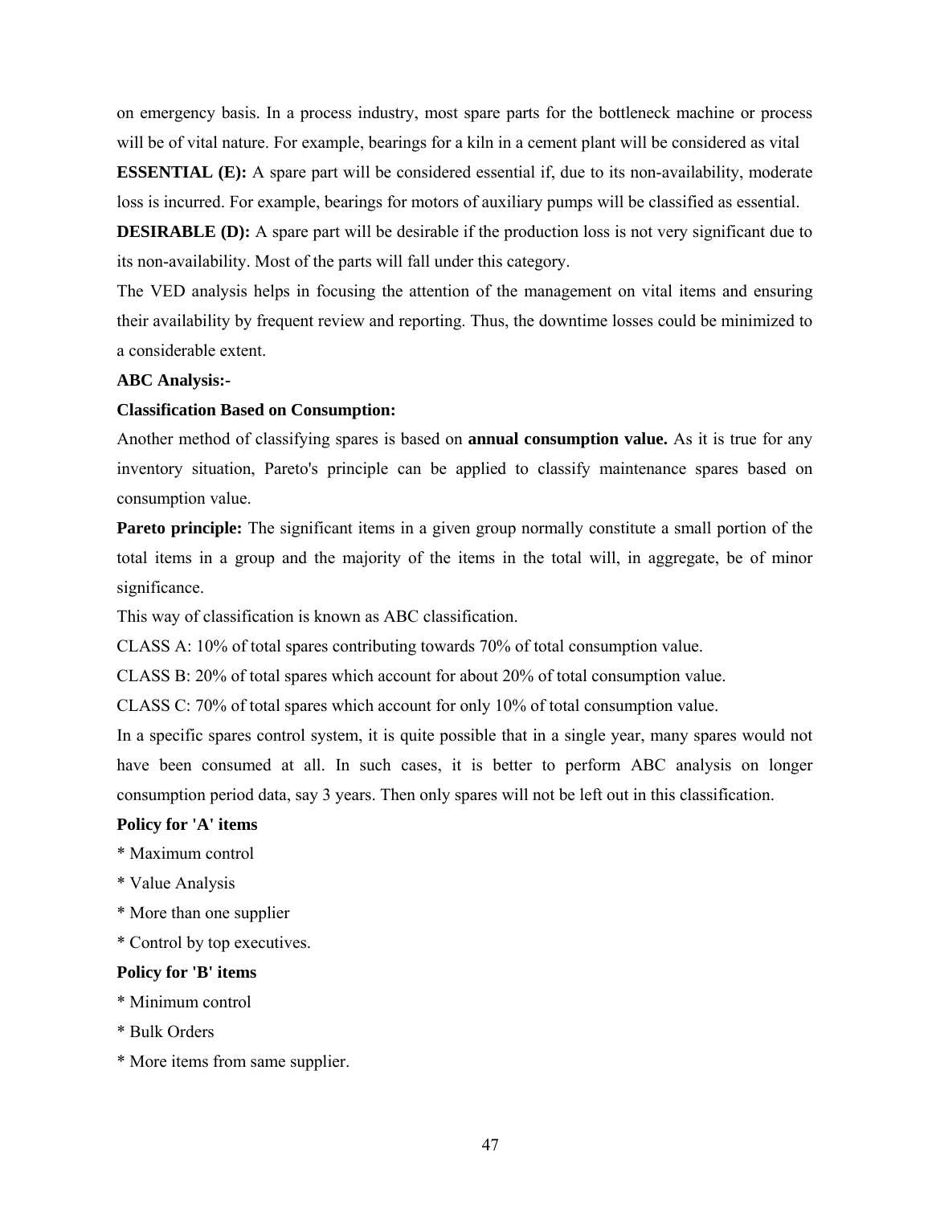on emergency basis. In a process industry, most spare parts for the bottleneck machine or process will be of vital nature. For example, bearings for a kiln in a cement plant will be considered as vital

**ESSENTIAL (E):** A spare part will be considered essential if, due to its non-availability, moderate loss is incurred. For example, bearings for motors of auxiliary pumps will be classified as essential.

**DESIRABLE (D):** A spare part will be desirable if the production loss is not very significant due to its non-availability. Most of the parts will fall under this category.

The VED analysis helps in focusing the attention of the management on vital items and ensuring their availability by frequent review and reporting. Thus, the downtime losses could be minimized to a considerable extent.

**ABC Analysis:-**

**Classification Based on Consumption:**

Another method of classifying spares is based on **annual consumption value.** As it is true for any inventory situation, Pareto's principle can be applied to classify maintenance spares based on consumption value.

**Pareto principle:** The significant items in a given group normally constitute a small portion of the total items in a group and the majority of the items in the total will, in aggregate, be of minor significance.

This way of classification is known as ABC classification.

CLASS A: 10% of total spares contributing towards 70% of total consumption value.

CLASS B: 20% of total spares which account for about 20% of total consumption value.

CLASS C: 70% of total spares which account for only 10% of total consumption value.

In a specific spares control system, it is quite possible that in a single year, many spares would not have been consumed at all. In such cases, it is better to perform ABC analysis on longer consumption period data, say 3 years. Then only spares will not be left out in this classification.

**Policy for 'A' items**

* Maximum control
* Value Analysis
* More than one supplier
* Control by top executives.

**Policy for 'B' items**

* Minimum control
* Bulk Orders
* More items from same supplier.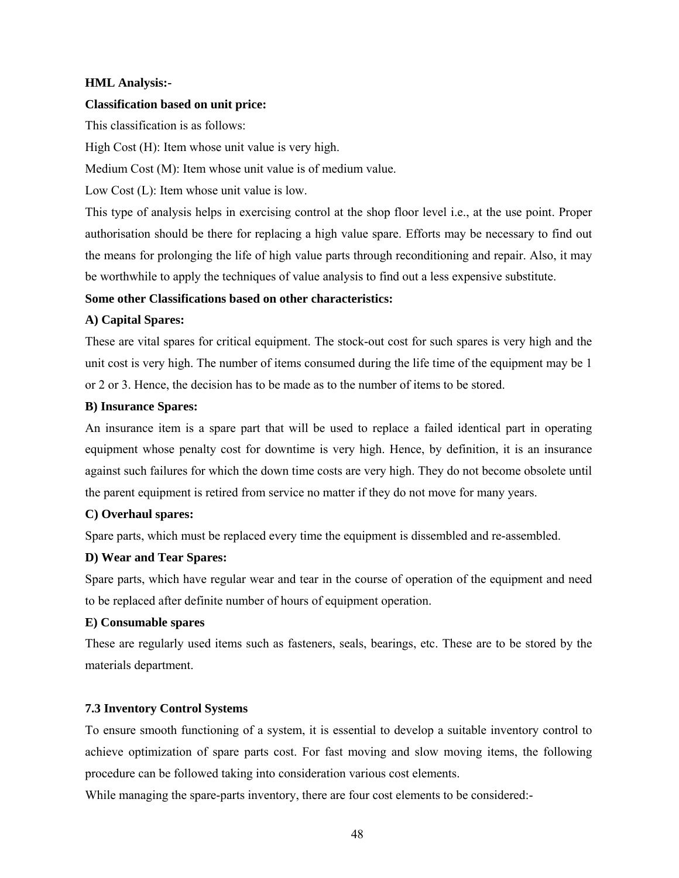**HML Analysis:-**

**Classification based on unit price:**

This classification is as follows:

High Cost (H): Item whose unit value is very high.

Medium Cost (M): Item whose unit value is of medium value.

Low Cost (L): Item whose unit value is low.

This type of analysis helps in exercising control at the shop floor level i.e., at the use point. Proper authorisation should be there for replacing a high value spare. Efforts may be necessary to find out the means for prolonging the life of high value parts through reconditioning and repair. Also, it may be worthwhile to apply the techniques of value analysis to find out a less expensive substitute.

**Some other Classifications based on other characteristics:**

**A) Capital Spares:**

These are vital spares for critical equipment. The stock-out cost for such spares is very high and the unit cost is very high. The number of items consumed during the life time of the equipment may be 1 or 2 or 3. Hence, the decision has to be made as to the number of items to be stored.

**B) Insurance Spares:**

An insurance item is a spare part that will be used to replace a failed identical part in operating equipment whose penalty cost for downtime is very high. Hence, by definition, it is an insurance against such failures for which the down time costs are very high. They do not become obsolete until the parent equipment is retired from service no matter if they do not move for many years.

**C) Overhaul spares:**

Spare parts, which must be replaced every time the equipment is dissembled and re-assembled.

**D) Wear and Tear Spares:**

Spare parts, which have regular wear and tear in the course of operation of the equipment and need to be replaced after definite number of hours of equipment operation.

**E) Consumable spares**

These are regularly used items such as fasteners, seals, bearings, etc. These are to be stored by the materials department.

### 7.3 Inventory Control Systems

To ensure smooth functioning of a system, it is essential to develop a suitable inventory control to achieve optimization of spare parts cost. For fast moving and slow moving items, the following procedure can be followed taking into consideration various cost elements.

While managing the spare-parts inventory, there are four cost elements to be considered:-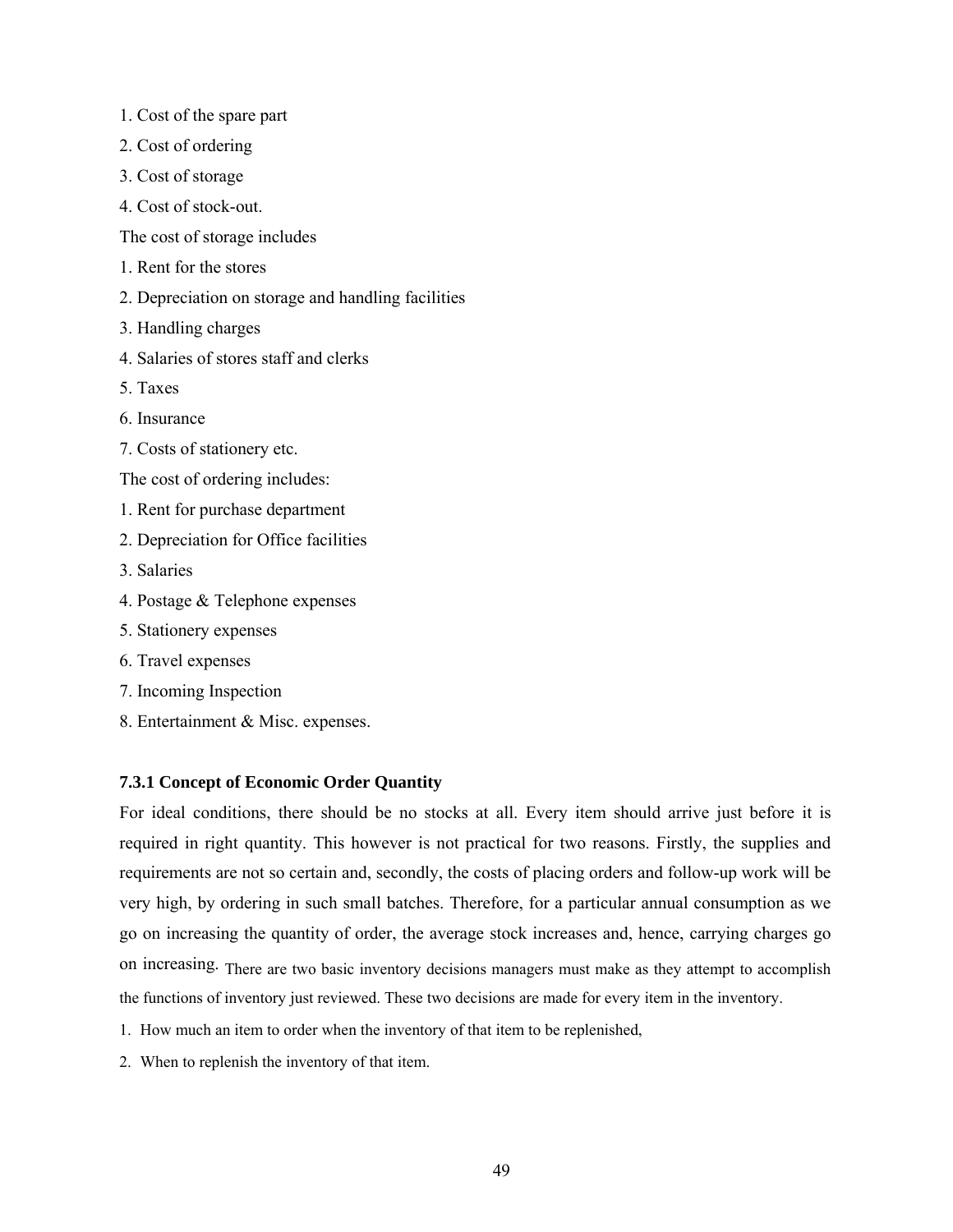1. Cost of the spare part
2. Cost of ordering
3. Cost of storage
4. Cost of stock-out.

The cost of storage includes

1. Rent for the stores
2. Depreciation on storage and handling facilities
3. Handling charges
4. Salaries of stores staff and clerks
5. Taxes
6. Insurance
7. Costs of stationery etc.

The cost of ordering includes:

1. Rent for purchase department
2. Depreciation for Office facilities
3. Salaries
4. Postage & Telephone expenses
5. Stationery expenses
6. Travel expenses
7. Incoming Inspection
8. Entertainment & Misc. expenses.

### 7.3.1 Concept of Economic Order Quantity

For ideal conditions, there should be no stocks at all. Every item should arrive just before it is required in right quantity. This however is not practical for two reasons. Firstly, the supplies and requirements are not so certain and, secondly, the costs of placing orders and follow-up work will be very high, by ordering in such small batches. Therefore, for a particular annual consumption as we go on increasing the quantity of order, the average stock increases and, hence, carrying charges go on increasing. There are two basic inventory decisions managers must make as they attempt to accomplish the functions of inventory just reviewed. These two decisions are made for every item in the inventory.

1. How much an item to order when the inventory of that item to be replenished,
2. When to replenish the inventory of that item.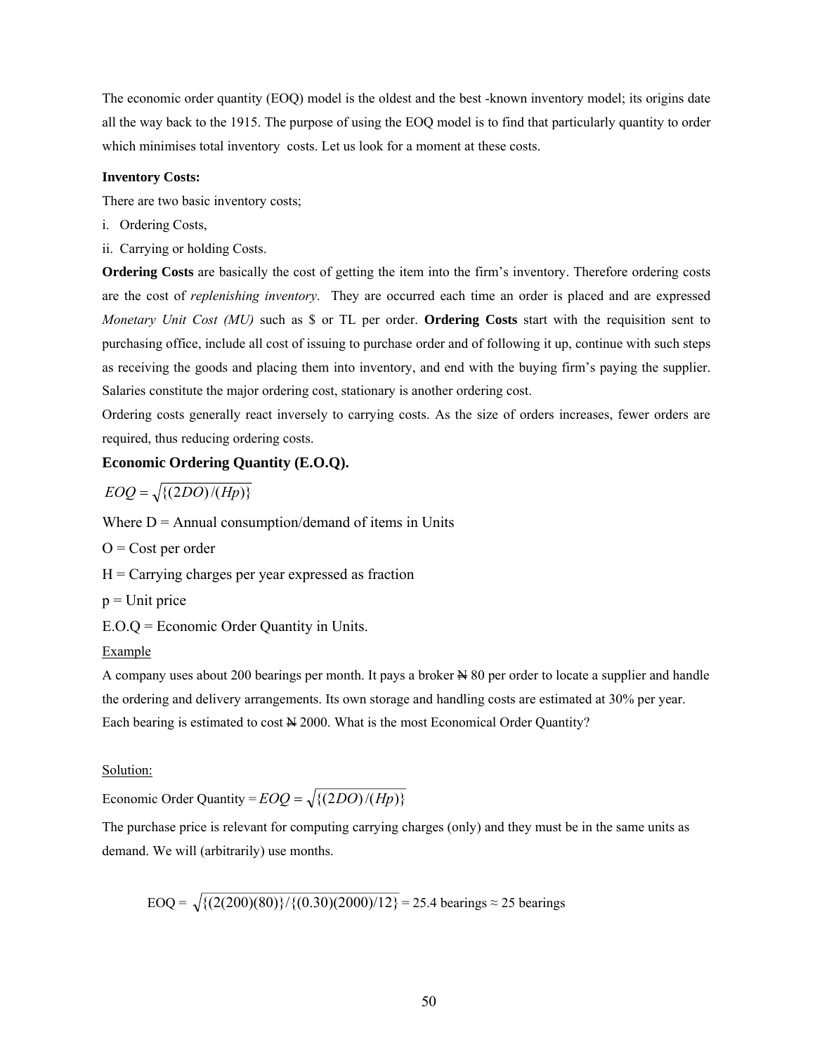The economic order quantity (EOQ) model is the oldest and the best -known inventory model; its origins date all the way back to the 1915. The purpose of using the EOQ model is to find that particularly quantity to order which minimises total inventory costs. Let us look for a moment at these costs.

**Inventory Costs:**

There are two basic inventory costs;

i. Ordering Costs,

ii. Carrying or holding Costs.

**Ordering Costs** are basically the cost of getting the item into the firm's inventory. Therefore ordering costs are the cost of *replenishing inventory*. They are occurred each time an order is placed and are expressed *Monetary Unit Cost (MU)* such as $ or TL per order. **Ordering Costs** start with the requisition sent to purchasing office, include all cost of issuing to purchase order and of following it up, continue with such steps as receiving the goods and placing them into inventory, and end with the buying firm's paying the supplier. Salaries constitute the major ordering cost, stationary is another ordering cost.

Ordering costs generally react inversely to carrying costs. As the size of orders increases, fewer orders are required, thus reducing ordering costs.

**Economic Ordering Quantity (E.O.Q).**

$$EOQ = \sqrt{\{(2DO)/(Hp)\}}$$

Where D = Annual consumption/demand of items in Units

O = Cost per order

H = Carrying charges per year expressed as fraction

p = Unit price

E.O.Q = Economic Order Quantity in Units.

Example

A company uses about 200 bearings per month. It pays a broker ₦ 80 per order to locate a supplier and handle the ordering and delivery arrangements. Its own storage and handling costs are estimated at 30% per year. Each bearing is estimated to cost ₦ 2000. What is the most Economical Order Quantity?

Solution:

Economic Order Quantity = $EOQ = \sqrt{\{(2DO)/(Hp)\}}$

The purchase price is relevant for computing carrying charges (only) and they must be in the same units as demand. We will (arbitrarily) use months.

$$\text{EOQ} = \sqrt{\{(2(200)(80)\}/\{(0.30)(2000)/12\}} = 25.4 \text{ bearings} \approx 25 \text{ bearings}$$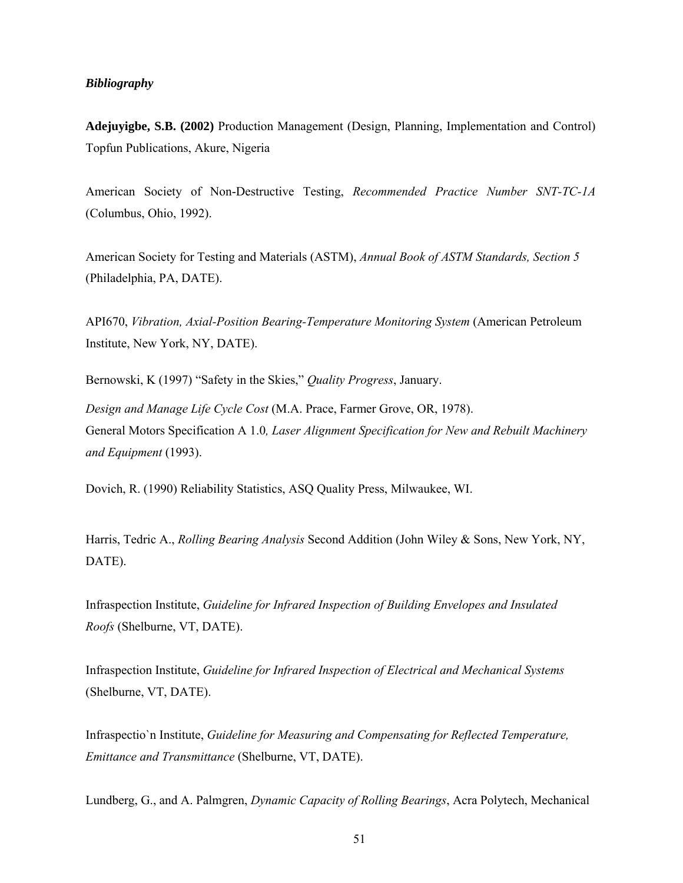***Bibliography***

**Adejuyigbe, S.B. (2002)** Production Management (Design, Planning, Implementation and Control) Topfun Publications, Akure, Nigeria

American Society of Non-Destructive Testing, *Recommended Practice Number SNT-TC-1A* (Columbus, Ohio, 1992).

American Society for Testing and Materials (ASTM), *Annual Book of ASTM Standards, Section 5* (Philadelphia, PA, DATE).

API670, *Vibration, Axial-Position Bearing-Temperature Monitoring System* (American Petroleum Institute, New York, NY, DATE).

Bernowski, K (1997) "Safety in the Skies," *Quality Progress*, January.

*Design and Manage Life Cycle Cost* (M.A. Prace, Farmer Grove, OR, 1978).

General Motors Specification A 1.0*, Laser Alignment Specification for New and Rebuilt Machinery and Equipment* (1993).

Dovich, R. (1990) Reliability Statistics, ASQ Quality Press, Milwaukee, WI.

Harris, Tedric A., *Rolling Bearing Analysis* Second Addition (John Wiley & Sons, New York, NY, DATE).

Infraspection Institute, *Guideline for Infrared Inspection of Building Envelopes and Insulated Roofs* (Shelburne, VT, DATE).

Infraspection Institute, *Guideline for Infrared Inspection of Electrical and Mechanical Systems* (Shelburne, VT, DATE).

Infraspectio`n Institute, *Guideline for Measuring and Compensating for Reflected Temperature, Emittance and Transmittance* (Shelburne, VT, DATE).

Lundberg, G., and A. Palmgren, *Dynamic Capacity of Rolling Bearings*, Acra Polytech, Mechanical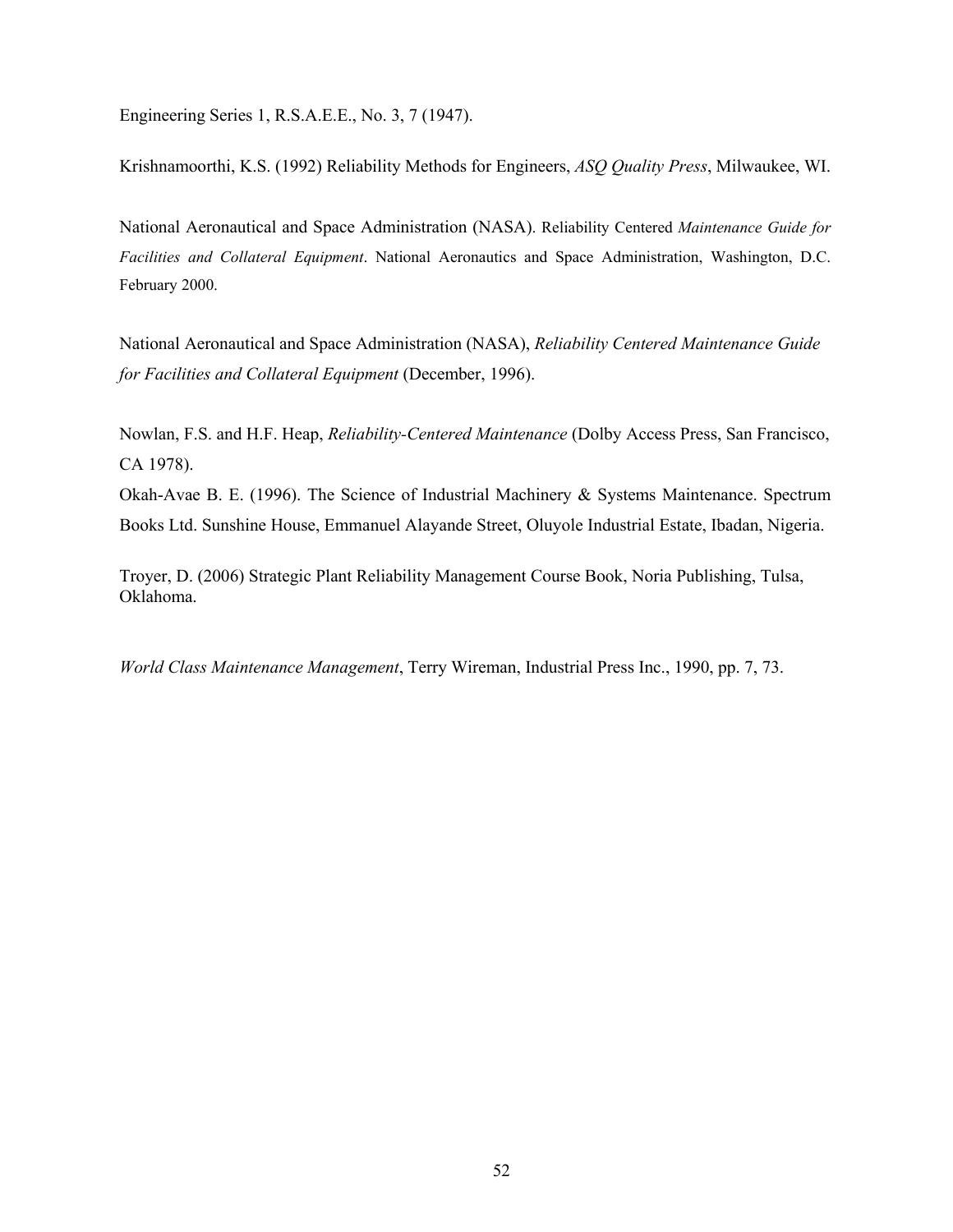Engineering Series 1, R.S.A.E.E., No. 3, 7 (1947).

Krishnamoorthi, K.S. (1992) Reliability Methods for Engineers, *ASQ Quality Press*, Milwaukee, WI.

National Aeronautical and Space Administration (NASA). Reliability Centered *Maintenance Guide for Facilities and Collateral Equipment*. National Aeronautics and Space Administration, Washington, D.C. February 2000.

National Aeronautical and Space Administration (NASA), *Reliability Centered Maintenance Guide for Facilities and Collateral Equipment* (December, 1996).

Nowlan, F.S. and H.F. Heap, *Reliability-Centered Maintenance* (Dolby Access Press, San Francisco, CA 1978).

Okah-Avae B. E. (1996). The Science of Industrial Machinery & Systems Maintenance. Spectrum Books Ltd. Sunshine House, Emmanuel Alayande Street, Oluyole Industrial Estate, Ibadan, Nigeria.

Troyer, D. (2006) Strategic Plant Reliability Management Course Book, Noria Publishing, Tulsa, Oklahoma.

*World Class Maintenance Management*, Terry Wireman, Industrial Press Inc., 1990, pp. 7, 73.